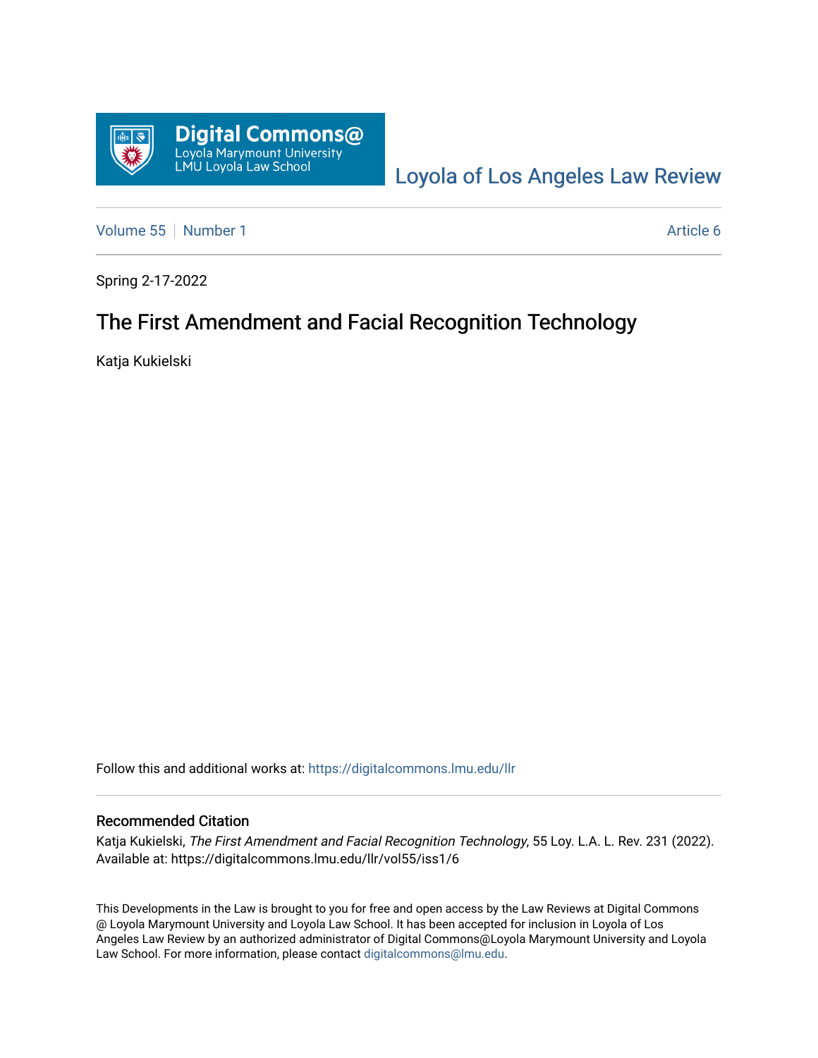Digital Commons@
Loyola Marymount University
LMU Loyola Law School

[Loyola of Los Angeles Law Review](https://digitalcommons.lmu.edu/llr)

Volume 55 | Number 1 — Article 6

Spring 2-17-2022

# The First Amendment and Facial Recognition Technology

Katja Kukielski

Follow this and additional works at: https://digitalcommons.lmu.edu/llr

## Recommended Citation

Katja Kukielski, *The First Amendment and Facial Recognition Technology*, 55 Loy. L.A. L. Rev. 231 (2022).
Available at: https://digitalcommons.lmu.edu/llr/vol55/iss1/6

This Developments in the Law is brought to you for free and open access by the Law Reviews at Digital Commons @ Loyola Marymount University and Loyola Law School. It has been accepted for inclusion in Loyola of Los Angeles Law Review by an authorized administrator of Digital Commons@Loyola Marymount University and Loyola Law School. For more information, please contact digitalcommons@lmu.edu.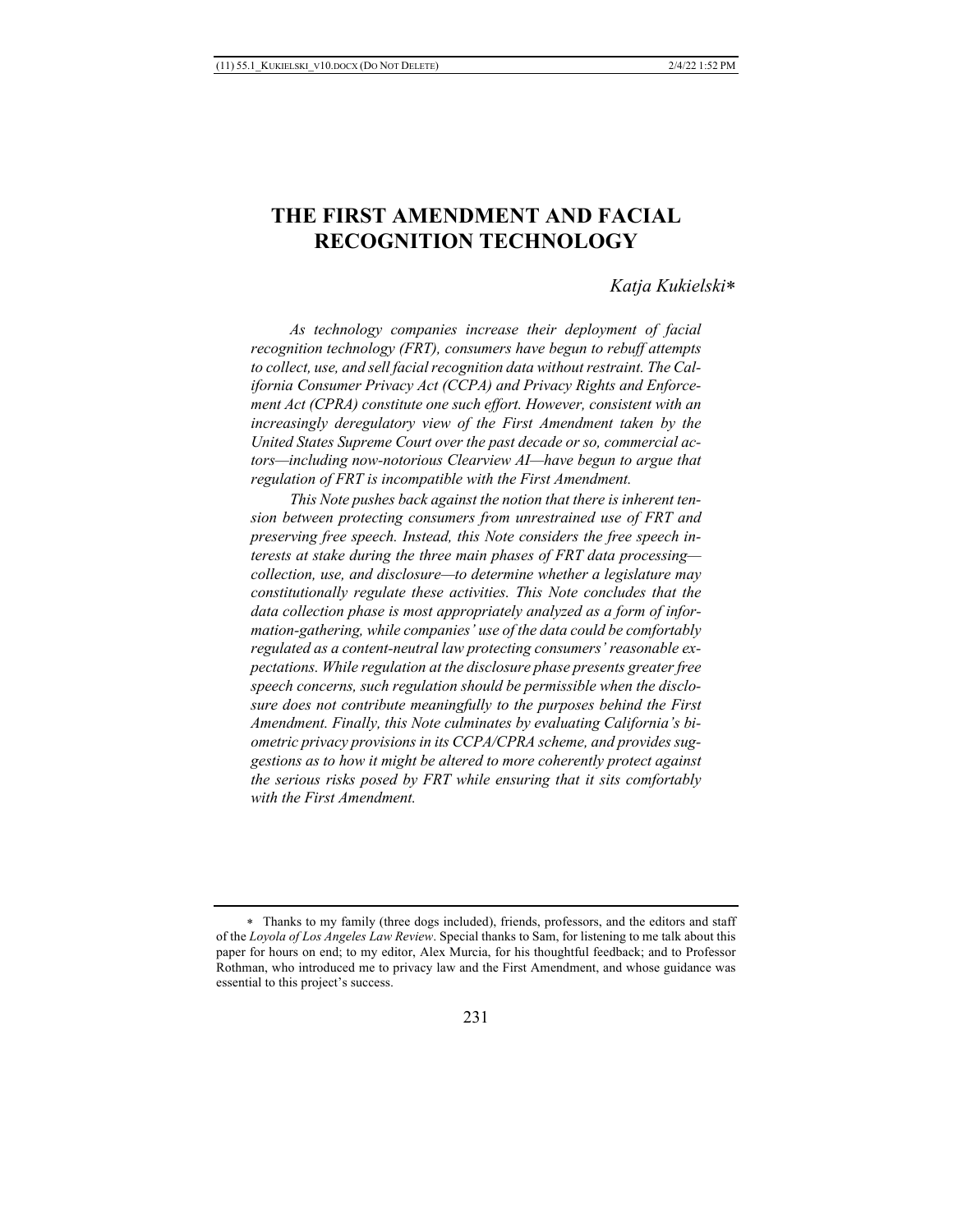# THE FIRST AMENDMENT AND FACIAL RECOGNITION TECHNOLOGY

*Katja Kukielski*[*]

*As technology companies increase their deployment of facial recognition technology (FRT), consumers have begun to rebuff attempts to collect, use, and sell facial recognition data without restraint. The California Consumer Privacy Act (CCPA) and Privacy Rights and Enforcement Act (CPRA) constitute one such effort. However, consistent with an increasingly deregulatory view of the First Amendment taken by the United States Supreme Court over the past decade or so, commercial actors—including now-notorious Clearview AI—have begun to argue that regulation of FRT is incompatible with the First Amendment.*

*This Note pushes back against the notion that there is inherent tension between protecting consumers from unrestrained use of FRT and preserving free speech. Instead, this Note considers the free speech interests at stake during the three main phases of FRT data processing—collection, use, and disclosure—to determine whether a legislature may constitutionally regulate these activities. This Note concludes that the data collection phase is most appropriately analyzed as a form of information-gathering, while companies' use of the data could be comfortably regulated as a content-neutral law protecting consumers' reasonable expectations. While regulation at the disclosure phase presents greater free speech concerns, such regulation should be permissible when the disclosure does not contribute meaningfully to the purposes behind the First Amendment. Finally, this Note culminates by evaluating California's biometric privacy provisions in its CCPA/CPRA scheme, and provides suggestions as to how it might be altered to more coherently protect against the serious risks posed by FRT while ensuring that it sits comfortably with the First Amendment.*

---

[*] Thanks to my family (three dogs included), friends, professors, and the editors and staff of the *Loyola of Los Angeles Law Review*. Special thanks to Sam, for listening to me talk about this paper for hours on end; to my editor, Alex Murcia, for his thoughtful feedback; and to Professor Rothman, who introduced me to privacy law and the First Amendment, and whose guidance was essential to this project's success.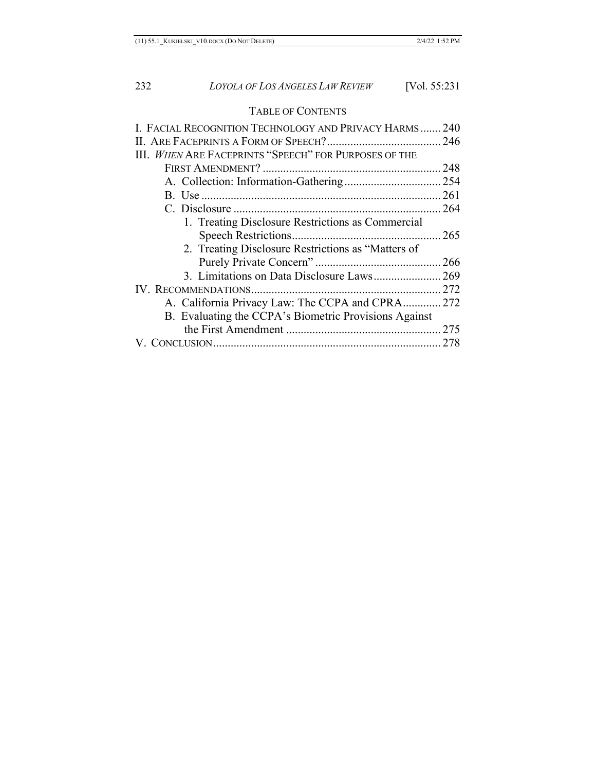## TABLE OF CONTENTS

I. FACIAL RECOGNITION TECHNOLOGY AND PRIVACY HARMS ....... 240
II. ARE FACEPRINTS A FORM OF SPEECH? ....... 246
III. *WHEN* ARE FACEPRINTS "SPEECH" FOR PURPOSES OF THE FIRST AMENDMENT? ....... 248
- A. Collection: Information-Gathering ....... 254
- B. Use ....... 261
- C. Disclosure ....... 264
  - 1. Treating Disclosure Restrictions as Commercial Speech Restrictions ....... 265
  - 2. Treating Disclosure Restrictions as "Matters of Purely Private Concern" ....... 266
  - 3. Limitations on Data Disclosure Laws ....... 269

IV. RECOMMENDATIONS ....... 272
- A. California Privacy Law: The CCPA and CPRA ....... 272
- B. Evaluating the CCPA's Biometric Provisions Against the First Amendment ....... 275

V. CONCLUSION ....... 278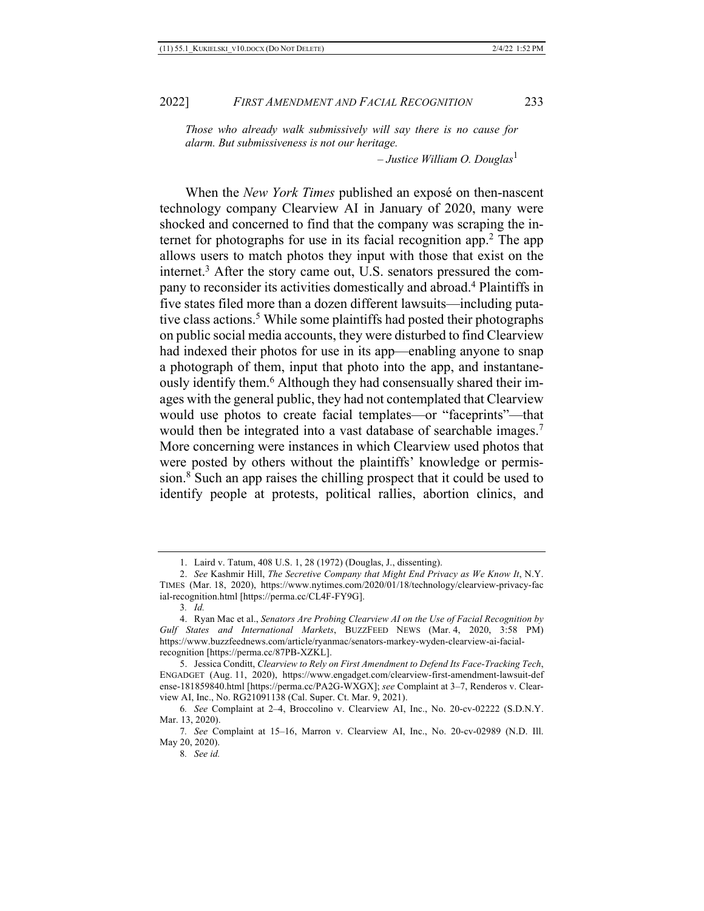*Those who already walk submissively will say there is no cause for alarm. But submissiveness is not our heritage.*

*– Justice William O. Douglas*[1]

When the *New York Times* published an exposé on then-nascent technology company Clearview AI in January of 2020, many were shocked and concerned to find that the company was scraping the internet for photographs for use in its facial recognition app.[2] The app allows users to match photos they input with those that exist on the internet.[3] After the story came out, U.S. senators pressured the company to reconsider its activities domestically and abroad.[4] Plaintiffs in five states filed more than a dozen different lawsuits—including putative class actions.[5] While some plaintiffs had posted their photographs on public social media accounts, they were disturbed to find Clearview had indexed their photos for use in its app—enabling anyone to snap a photograph of them, input that photo into the app, and instantaneously identify them.[6] Although they had consensually shared their images with the general public, they had not contemplated that Clearview would use photos to create facial templates—or "faceprints"—that would then be integrated into a vast database of searchable images.[7] More concerning were instances in which Clearview used photos that were posted by others without the plaintiffs' knowledge or permission.[8] Such an app raises the chilling prospect that it could be used to identify people at protests, political rallies, abortion clinics, and

---

1. Laird v. Tatum, 408 U.S. 1, 28 (1972) (Douglas, J., dissenting).

2. *See* Kashmir Hill, *The Secretive Company that Might End Privacy as We Know It*, N.Y. TIMES (Mar. 18, 2020), https://www.nytimes.com/2020/01/18/technology/clearview-privacy-facial-recognition.html [https://perma.cc/CL4F-FY9G].

3. *Id.*

4. Ryan Mac et al., *Senators Are Probing Clearview AI on the Use of Facial Recognition by Gulf States and International Markets*, BUZZFEED NEWS (Mar. 4, 2020, 3:58 PM) https://www.buzzfeednews.com/article/ryanmac/senators-markey-wyden-clearview-ai-facial-recognition [https://perma.cc/87PB-XZKL].

5. Jessica Conditt, *Clearview to Rely on First Amendment to Defend Its Face-Tracking Tech*, ENGADGET (Aug. 11, 2020), https://www.engadget.com/clearview-first-amendment-lawsuit-defense-181859840.html [https://perma.cc/PA2G-WXGX]; *see* Complaint at 3–7, Renderos v. Clearview AI, Inc., No. RG21091138 (Cal. Super. Ct. Mar. 9, 2021).

6. *See* Complaint at 2–4, Broccolino v. Clearview AI, Inc., No. 20-cv-02222 (S.D.N.Y. Mar. 13, 2020).

7. *See* Complaint at 15–16, Marron v. Clearview AI, Inc., No. 20-cv-02989 (N.D. Ill. May 20, 2020).

8. *See id.*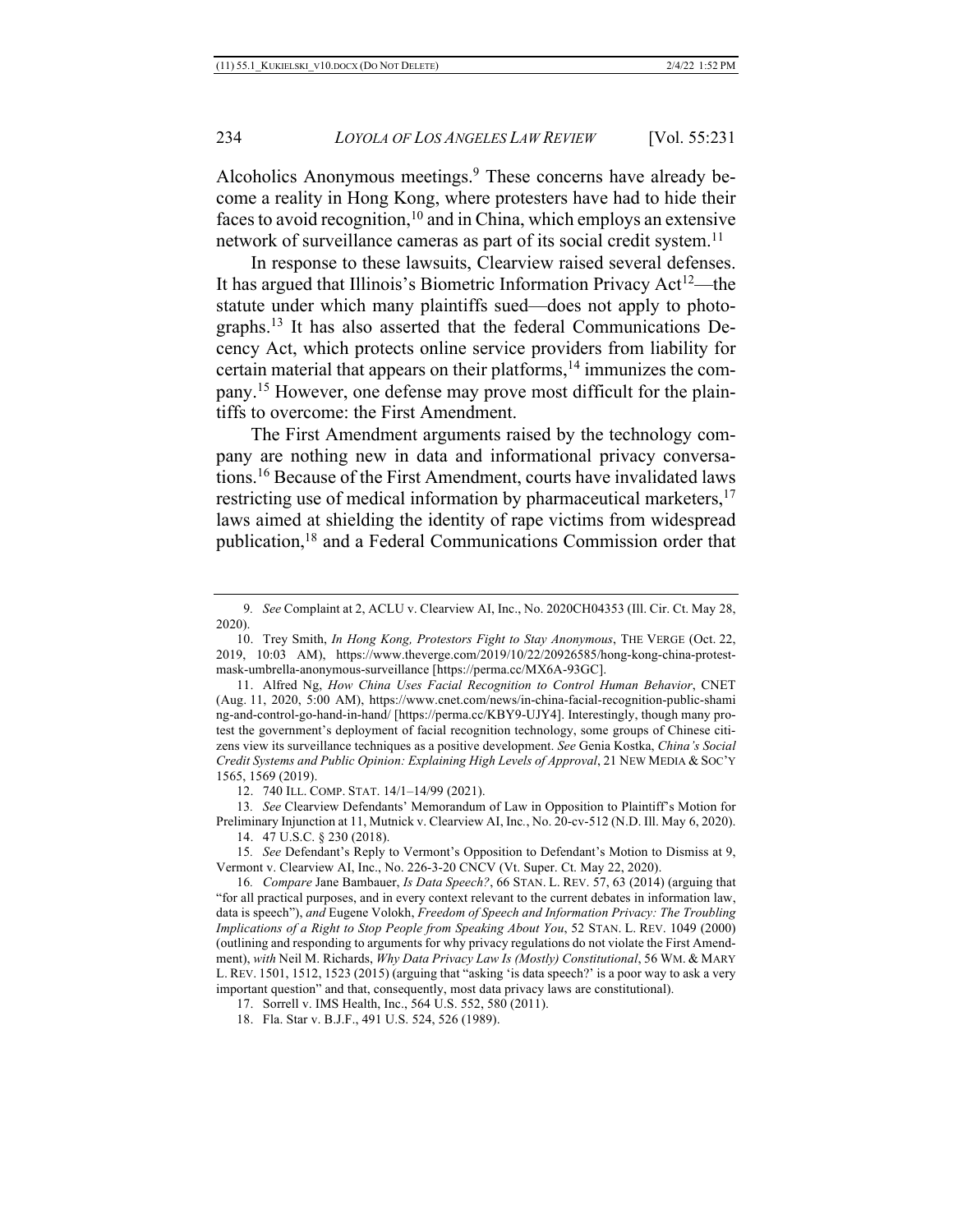Alcoholics Anonymous meetings.[9] These concerns have already become a reality in Hong Kong, where protesters have had to hide their faces to avoid recognition,[10] and in China, which employs an extensive network of surveillance cameras as part of its social credit system.[11]

In response to these lawsuits, Clearview raised several defenses. It has argued that Illinois's Biometric Information Privacy Act[12]—the statute under which many plaintiffs sued—does not apply to photographs.[13] It has also asserted that the federal Communications Decency Act, which protects online service providers from liability for certain material that appears on their platforms,[14] immunizes the company.[15] However, one defense may prove most difficult for the plaintiffs to overcome: the First Amendment.

The First Amendment arguments raised by the technology company are nothing new in data and informational privacy conversations.[16] Because of the First Amendment, courts have invalidated laws restricting use of medical information by pharmaceutical marketers,[17] laws aimed at shielding the identity of rape victims from widespread publication,[18] and a Federal Communications Commission order that

---

9. *See* Complaint at 2, ACLU v. Clearview AI, Inc., No. 2020CH04353 (Ill. Cir. Ct. May 28, 2020).

10. Trey Smith, *In Hong Kong, Protestors Fight to Stay Anonymous*, THE VERGE (Oct. 22, 2019, 10:03 AM), https://www.theverge.com/2019/10/22/20926585/hong-kong-china-protest-mask-umbrella-anonymous-surveillance [https://perma.cc/MX6A-93GC].

11. Alfred Ng, *How China Uses Facial Recognition to Control Human Behavior*, CNET (Aug. 11, 2020, 5:00 AM), https://www.cnet.com/news/in-china-facial-recognition-public-shaming-and-control-go-hand-in-hand/ [https://perma.cc/KBY9-UJY4]. Interestingly, though many protest the government's deployment of facial recognition technology, some groups of Chinese citizens view its surveillance techniques as a positive development. *See* Genia Kostka, *China's Social Credit Systems and Public Opinion: Explaining High Levels of Approval*, 21 NEW MEDIA & SOC'Y 1565, 1569 (2019).

12. 740 ILL. COMP. STAT. 14/1–14/99 (2021).

13. *See* Clearview Defendants' Memorandum of Law in Opposition to Plaintiff's Motion for Preliminary Injunction at 11, Mutnick v. Clearview AI, Inc., No. 20-cv-512 (N.D. Ill. May 6, 2020).

14. 47 U.S.C. § 230 (2018).

15. *See* Defendant's Reply to Vermont's Opposition to Defendant's Motion to Dismiss at 9, Vermont v. Clearview AI, Inc., No. 226-3-20 CNCV (Vt. Super. Ct. May 22, 2020).

16. *Compare* Jane Bambauer, *Is Data Speech?*, 66 STAN. L. REV. 57, 63 (2014) (arguing that "for all practical purposes, and in every context relevant to the current debates in information law, data is speech"), *and* Eugene Volokh, *Freedom of Speech and Information Privacy: The Troubling Implications of a Right to Stop People from Speaking About You*, 52 STAN. L. REV. 1049 (2000) (outlining and responding to arguments for why privacy regulations do not violate the First Amendment), *with* Neil M. Richards, *Why Data Privacy Law Is (Mostly) Constitutional*, 56 WM. & MARY L. REV. 1501, 1512, 1523 (2015) (arguing that "asking 'is data speech?' is a poor way to ask a very important question" and that, consequently, most data privacy laws are constitutional).

17. Sorrell v. IMS Health, Inc., 564 U.S. 552, 580 (2011).

18. Fla. Star v. B.J.F., 491 U.S. 524, 526 (1989).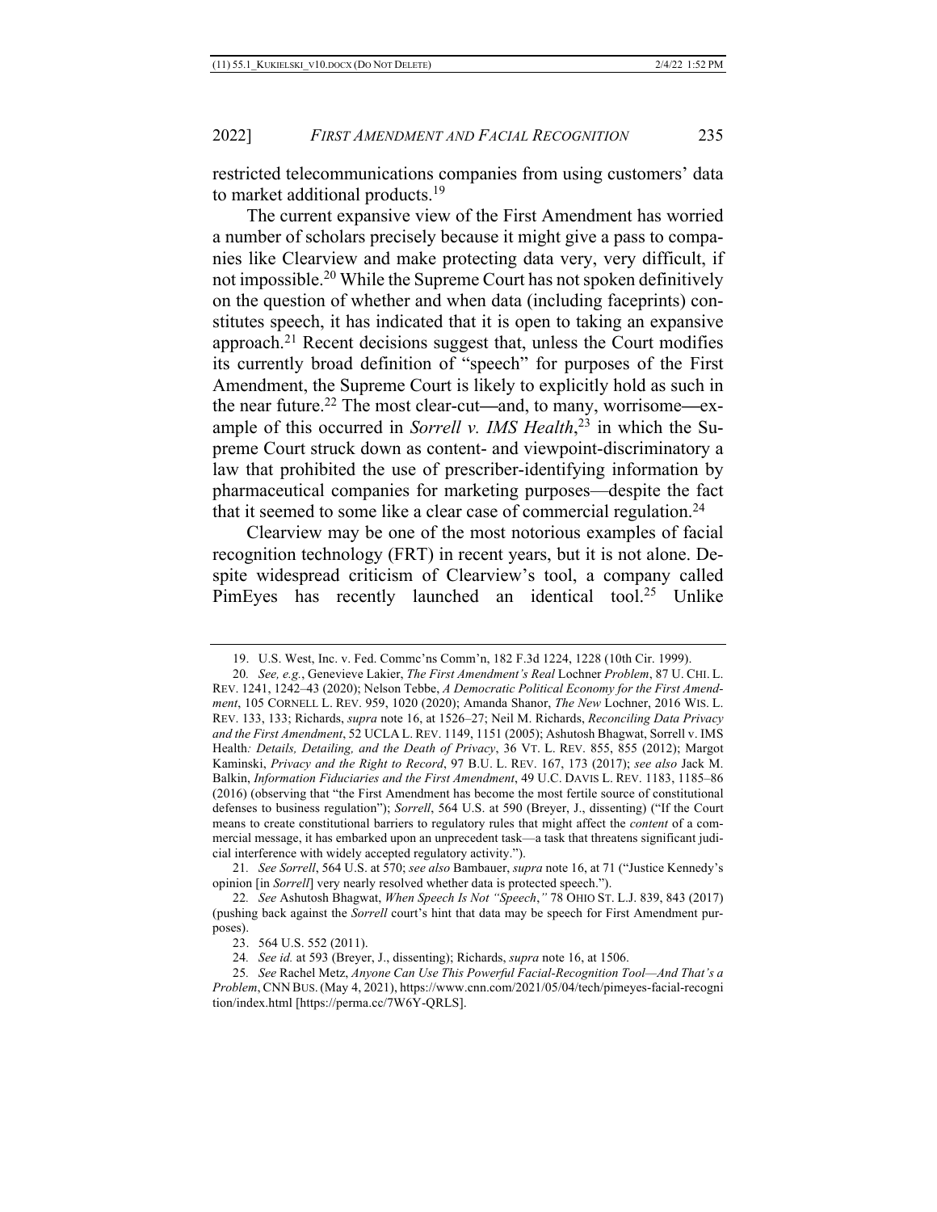restricted telecommunications companies from using customers' data to market additional products.[19]

The current expansive view of the First Amendment has worried a number of scholars precisely because it might give a pass to companies like Clearview and make protecting data very, very difficult, if not impossible.[20] While the Supreme Court has not spoken definitively on the question of whether and when data (including faceprints) constitutes speech, it has indicated that it is open to taking an expansive approach.[21] Recent decisions suggest that, unless the Court modifies its currently broad definition of "speech" for purposes of the First Amendment, the Supreme Court is likely to explicitly hold as such in the near future.[22] The most clear-cut—and, to many, worrisome—example of this occurred in *Sorrell v. IMS Health*,[23] in which the Supreme Court struck down as content- and viewpoint-discriminatory a law that prohibited the use of prescriber-identifying information by pharmaceutical companies for marketing purposes—despite the fact that it seemed to some like a clear case of commercial regulation.[24]

Clearview may be one of the most notorious examples of facial recognition technology (FRT) in recent years, but it is not alone. Despite widespread criticism of Clearview's tool, a company called PimEyes has recently launched an identical tool.[25] Unlike

---

19. U.S. West, Inc. v. Fed. Commc'ns Comm'n, 182 F.3d 1224, 1228 (10th Cir. 1999).

20. *See, e.g.*, Genevieve Lakier, *The First Amendment's Real* Lochner *Problem*, 87 U. CHI. L. REV. 1241, 1242–43 (2020); Nelson Tebbe, *A Democratic Political Economy for the First Amendment*, 105 CORNELL L. REV. 959, 1020 (2020); Amanda Shanor, *The New* Lochner, 2016 WIS. L. REV. 133, 133; Richards, *supra* note 16, at 1526–27; Neil M. Richards, *Reconciling Data Privacy and the First Amendment*, 52 UCLA L. REV. 1149, 1151 (2005); Ashutosh Bhagwat, *Sorrell* v. IMS Health*: Details, Detailing, and the Death of Privacy*, 36 VT. L. REV. 855, 855 (2012); Margot Kaminski, *Privacy and the Right to Record*, 97 B.U. L. REV. 167, 173 (2017); *see also* Jack M. Balkin, *Information Fiduciaries and the First Amendment*, 49 U.C. DAVIS L. REV. 1183, 1185–86 (2016) (observing that "the First Amendment has become the most fertile source of constitutional defenses to business regulation"); *Sorrell*, 564 U.S. at 590 (Breyer, J., dissenting) ("If the Court means to create constitutional barriers to regulatory rules that might affect the *content* of a commercial message, it has embarked upon an unprecedent task—a task that threatens significant judicial interference with widely accepted regulatory activity.").

21. *See Sorrell*, 564 U.S. at 570; *see also* Bambauer, *supra* note 16, at 71 ("Justice Kennedy's opinion [in *Sorrell*] very nearly resolved whether data is protected speech.").

22. *See* Ashutosh Bhagwat, *When Speech Is Not "Speech*,*"* 78 OHIO ST. L.J. 839, 843 (2017) (pushing back against the *Sorrell* court's hint that data may be speech for First Amendment purposes).

23. 564 U.S. 552 (2011).

24. *See id.* at 593 (Breyer, J., dissenting); Richards, *supra* note 16, at 1506.

25. *See* Rachel Metz, *Anyone Can Use This Powerful Facial-Recognition Tool—And That's a Problem*, CNN BUS. (May 4, 2021), https://www.cnn.com/2021/05/04/tech/pimeyes-facial-recognition/index.html [https://perma.cc/7W6Y-QRLS].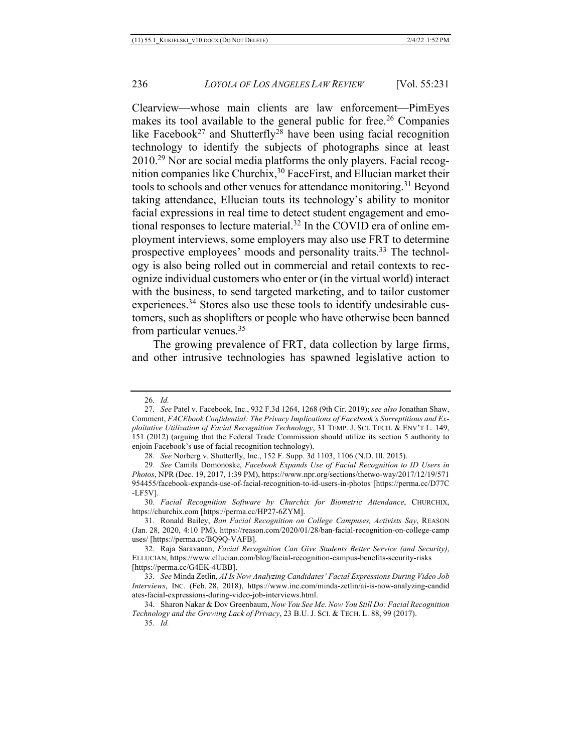Clearview—whose main clients are law enforcement—PimEyes makes its tool available to the general public for free.[26] Companies like Facebook[27] and Shutterfly[28] have been using facial recognition technology to identify the subjects of photographs since at least 2010.[29] Nor are social media platforms the only players. Facial recognition companies like Churchix,[30] FaceFirst, and Ellucian market their tools to schools and other venues for attendance monitoring.[31] Beyond taking attendance, Ellucian touts its technology's ability to monitor facial expressions in real time to detect student engagement and emotional responses to lecture material.[32] In the COVID era of online employment interviews, some employers may also use FRT to determine prospective employees' moods and personality traits.[33] The technology is also being rolled out in commercial and retail contexts to recognize individual customers who enter or (in the virtual world) interact with the business, to send targeted marketing, and to tailor customer experiences.[34] Stores also use these tools to identify undesirable customers, such as shoplifters or people who have otherwise been banned from particular venues.[35]

The growing prevalence of FRT, data collection by large firms, and other intrusive technologies has spawned legislative action to

---

26. *Id.*

27. *See* Patel v. Facebook, Inc., 932 F.3d 1264, 1268 (9th Cir. 2019); *see also* Jonathan Shaw, Comment, *FACEbook Confidential: The Privacy Implications of Facebook's Surreptitious and Exploitative Utilization of Facial Recognition Technology*, 31 TEMP. J. SCI. TECH. & ENV'T L. 149, 151 (2012) (arguing that the Federal Trade Commission should utilize its section 5 authority to enjoin Facebook's use of facial recognition technology).

28. *See* Norberg v. Shutterfly, Inc., 152 F. Supp. 3d 1103, 1106 (N.D. Ill. 2015).

29. *See* Camila Domonoske, *Facebook Expands Use of Facial Recognition to ID Users in Photos*, NPR (Dec. 19, 2017, 1:39 PM), https://www.npr.org/sections/thetwo-way/2017/12/19/571954455/facebook-expands-use-of-facial-recognition-to-id-users-in-photos [https://perma.cc/D77C-LF5V].

30. *Facial Recognition Software by Churchix for Biometric Attendance*, CHURCHIX, https://churchix.com [https://perma.cc/HP27-6ZYM].

31. Ronald Bailey, *Ban Facial Recognition on College Campuses, Activists Say*, REASON (Jan. 28, 2020, 4:10 PM), https://reason.com/2020/01/28/ban-facial-recognition-on-college-campuses/ [https://perma.cc/BQ9Q-VAFB].

32. Raja Saravanan, *Facial Recognition Can Give Students Better Service (and Security)*, ELLUCIAN, https://www.ellucian.com/blog/facial-recognition-campus-benefits-security-risks [https://perma.cc/G4EK-4UBB].

33. *See* Minda Zetlin, *AI Is Now Analyzing Candidates' Facial Expressions During Video Job Interviews*, INC. (Feb. 28, 2018), https://www.inc.com/minda-zetlin/ai-is-now-analyzing-candidates-facial-expressions-during-video-job-interviews.html.

34. Sharon Nakar & Dov Greenbaum, *Now You See Me. Now You Still Do: Facial Recognition Technology and the Growing Lack of Privacy*, 23 B.U. J. SCI. & TECH. L. 88, 99 (2017).

35. *Id.*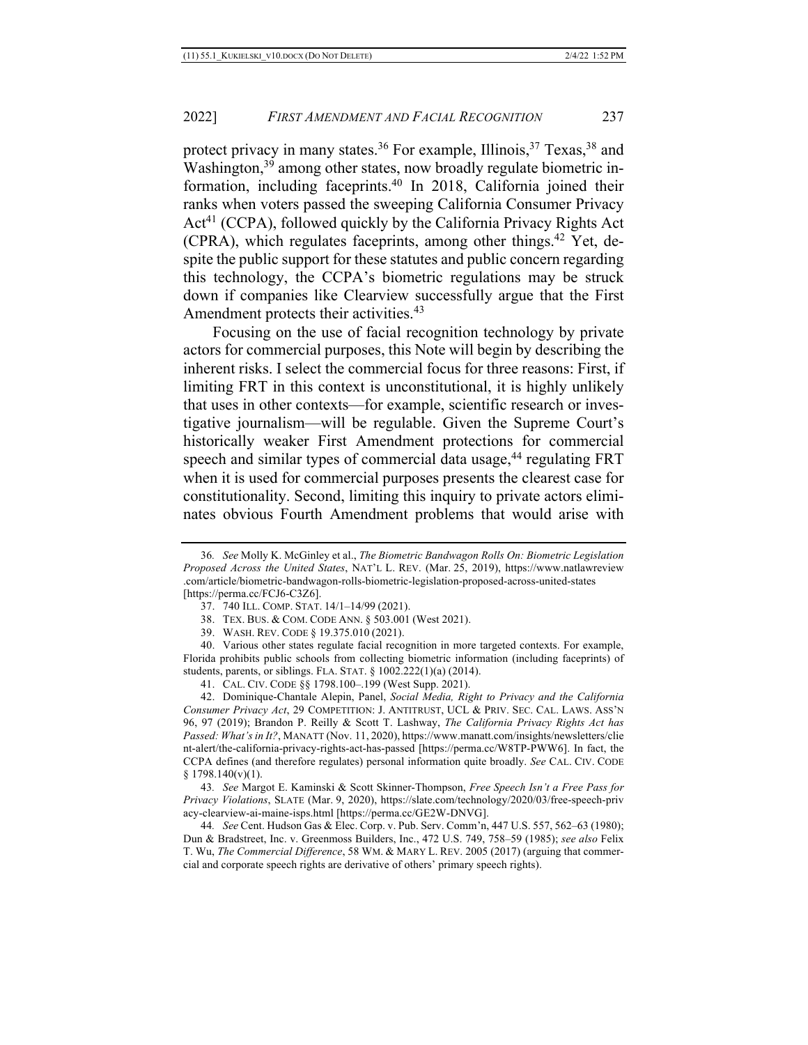protect privacy in many states.[36] For example, Illinois,[37] Texas,[38] and Washington,[39] among other states, now broadly regulate biometric information, including faceprints.[40] In 2018, California joined their ranks when voters passed the sweeping California Consumer Privacy Act[41] (CCPA), followed quickly by the California Privacy Rights Act (CPRA), which regulates faceprints, among other things.[42] Yet, despite the public support for these statutes and public concern regarding this technology, the CCPA's biometric regulations may be struck down if companies like Clearview successfully argue that the First Amendment protects their activities.[43]

Focusing on the use of facial recognition technology by private actors for commercial purposes, this Note will begin by describing the inherent risks. I select the commercial focus for three reasons: First, if limiting FRT in this context is unconstitutional, it is highly unlikely that uses in other contexts—for example, scientific research or investigative journalism—will be regulable. Given the Supreme Court's historically weaker First Amendment protections for commercial speech and similar types of commercial data usage,[44] regulating FRT when it is used for commercial purposes presents the clearest case for constitutionality. Second, limiting this inquiry to private actors eliminates obvious Fourth Amendment problems that would arise with

---

36. *See* Molly K. McGinley et al., *The Biometric Bandwagon Rolls On: Biometric Legislation Proposed Across the United States*, NAT'L L. REV. (Mar. 25, 2019), https://www.natlawreview.com/article/biometric-bandwagon-rolls-biometric-legislation-proposed-across-united-states [https://perma.cc/FCJ6-C3Z6].

37. 740 ILL. COMP. STAT. 14/1–14/99 (2021).

38. TEX. BUS. & COM. CODE ANN. § 503.001 (West 2021).

39. WASH. REV. CODE § 19.375.010 (2021).

40. Various other states regulate facial recognition in more targeted contexts. For example, Florida prohibits public schools from collecting biometric information (including faceprints) of students, parents, or siblings. FLA. STAT. § 1002.222(1)(a) (2014).

41. CAL. CIV. CODE §§ 1798.100–.199 (West Supp. 2021).

42. Dominique-Chantale Alepin, Panel, *Social Media, Right to Privacy and the California Consumer Privacy Act*, 29 COMPETITION: J. ANTITRUST, UCL & PRIV. SEC. CAL. LAWS. ASS'N 96, 97 (2019); Brandon P. Reilly & Scott T. Lashway, *The California Privacy Rights Act has Passed: What's in It?*, MANATT (Nov. 11, 2020), https://www.manatt.com/insights/newsletters/client-alert/the-california-privacy-rights-act-has-passed [https://perma.cc/W8TP-PWW6]. In fact, the CCPA defines (and therefore regulates) personal information quite broadly. *See* CAL. CIV. CODE § 1798.140(v)(1).

43. *See* Margot E. Kaminski & Scott Skinner-Thompson, *Free Speech Isn't a Free Pass for Privacy Violations*, SLATE (Mar. 9, 2020), https://slate.com/technology/2020/03/free-speech-privacy-clearview-ai-maine-isps.html [https://perma.cc/GE2W-DNVG].

44. *See* Cent. Hudson Gas & Elec. Corp. v. Pub. Serv. Comm'n, 447 U.S. 557, 562–63 (1980); Dun & Bradstreet, Inc. v. Greenmoss Builders, Inc., 472 U.S. 749, 758–59 (1985); *see also* Felix T. Wu, *The Commercial Difference*, 58 WM. & MARY L. REV. 2005 (2017) (arguing that commercial and corporate speech rights are derivative of others' primary speech rights).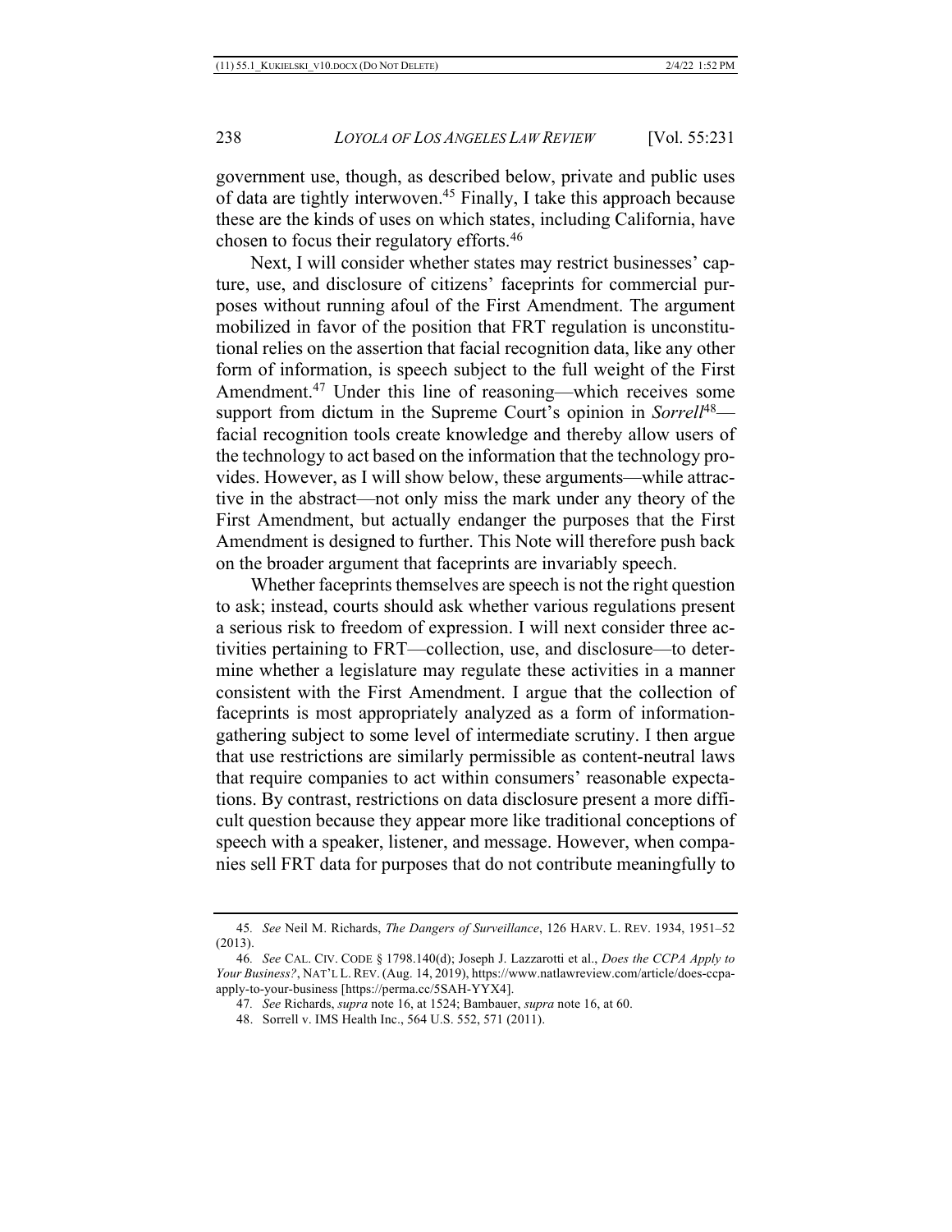government use, though, as described below, private and public uses of data are tightly interwoven.[45] Finally, I take this approach because these are the kinds of uses on which states, including California, have chosen to focus their regulatory efforts.[46]

Next, I will consider whether states may restrict businesses' capture, use, and disclosure of citizens' faceprints for commercial purposes without running afoul of the First Amendment. The argument mobilized in favor of the position that FRT regulation is unconstitutional relies on the assertion that facial recognition data, like any other form of information, is speech subject to the full weight of the First Amendment.[47] Under this line of reasoning—which receives some support from dictum in the Supreme Court's opinion in *Sorrell*[48]—facial recognition tools create knowledge and thereby allow users of the technology to act based on the information that the technology provides. However, as I will show below, these arguments—while attractive in the abstract—not only miss the mark under any theory of the First Amendment, but actually endanger the purposes that the First Amendment is designed to further. This Note will therefore push back on the broader argument that faceprints are invariably speech.

Whether faceprints themselves are speech is not the right question to ask; instead, courts should ask whether various regulations present a serious risk to freedom of expression. I will next consider three activities pertaining to FRT—collection, use, and disclosure—to determine whether a legislature may regulate these activities in a manner consistent with the First Amendment. I argue that the collection of faceprints is most appropriately analyzed as a form of information-gathering subject to some level of intermediate scrutiny. I then argue that use restrictions are similarly permissible as content-neutral laws that require companies to act within consumers' reasonable expectations. By contrast, restrictions on data disclosure present a more difficult question because they appear more like traditional conceptions of speech with a speaker, listener, and message. However, when companies sell FRT data for purposes that do not contribute meaningfully to

---

45. *See* Neil M. Richards, *The Dangers of Surveillance*, 126 HARV. L. REV. 1934, 1951–52 (2013).

46. *See* CAL. CIV. CODE § 1798.140(d); Joseph J. Lazzarotti et al., *Does the CCPA Apply to Your Business?*, NAT'L L. REV. (Aug. 14, 2019), https://www.natlawreview.com/article/does-ccpa-apply-to-your-business [https://perma.cc/5SAH-YYX4].

47. *See* Richards, *supra* note 16, at 1524; Bambauer, *supra* note 16, at 60.

48. Sorrell v. IMS Health Inc., 564 U.S. 552, 571 (2011).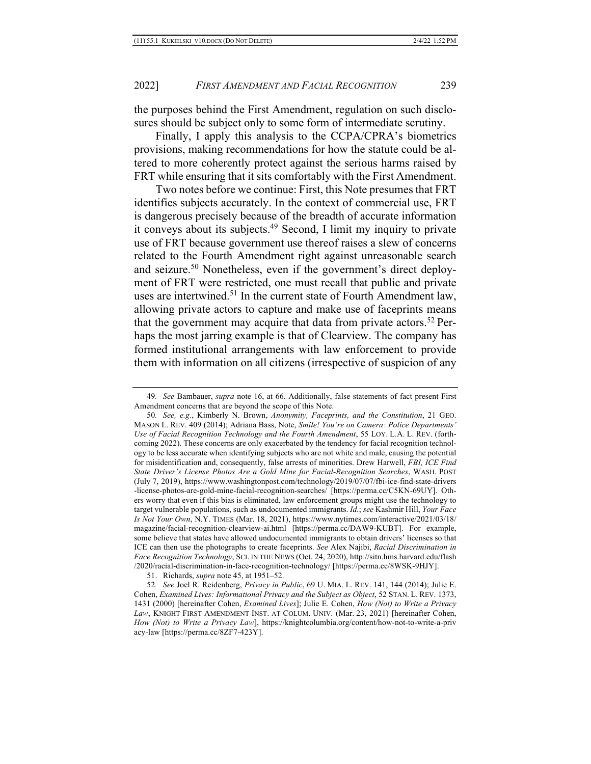the purposes behind the First Amendment, regulation on such disclosures should be subject only to some form of intermediate scrutiny.

Finally, I apply this analysis to the CCPA/CPRA's biometrics provisions, making recommendations for how the statute could be altered to more coherently protect against the serious harms raised by FRT while ensuring that it sits comfortably with the First Amendment.

Two notes before we continue: First, this Note presumes that FRT identifies subjects accurately. In the context of commercial use, FRT is dangerous precisely because of the breadth of accurate information it conveys about its subjects.[49] Second, I limit my inquiry to private use of FRT because government use thereof raises a slew of concerns related to the Fourth Amendment right against unreasonable search and seizure.[50] Nonetheless, even if the government's direct deployment of FRT were restricted, one must recall that public and private uses are intertwined.[51] In the current state of Fourth Amendment law, allowing private actors to capture and make use of faceprints means that the government may acquire that data from private actors.[52] Perhaps the most jarring example is that of Clearview. The company has formed institutional arrangements with law enforcement to provide them with information on all citizens (irrespective of suspicion of any

---

49. *See* Bambauer, *supra* note 16, at 66. Additionally, false statements of fact present First Amendment concerns that are beyond the scope of this Note.

50. *See, e.g.*, Kimberly N. Brown, *Anonymity, Faceprints, and the Constitution*, 21 GEO. MASON L. REV. 409 (2014); Adriana Bass, Note, *Smile! You're on Camera: Police Departments' Use of Facial Recognition Technology and the Fourth Amendment*, 55 LOY. L.A. L. REV. (forthcoming 2022). These concerns are only exacerbated by the tendency for facial recognition technology to be less accurate when identifying subjects who are not white and male, causing the potential for misidentification and, consequently, false arrests of minorities. Drew Harwell, *FBI, ICE Find State Driver's License Photos Are a Gold Mine for Facial-Recognition Searches*, WASH. POST (July 7, 2019), https://www.washingtonpost.com/technology/2019/07/07/fbi-ice-find-state-drivers-license-photos-are-gold-mine-facial-recognition-searches/ [https://perma.cc/C5KN-69UY]. Others worry that even if this bias is eliminated, law enforcement groups might use the technology to target vulnerable populations, such as undocumented immigrants. *Id.*; *see* Kashmir Hill, *Your Face Is Not Your Own*, N.Y. TIMES (Mar. 18, 2021), https://www.nytimes.com/interactive/2021/03/18/magazine/facial-recognition-clearview-ai.html [https://perma.cc/DAW9-KUBT]. For example, some believe that states have allowed undocumented immigrants to obtain drivers' licenses so that ICE can then use the photographs to create faceprints. *See* Alex Najibi, *Racial Discrimination in Face Recognition Technology*, SCI. IN THE NEWS (Oct. 24, 2020), http://sitn.hms.harvard.edu/flash/2020/racial-discrimination-in-face-recognition-technology/ [https://perma.cc/8WSK-9HJY].

51. Richards, *supra* note 45, at 1951–52.

52. *See* Joel R. Reidenberg, *Privacy in Public*, 69 U. MIA. L. REV. 141, 144 (2014); Julie E. Cohen, *Examined Lives: Informational Privacy and the Subject as Object*, 52 STAN. L. REV. 1373, 1431 (2000) [hereinafter Cohen, *Examined Lives*]; Julie E. Cohen, *How (Not) to Write a Privacy Law*, KNIGHT FIRST AMENDMENT INST. AT COLUM. UNIV. (Mar. 23, 2021) [hereinafter Cohen, *How (Not) to Write a Privacy Law*], https://knightcolumbia.org/content/how-not-to-write-a-privacy-law [https://perma.cc/8ZF7-423Y].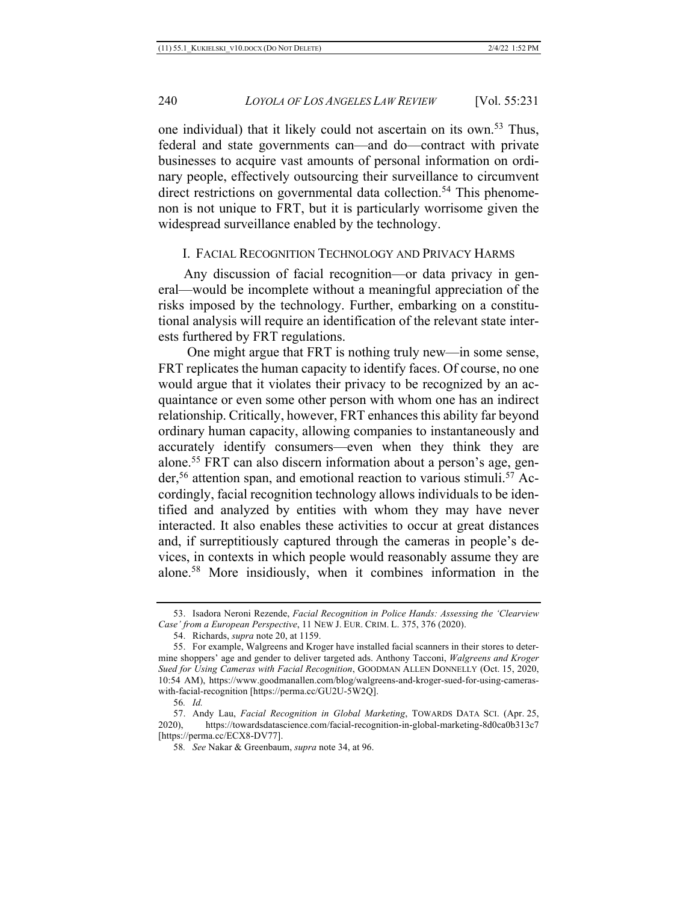one individual) that it likely could not ascertain on its own.[53] Thus, federal and state governments can—and do—contract with private businesses to acquire vast amounts of personal information on ordinary people, effectively outsourcing their surveillance to circumvent direct restrictions on governmental data collection.[54] This phenomenon is not unique to FRT, but it is particularly worrisome given the widespread surveillance enabled by the technology.

## I. FACIAL RECOGNITION TECHNOLOGY AND PRIVACY HARMS

Any discussion of facial recognition—or data privacy in general—would be incomplete without a meaningful appreciation of the risks imposed by the technology. Further, embarking on a constitutional analysis will require an identification of the relevant state interests furthered by FRT regulations.

One might argue that FRT is nothing truly new—in some sense, FRT replicates the human capacity to identify faces. Of course, no one would argue that it violates their privacy to be recognized by an acquaintance or even some other person with whom one has an indirect relationship. Critically, however, FRT enhances this ability far beyond ordinary human capacity, allowing companies to instantaneously and accurately identify consumers—even when they think they are alone.[55] FRT can also discern information about a person's age, gender,[56] attention span, and emotional reaction to various stimuli.[57] Accordingly, facial recognition technology allows individuals to be identified and analyzed by entities with whom they may have never interacted. It also enables these activities to occur at great distances and, if surreptitiously captured through the cameras in people's devices, in contexts in which people would reasonably assume they are alone.[58] More insidiously, when it combines information in the

---

53. Isadora Neroni Rezende, *Facial Recognition in Police Hands: Assessing the 'Clearview Case' from a European Perspective*, 11 NEW J. EUR. CRIM. L. 375, 376 (2020).

54. Richards, *supra* note 20, at 1159.

55. For example, Walgreens and Kroger have installed facial scanners in their stores to determine shoppers' age and gender to deliver targeted ads. Anthony Tacconi, *Walgreens and Kroger Sued for Using Cameras with Facial Recognition*, GOODMAN ALLEN DONNELLY (Oct. 15, 2020, 10:54 AM), https://www.goodmanallen.com/blog/walgreens-and-kroger-sued-for-using-cameras-with-facial-recognition [https://perma.cc/GU2U-5W2Q].

56. *Id.*

57. Andy Lau, *Facial Recognition in Global Marketing*, TOWARDS DATA SCI. (Apr. 25, 2020), https://towardsdatascience.com/facial-recognition-in-global-marketing-8d0ca0b313c7 [https://perma.cc/ECX8-DV77].

58. *See* Nakar & Greenbaum, *supra* note 34, at 96.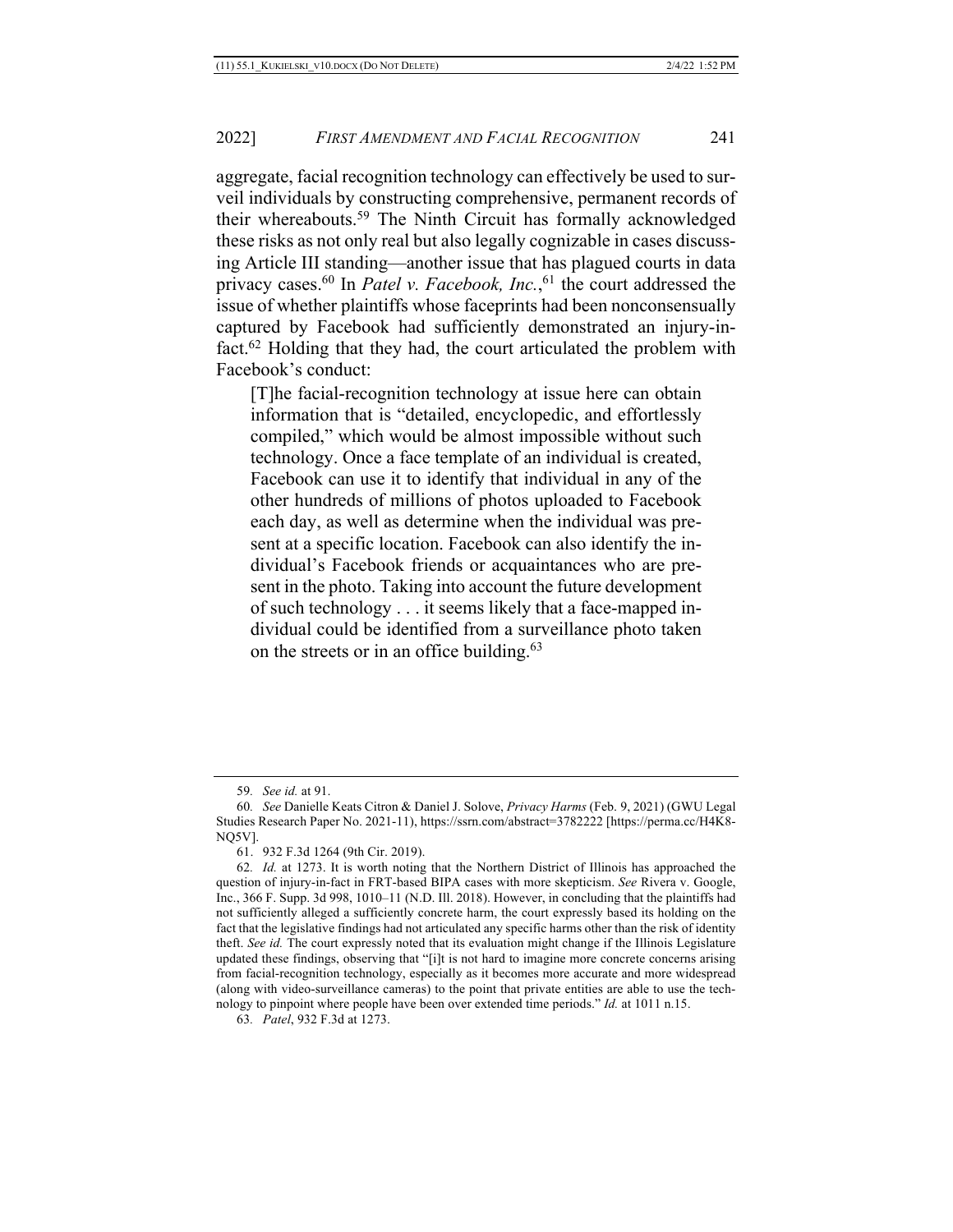aggregate, facial recognition technology can effectively be used to surveil individuals by constructing comprehensive, permanent records of their whereabouts.[59] The Ninth Circuit has formally acknowledged these risks as not only real but also legally cognizable in cases discussing Article III standing—another issue that has plagued courts in data privacy cases.[60] In *Patel v. Facebook, Inc.*,[61] the court addressed the issue of whether plaintiffs whose faceprints had been nonconsensually captured by Facebook had sufficiently demonstrated an injury-in-fact.[62] Holding that they had, the court articulated the problem with Facebook's conduct:

> [T]he facial-recognition technology at issue here can obtain information that is "detailed, encyclopedic, and effortlessly compiled," which would be almost impossible without such technology. Once a face template of an individual is created, Facebook can use it to identify that individual in any of the other hundreds of millions of photos uploaded to Facebook each day, as well as determine when the individual was present at a specific location. Facebook can also identify the individual's Facebook friends or acquaintances who are present in the photo. Taking into account the future development of such technology . . . it seems likely that a face-mapped individual could be identified from a surveillance photo taken on the streets or in an office building.[63]

---

59. *See id.* at 91.

60. *See* Danielle Keats Citron & Daniel J. Solove, *Privacy Harms* (Feb. 9, 2021) (GWU Legal Studies Research Paper No. 2021-11), https://ssrn.com/abstract=3782222 [https://perma.cc/H4K8-NQ5V].

61. 932 F.3d 1264 (9th Cir. 2019).

62. *Id.* at 1273. It is worth noting that the Northern District of Illinois has approached the question of injury-in-fact in FRT-based BIPA cases with more skepticism. *See* Rivera v. Google, Inc., 366 F. Supp. 3d 998, 1010–11 (N.D. Ill. 2018). However, in concluding that the plaintiffs had not sufficiently alleged a sufficiently concrete harm, the court expressly based its holding on the fact that the legislative findings had not articulated any specific harms other than the risk of identity theft. *See id.* The court expressly noted that its evaluation might change if the Illinois Legislature updated these findings, observing that "[i]t is not hard to imagine more concrete concerns arising from facial-recognition technology, especially as it becomes more accurate and more widespread (along with video-surveillance cameras) to the point that private entities are able to use the technology to pinpoint where people have been over extended time periods." *Id.* at 1011 n.15.

63. *Patel*, 932 F.3d at 1273.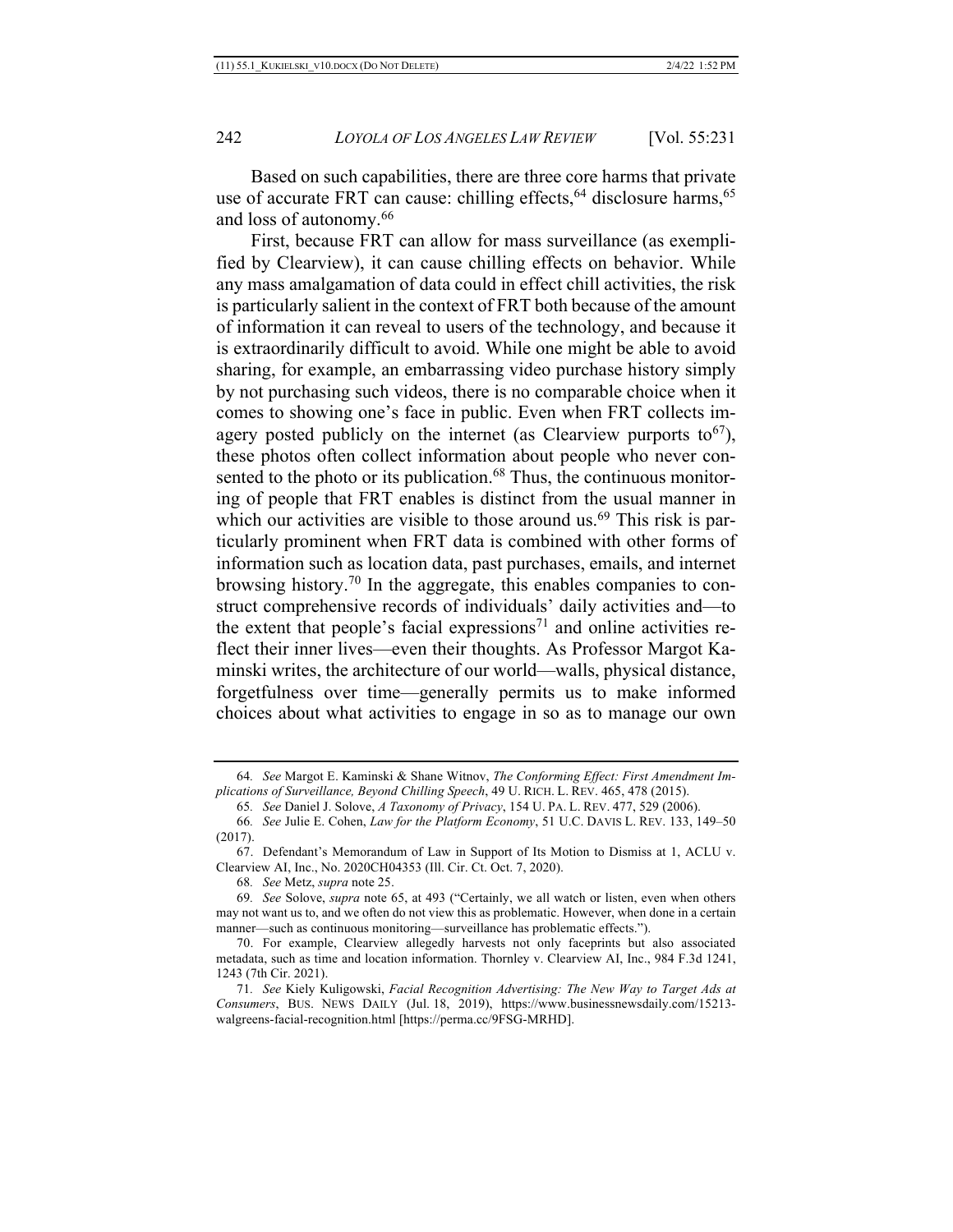Based on such capabilities, there are three core harms that private use of accurate FRT can cause: chilling effects,[64] disclosure harms,[65] and loss of autonomy.[66]

First, because FRT can allow for mass surveillance (as exemplified by Clearview), it can cause chilling effects on behavior. While any mass amalgamation of data could in effect chill activities, the risk is particularly salient in the context of FRT both because of the amount of information it can reveal to users of the technology, and because it is extraordinarily difficult to avoid. While one might be able to avoid sharing, for example, an embarrassing video purchase history simply by not purchasing such videos, there is no comparable choice when it comes to showing one's face in public. Even when FRT collects imagery posted publicly on the internet (as Clearview purports to[67]), these photos often collect information about people who never consented to the photo or its publication.[68] Thus, the continuous monitoring of people that FRT enables is distinct from the usual manner in which our activities are visible to those around us.[69] This risk is particularly prominent when FRT data is combined with other forms of information such as location data, past purchases, emails, and internet browsing history.[70] In the aggregate, this enables companies to construct comprehensive records of individuals' daily activities and—to the extent that people's facial expressions[71] and online activities reflect their inner lives—even their thoughts. As Professor Margot Kaminski writes, the architecture of our world—walls, physical distance, forgetfulness over time—generally permits us to make informed choices about what activities to engage in so as to manage our own

---

64. *See* Margot E. Kaminski & Shane Witnov, *The Conforming Effect: First Amendment Implications of Surveillance, Beyond Chilling Speech*, 49 U. RICH. L. REV. 465, 478 (2015).

65. *See* Daniel J. Solove, *A Taxonomy of Privacy*, 154 U. PA. L. REV. 477, 529 (2006).

66. *See* Julie E. Cohen, *Law for the Platform Economy*, 51 U.C. DAVIS L. REV. 133, 149–50 (2017).

67. Defendant's Memorandum of Law in Support of Its Motion to Dismiss at 1, ACLU v. Clearview AI, Inc., No. 2020CH04353 (Ill. Cir. Ct. Oct. 7, 2020).

68. *See* Metz, *supra* note 25.

69. *See* Solove, *supra* note 65, at 493 ("Certainly, we all watch or listen, even when others may not want us to, and we often do not view this as problematic. However, when done in a certain manner—such as continuous monitoring—surveillance has problematic effects.").

70. For example, Clearview allegedly harvests not only faceprints but also associated metadata, such as time and location information. Thornley v. Clearview AI, Inc., 984 F.3d 1241, 1243 (7th Cir. 2021).

71. *See* Kiely Kuligowski, *Facial Recognition Advertising: The New Way to Target Ads at Consumers*, BUS. NEWS DAILY (Jul. 18, 2019), https://www.businessnewsdaily.com/15213-walgreens-facial-recognition.html [https://perma.cc/9FSG-MRHD].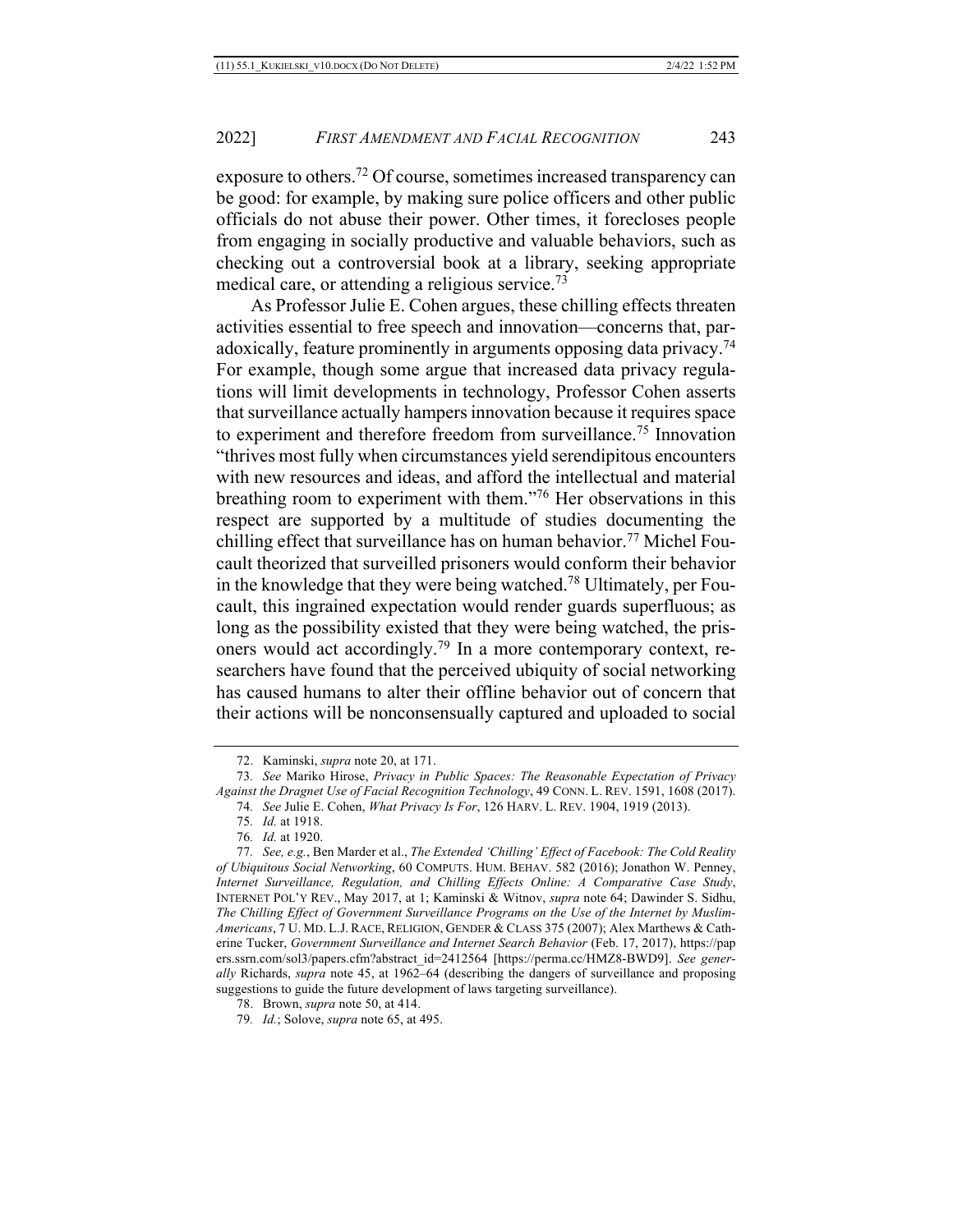exposure to others.[72] Of course, sometimes increased transparency can be good: for example, by making sure police officers and other public officials do not abuse their power. Other times, it forecloses people from engaging in socially productive and valuable behaviors, such as checking out a controversial book at a library, seeking appropriate medical care, or attending a religious service.[73]

As Professor Julie E. Cohen argues, these chilling effects threaten activities essential to free speech and innovation—concerns that, paradoxically, feature prominently in arguments opposing data privacy.[74] For example, though some argue that increased data privacy regulations will limit developments in technology, Professor Cohen asserts that surveillance actually hampers innovation because it requires space to experiment and therefore freedom from surveillance.[75] Innovation "thrives most fully when circumstances yield serendipitous encounters with new resources and ideas, and afford the intellectual and material breathing room to experiment with them."[76] Her observations in this respect are supported by a multitude of studies documenting the chilling effect that surveillance has on human behavior.[77] Michel Foucault theorized that surveilled prisoners would conform their behavior in the knowledge that they were being watched.[78] Ultimately, per Foucault, this ingrained expectation would render guards superfluous; as long as the possibility existed that they were being watched, the prisoners would act accordingly.[79] In a more contemporary context, researchers have found that the perceived ubiquity of social networking has caused humans to alter their offline behavior out of concern that their actions will be nonconsensually captured and uploaded to social

---

72. Kaminski, *supra* note 20, at 171.

73. *See* Mariko Hirose, *Privacy in Public Spaces: The Reasonable Expectation of Privacy Against the Dragnet Use of Facial Recognition Technology*, 49 CONN. L. REV. 1591, 1608 (2017).

74. *See* Julie E. Cohen, *What Privacy Is For*, 126 HARV. L. REV. 1904, 1919 (2013).

75. *Id.* at 1918.

76. *Id.* at 1920.

77. *See, e.g.*, Ben Marder et al., *The Extended 'Chilling' Effect of Facebook: The Cold Reality of Ubiquitous Social Networking*, 60 COMPUTS. HUM. BEHAV. 582 (2016); Jonathon W. Penney, *Internet Surveillance, Regulation, and Chilling Effects Online: A Comparative Case Study*, INTERNET POL'Y REV., May 2017, at 1; Kaminski & Witnov, *supra* note 64; Dawinder S. Sidhu, *The Chilling Effect of Government Surveillance Programs on the Use of the Internet by Muslim-Americans*, 7 U. MD. L.J. RACE, RELIGION, GENDER & CLASS 375 (2007); Alex Marthews & Catherine Tucker, *Government Surveillance and Internet Search Behavior* (Feb. 17, 2017), https://papers.ssrn.com/sol3/papers.cfm?abstract_id=2412564 [https://perma.cc/HMZ8-BWD9]. *See generally* Richards, *supra* note 45, at 1962–64 (describing the dangers of surveillance and proposing suggestions to guide the future development of laws targeting surveillance).

78. Brown, *supra* note 50, at 414.

79. *Id.*; Solove, *supra* note 65, at 495.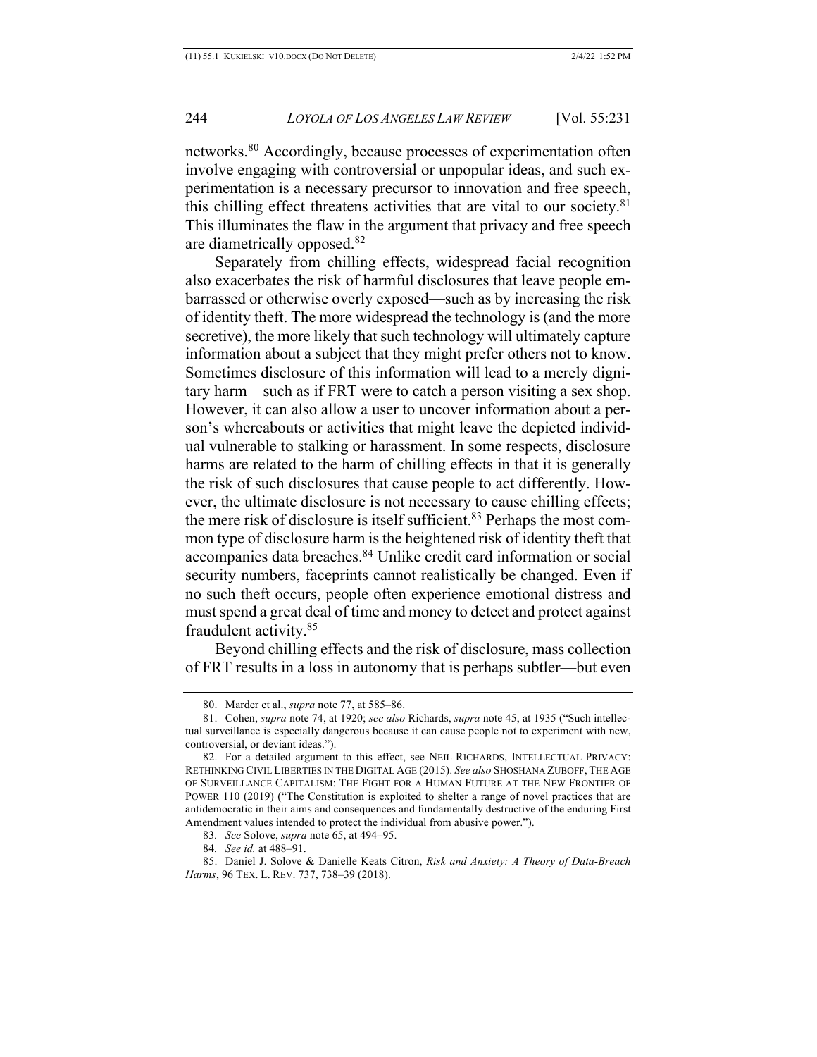networks.[80] Accordingly, because processes of experimentation often involve engaging with controversial or unpopular ideas, and such experimentation is a necessary precursor to innovation and free speech, this chilling effect threatens activities that are vital to our society.[81] This illuminates the flaw in the argument that privacy and free speech are diametrically opposed.[82]

Separately from chilling effects, widespread facial recognition also exacerbates the risk of harmful disclosures that leave people embarrassed or otherwise overly exposed—such as by increasing the risk of identity theft. The more widespread the technology is (and the more secretive), the more likely that such technology will ultimately capture information about a subject that they might prefer others not to know. Sometimes disclosure of this information will lead to a merely dignitary harm—such as if FRT were to catch a person visiting a sex shop. However, it can also allow a user to uncover information about a person's whereabouts or activities that might leave the depicted individual vulnerable to stalking or harassment. In some respects, disclosure harms are related to the harm of chilling effects in that it is generally the risk of such disclosures that cause people to act differently. However, the ultimate disclosure is not necessary to cause chilling effects; the mere risk of disclosure is itself sufficient.[83] Perhaps the most common type of disclosure harm is the heightened risk of identity theft that accompanies data breaches.[84] Unlike credit card information or social security numbers, faceprints cannot realistically be changed. Even if no such theft occurs, people often experience emotional distress and must spend a great deal of time and money to detect and protect against fraudulent activity.[85]

Beyond chilling effects and the risk of disclosure, mass collection of FRT results in a loss in autonomy that is perhaps subtler—but even

---

80. Marder et al., *supra* note 77, at 585–86.

81. Cohen, *supra* note 74, at 1920; *see also* Richards, *supra* note 45, at 1935 ("Such intellectual surveillance is especially dangerous because it can cause people not to experiment with new, controversial, or deviant ideas.").

82. For a detailed argument to this effect, see NEIL RICHARDS, INTELLECTUAL PRIVACY: RETHINKING CIVIL LIBERTIES IN THE DIGITAL AGE (2015). *See also* SHOSHANA ZUBOFF, THE AGE OF SURVEILLANCE CAPITALISM: THE FIGHT FOR A HUMAN FUTURE AT THE NEW FRONTIER OF POWER 110 (2019) ("The Constitution is exploited to shelter a range of novel practices that are antidemocratic in their aims and consequences and fundamentally destructive of the enduring First Amendment values intended to protect the individual from abusive power.").

83. *See* Solove, *supra* note 65, at 494–95.

84. *See id.* at 488–91.

85. Daniel J. Solove & Danielle Keats Citron, *Risk and Anxiety: A Theory of Data-Breach Harms*, 96 TEX. L. REV. 737, 738–39 (2018).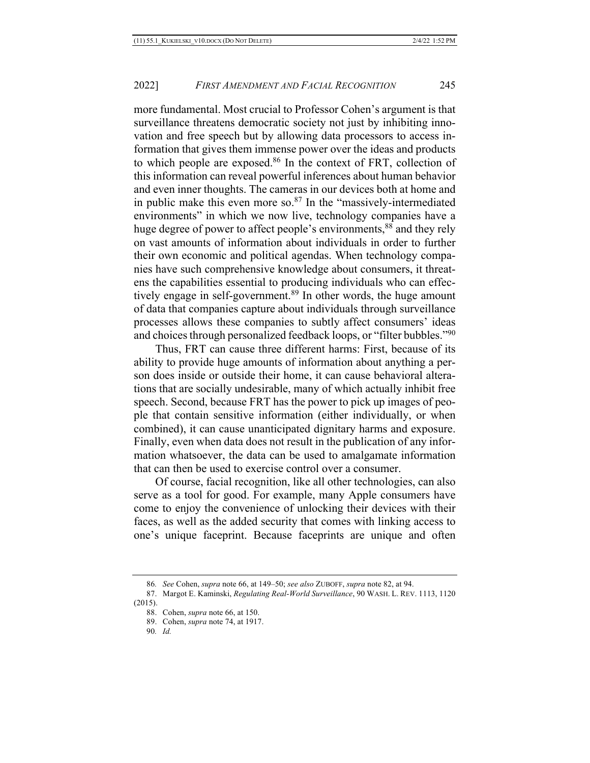more fundamental. Most crucial to Professor Cohen's argument is that surveillance threatens democratic society not just by inhibiting innovation and free speech but by allowing data processors to access information that gives them immense power over the ideas and products to which people are exposed.[86] In the context of FRT, collection of this information can reveal powerful inferences about human behavior and even inner thoughts. The cameras in our devices both at home and in public make this even more so.[87] In the "massively-intermediated environments" in which we now live, technology companies have a huge degree of power to affect people's environments,[88] and they rely on vast amounts of information about individuals in order to further their own economic and political agendas. When technology companies have such comprehensive knowledge about consumers, it threatens the capabilities essential to producing individuals who can effectively engage in self-government.[89] In other words, the huge amount of data that companies capture about individuals through surveillance processes allows these companies to subtly affect consumers' ideas and choices through personalized feedback loops, or "filter bubbles."[90]

Thus, FRT can cause three different harms: First, because of its ability to provide huge amounts of information about anything a person does inside or outside their home, it can cause behavioral alterations that are socially undesirable, many of which actually inhibit free speech. Second, because FRT has the power to pick up images of people that contain sensitive information (either individually, or when combined), it can cause unanticipated dignitary harms and exposure. Finally, even when data does not result in the publication of any information whatsoever, the data can be used to amalgamate information that can then be used to exercise control over a consumer.

Of course, facial recognition, like all other technologies, can also serve as a tool for good. For example, many Apple consumers have come to enjoy the convenience of unlocking their devices with their faces, as well as the added security that comes with linking access to one's unique faceprint. Because faceprints are unique and often

---

86. *See* Cohen, *supra* note 66, at 149–50; *see also* ZUBOFF, *supra* note 82, at 94.

87. Margot E. Kaminski, *Regulating Real-World Surveillance*, 90 WASH. L. REV. 1113, 1120 (2015).

88. Cohen, *supra* note 66, at 150.

89. Cohen, *supra* note 74, at 1917.

90. *Id.*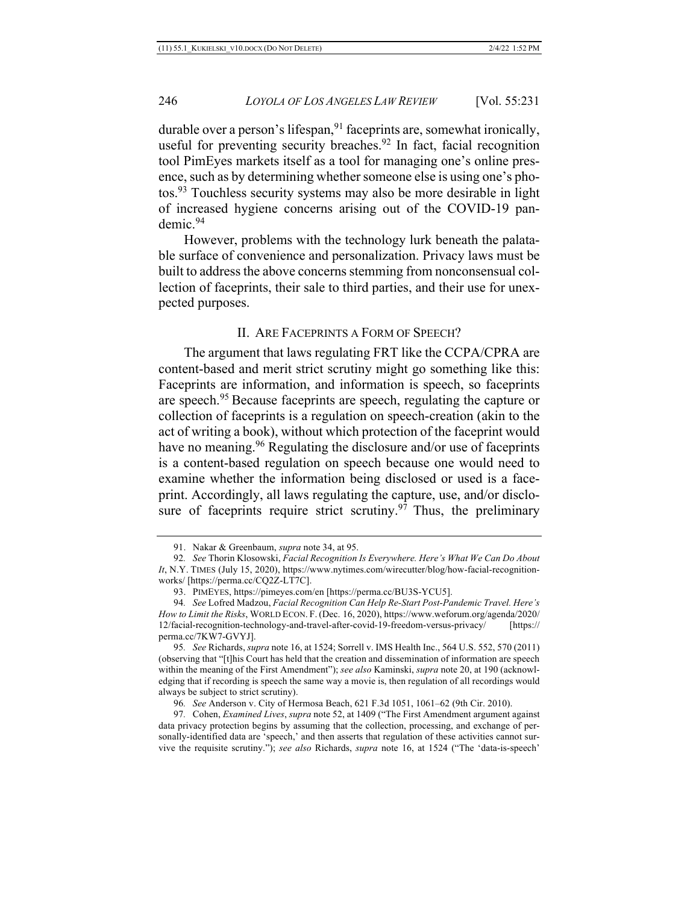durable over a person's lifespan,[91] faceprints are, somewhat ironically, useful for preventing security breaches.[92] In fact, facial recognition tool PimEyes markets itself as a tool for managing one's online presence, such as by determining whether someone else is using one's photos.[93] Touchless security systems may also be more desirable in light of increased hygiene concerns arising out of the COVID-19 pandemic.[94]

However, problems with the technology lurk beneath the palatable surface of convenience and personalization. Privacy laws must be built to address the above concerns stemming from nonconsensual collection of faceprints, their sale to third parties, and their use for unexpected purposes.

## II. ARE FACEPRINTS A FORM OF SPEECH?

The argument that laws regulating FRT like the CCPA/CPRA are content-based and merit strict scrutiny might go something like this: Faceprints are information, and information is speech, so faceprints are speech.[95] Because faceprints are speech, regulating the capture or collection of faceprints is a regulation on speech-creation (akin to the act of writing a book), without which protection of the faceprint would have no meaning.[96] Regulating the disclosure and/or use of faceprints is a content-based regulation on speech because one would need to examine whether the information being disclosed or used is a faceprint. Accordingly, all laws regulating the capture, use, and/or disclosure of faceprints require strict scrutiny.[97] Thus, the preliminary

---

91. Nakar & Greenbaum, *supra* note 34, at 95.

92. *See* Thorin Klosowski, *Facial Recognition Is Everywhere. Here's What We Can Do About It*, N.Y. TIMES (July 15, 2020), https://www.nytimes.com/wirecutter/blog/how-facial-recognition-works/ [https://perma.cc/CQ2Z-LT7C].

93. PIMEYES, https://pimeyes.com/en [https://perma.cc/BU3S-YCU5].

94. *See* Lofred Madzou, *Facial Recognition Can Help Re-Start Post-Pandemic Travel. Here's How to Limit the Risks*, WORLD ECON. F. (Dec. 16, 2020), https://www.weforum.org/agenda/2020/12/facial-recognition-technology-and-travel-after-covid-19-freedom-versus-privacy/ [https://perma.cc/7KW7-GVYJ].

95. *See* Richards, *supra* note 16, at 1524; Sorrell v. IMS Health Inc., 564 U.S. 552, 570 (2011) (observing that "[t]his Court has held that the creation and dissemination of information are speech within the meaning of the First Amendment"); *see also* Kaminski, *supra* note 20, at 190 (acknowledging that if recording is speech the same way a movie is, then regulation of all recordings would always be subject to strict scrutiny).

96. *See* Anderson v. City of Hermosa Beach, 621 F.3d 1051, 1061–62 (9th Cir. 2010).

97. Cohen, *Examined Lives*, *supra* note 52, at 1409 ("The First Amendment argument against data privacy protection begins by assuming that the collection, processing, and exchange of personally-identified data are 'speech,' and then asserts that regulation of these activities cannot survive the requisite scrutiny."); *see also* Richards, *supra* note 16, at 1524 ("The 'data-is-speech'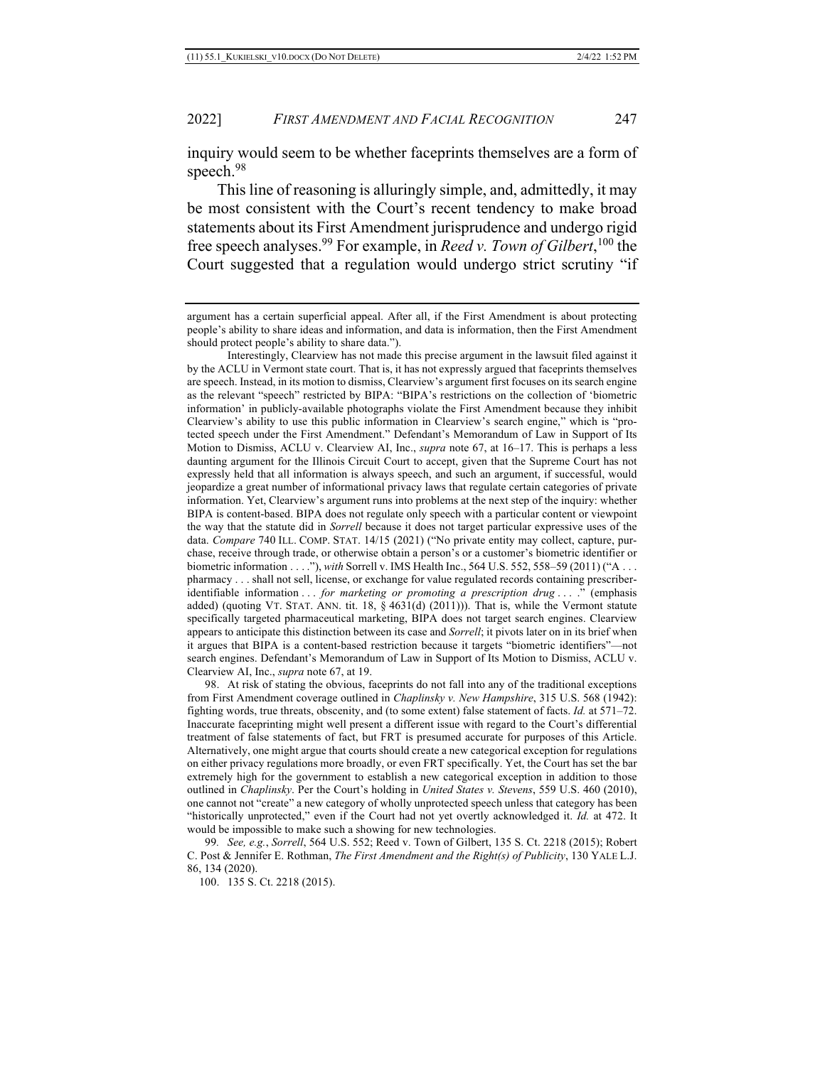inquiry would seem to be whether faceprints themselves are a form of speech.[98]

This line of reasoning is alluringly simple, and, admittedly, it may be most consistent with the Court's recent tendency to make broad statements about its First Amendment jurisprudence and undergo rigid free speech analyses.[99] For example, in *Reed v. Town of Gilbert*,[100] the Court suggested that a regulation would undergo strict scrutiny "if

---

argument has a certain superficial appeal. After all, if the First Amendment is about protecting people's ability to share ideas and information, and data is information, then the First Amendment should protect people's ability to share data.").

Interestingly, Clearview has not made this precise argument in the lawsuit filed against it by the ACLU in Vermont state court. That is, it has not expressly argued that faceprints themselves are speech. Instead, in its motion to dismiss, Clearview's argument first focuses on its search engine as the relevant "speech" restricted by BIPA: "BIPA's restrictions on the collection of 'biometric information' in publicly-available photographs violate the First Amendment because they inhibit Clearview's ability to use this public information in Clearview's search engine," which is "protected speech under the First Amendment." Defendant's Memorandum of Law in Support of Its Motion to Dismiss, ACLU v. Clearview AI, Inc., *supra* note 67, at 16–17. This is perhaps a less daunting argument for the Illinois Circuit Court to accept, given that the Supreme Court has not expressly held that all information is always speech, and such an argument, if successful, would jeopardize a great number of informational privacy laws that regulate certain categories of private information. Yet, Clearview's argument runs into problems at the next step of the inquiry: whether BIPA is content-based. BIPA does not regulate only speech with a particular content or viewpoint the way that the statute did in *Sorrell* because it does not target particular expressive uses of the data. *Compare* 740 ILL. COMP. STAT. 14/15 (2021) ("No private entity may collect, capture, purchase, receive through trade, or otherwise obtain a person's or a customer's biometric identifier or biometric information . . . ."), *with* Sorrell v. IMS Health Inc., 564 U.S. 552, 558–59 (2011) ("A . . . pharmacy . . . shall not sell, license, or exchange for value regulated records containing prescriber-identifiable information . . . *for marketing or promoting a prescription drug* . . . ." (emphasis added) (quoting VT. STAT. ANN. tit. 18, § 4631(d) (2011))). That is, while the Vermont statute specifically targeted pharmaceutical marketing, BIPA does not target search engines. Clearview appears to anticipate this distinction between its case and *Sorrell*; it pivots later on in its brief when it argues that BIPA is a content-based restriction because it targets "biometric identifiers"—not search engines. Defendant's Memorandum of Law in Support of Its Motion to Dismiss, ACLU v. Clearview AI, Inc., *supra* note 67, at 19.

98. At risk of stating the obvious, faceprints do not fall into any of the traditional exceptions from First Amendment coverage outlined in *Chaplinsky v. New Hampshire*, 315 U.S. 568 (1942): fighting words, true threats, obscenity, and (to some extent) false statement of facts. *Id.* at 571–72. Inaccurate faceprinting might well present a different issue with regard to the Court's differential treatment of false statements of fact, but FRT is presumed accurate for purposes of this Article. Alternatively, one might argue that courts should create a new categorical exception for regulations on either privacy regulations more broadly, or even FRT specifically. Yet, the Court has set the bar extremely high for the government to establish a new categorical exception in addition to those outlined in *Chaplinsky*. Per the Court's holding in *United States v. Stevens*, 559 U.S. 460 (2010), one cannot not "create" a new category of wholly unprotected speech unless that category has been "historically unprotected," even if the Court had not yet overtly acknowledged it. *Id.* at 472. It would be impossible to make such a showing for new technologies.

99. *See, e.g.*, *Sorrell*, 564 U.S. 552; Reed v. Town of Gilbert, 135 S. Ct. 2218 (2015); Robert C. Post & Jennifer E. Rothman, *The First Amendment and the Right(s) of Publicity*, 130 YALE L.J. 86, 134 (2020).

100. 135 S. Ct. 2218 (2015).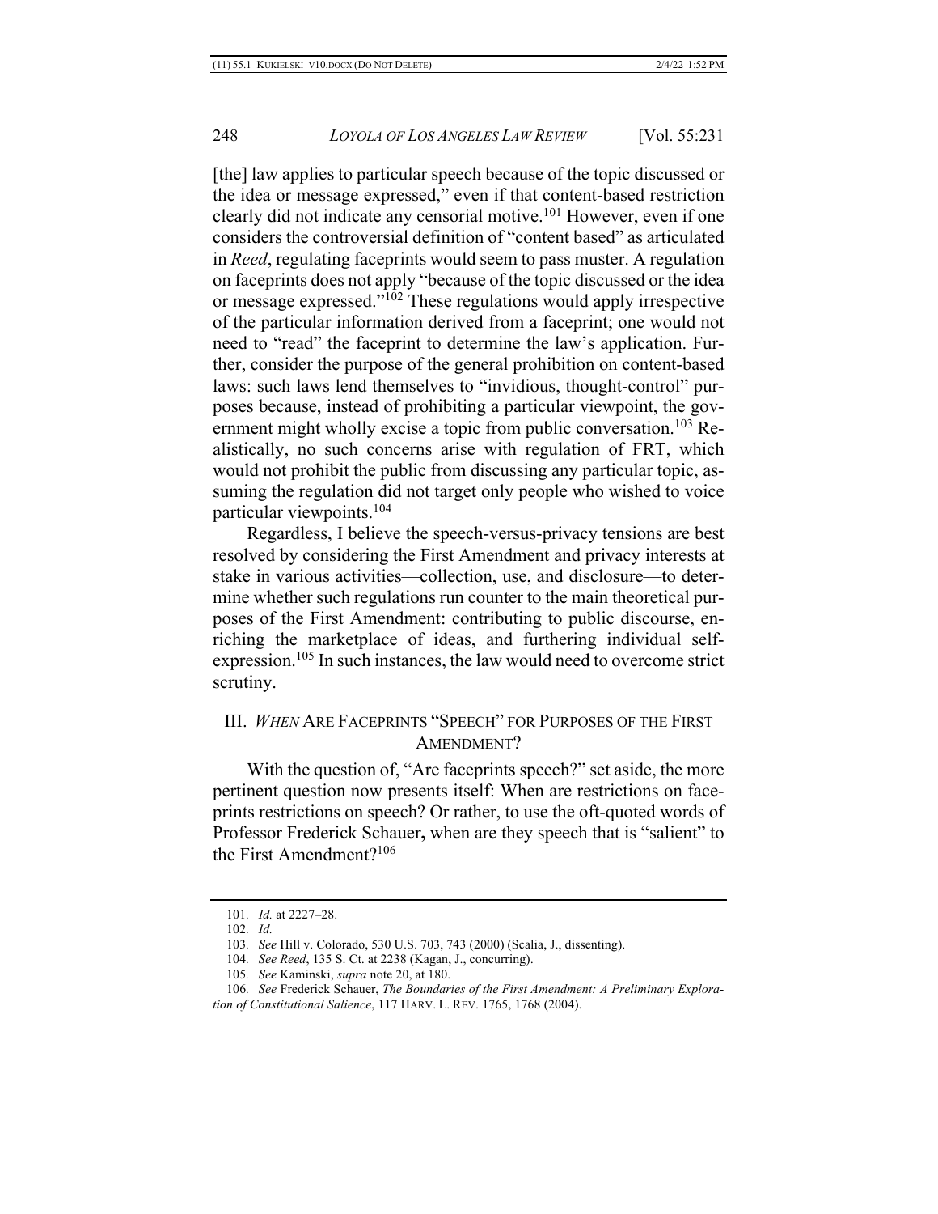[the] law applies to particular speech because of the topic discussed or the idea or message expressed," even if that content-based restriction clearly did not indicate any censorial motive.[101] However, even if one considers the controversial definition of "content based" as articulated in *Reed*, regulating faceprints would seem to pass muster. A regulation on faceprints does not apply "because of the topic discussed or the idea or message expressed."[102] These regulations would apply irrespective of the particular information derived from a faceprint; one would not need to "read" the faceprint to determine the law's application. Further, consider the purpose of the general prohibition on content-based laws: such laws lend themselves to "invidious, thought-control" purposes because, instead of prohibiting a particular viewpoint, the government might wholly excise a topic from public conversation.[103] Realistically, no such concerns arise with regulation of FRT, which would not prohibit the public from discussing any particular topic, assuming the regulation did not target only people who wished to voice particular viewpoints.[104]

Regardless, I believe the speech-versus-privacy tensions are best resolved by considering the First Amendment and privacy interests at stake in various activities—collection, use, and disclosure—to determine whether such regulations run counter to the main theoretical purposes of the First Amendment: contributing to public discourse, enriching the marketplace of ideas, and furthering individual self-expression.[105] In such instances, the law would need to overcome strict scrutiny.

## III. *WHEN* ARE FACEPRINTS "SPEECH" FOR PURPOSES OF THE FIRST AMENDMENT?

With the question of, "Are faceprints speech?" set aside, the more pertinent question now presents itself: When are restrictions on faceprints restrictions on speech? Or rather, to use the oft-quoted words of Professor Frederick Schauer**,** when are they speech that is "salient" to the First Amendment?[106]

---

101. *Id.* at 2227–28.

102. *Id.*

103. *See* Hill v. Colorado, 530 U.S. 703, 743 (2000) (Scalia, J., dissenting).

104. *See Reed*, 135 S. Ct. at 2238 (Kagan, J., concurring).

105. *See* Kaminski, *supra* note 20, at 180.

106. *See* Frederick Schauer, *The Boundaries of the First Amendment: A Preliminary Exploration of Constitutional Salience*, 117 HARV. L. REV. 1765, 1768 (2004).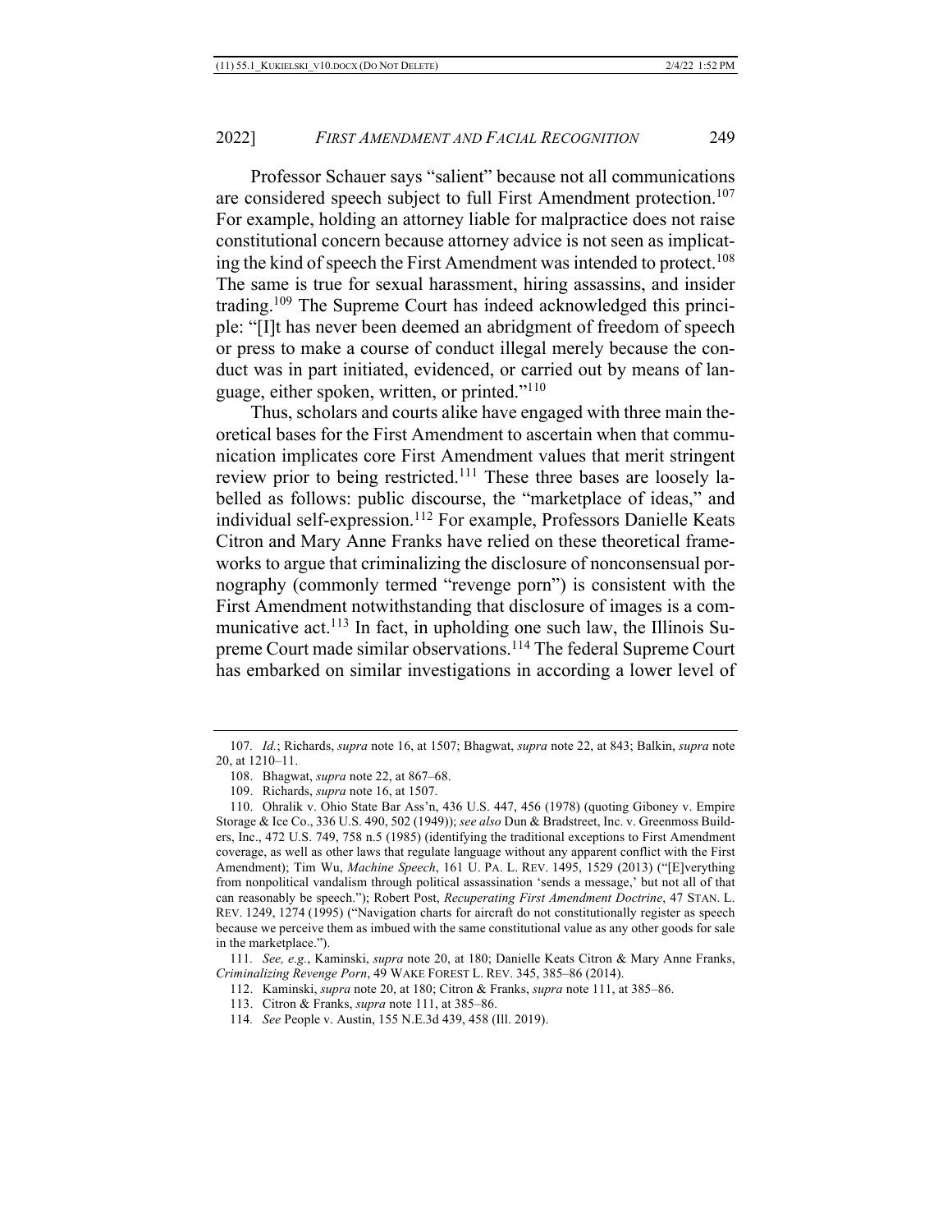Professor Schauer says "salient" because not all communications are considered speech subject to full First Amendment protection.[107] For example, holding an attorney liable for malpractice does not raise constitutional concern because attorney advice is not seen as implicating the kind of speech the First Amendment was intended to protect.[108] The same is true for sexual harassment, hiring assassins, and insider trading.[109] The Supreme Court has indeed acknowledged this principle: "[I]t has never been deemed an abridgment of freedom of speech or press to make a course of conduct illegal merely because the conduct was in part initiated, evidenced, or carried out by means of language, either spoken, written, or printed."[110]

Thus, scholars and courts alike have engaged with three main theoretical bases for the First Amendment to ascertain when that communication implicates core First Amendment values that merit stringent review prior to being restricted.[111] These three bases are loosely labelled as follows: public discourse, the "marketplace of ideas," and individual self-expression.[112] For example, Professors Danielle Keats Citron and Mary Anne Franks have relied on these theoretical frameworks to argue that criminalizing the disclosure of nonconsensual pornography (commonly termed "revenge porn") is consistent with the First Amendment notwithstanding that disclosure of images is a communicative act.[113] In fact, in upholding one such law, the Illinois Supreme Court made similar observations.[114] The federal Supreme Court has embarked on similar investigations in according a lower level of

---

107. *Id.*; Richards, *supra* note 16, at 1507; Bhagwat, *supra* note 22, at 843; Balkin, *supra* note 20, at 1210–11.

108. Bhagwat, *supra* note 22, at 867–68.

109. Richards, *supra* note 16, at 1507.

110. Ohralik v. Ohio State Bar Ass'n, 436 U.S. 447, 456 (1978) (quoting Giboney v. Empire Storage & Ice Co., 336 U.S. 490, 502 (1949)); *see also* Dun & Bradstreet, Inc. v. Greenmoss Builders, Inc., 472 U.S. 749, 758 n.5 (1985) (identifying the traditional exceptions to First Amendment coverage, as well as other laws that regulate language without any apparent conflict with the First Amendment); Tim Wu, *Machine Speech*, 161 U. PA. L. REV. 1495, 1529 (2013) ("[E]verything from nonpolitical vandalism through political assassination 'sends a message,' but not all of that can reasonably be speech."); Robert Post, *Recuperating First Amendment Doctrine*, 47 STAN. L. REV. 1249, 1274 (1995) ("Navigation charts for aircraft do not constitutionally register as speech because we perceive them as imbued with the same constitutional value as any other goods for sale in the marketplace.").

111. *See, e.g.*, Kaminski, *supra* note 20, at 180; Danielle Keats Citron & Mary Anne Franks, *Criminalizing Revenge Porn*, 49 WAKE FOREST L. REV. 345, 385–86 (2014).

112. Kaminski, *supra* note 20, at 180; Citron & Franks, *supra* note 111, at 385–86.

113. Citron & Franks, *supra* note 111, at 385–86.

114. *See* People v. Austin, 155 N.E.3d 439, 458 (Ill. 2019).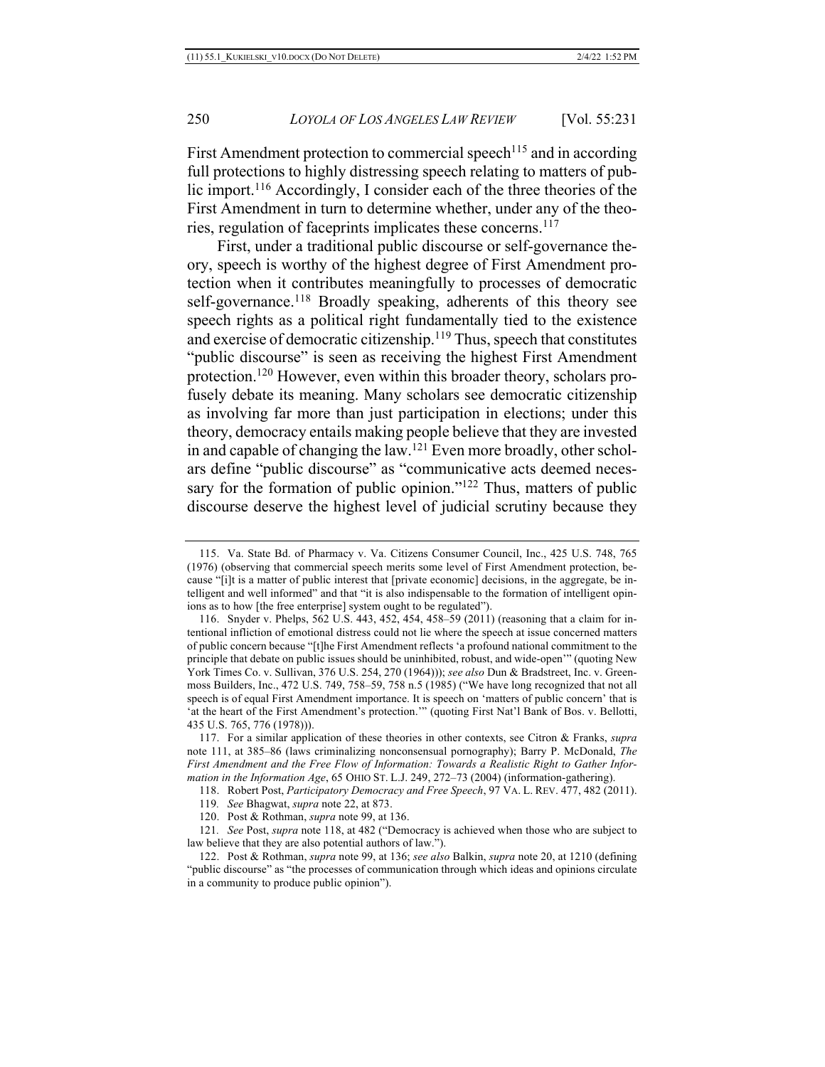First Amendment protection to commercial speech[115] and in according full protections to highly distressing speech relating to matters of public import.[116] Accordingly, I consider each of the three theories of the First Amendment in turn to determine whether, under any of the theories, regulation of faceprints implicates these concerns.[117]

First, under a traditional public discourse or self-governance theory, speech is worthy of the highest degree of First Amendment protection when it contributes meaningfully to processes of democratic self-governance.[118] Broadly speaking, adherents of this theory see speech rights as a political right fundamentally tied to the existence and exercise of democratic citizenship.[119] Thus, speech that constitutes "public discourse" is seen as receiving the highest First Amendment protection.[120] However, even within this broader theory, scholars profusely debate its meaning. Many scholars see democratic citizenship as involving far more than just participation in elections; under this theory, democracy entails making people believe that they are invested in and capable of changing the law.[121] Even more broadly, other scholars define "public discourse" as "communicative acts deemed necessary for the formation of public opinion."[122] Thus, matters of public discourse deserve the highest level of judicial scrutiny because they

---

115. Va. State Bd. of Pharmacy v. Va. Citizens Consumer Council, Inc., 425 U.S. 748, 765 (1976) (observing that commercial speech merits some level of First Amendment protection, because "[i]t is a matter of public interest that [private economic] decisions, in the aggregate, be intelligent and well informed" and that "it is also indispensable to the formation of intelligent opinions as to how [the free enterprise] system ought to be regulated").

116. Snyder v. Phelps, 562 U.S. 443, 452, 454, 458–59 (2011) (reasoning that a claim for intentional infliction of emotional distress could not lie where the speech at issue concerned matters of public concern because "[t]he First Amendment reflects 'a profound national commitment to the principle that debate on public issues should be uninhibited, robust, and wide-open'" (quoting New York Times Co. v. Sullivan, 376 U.S. 254, 270 (1964))); *see also* Dun & Bradstreet, Inc. v. Greenmoss Builders, Inc., 472 U.S. 749, 758–59, 758 n.5 (1985) ("We have long recognized that not all speech is of equal First Amendment importance. It is speech on 'matters of public concern' that is 'at the heart of the First Amendment's protection.'" (quoting First Nat'l Bank of Bos. v. Bellotti, 435 U.S. 765, 776 (1978))).

117. For a similar application of these theories in other contexts, see Citron & Franks, *supra* note 111, at 385–86 (laws criminalizing nonconsensual pornography); Barry P. McDonald, *The First Amendment and the Free Flow of Information: Towards a Realistic Right to Gather Information in the Information Age*, 65 OHIO ST. L.J. 249, 272–73 (2004) (information-gathering).

118. Robert Post, *Participatory Democracy and Free Speech*, 97 VA. L. REV. 477, 482 (2011).

119. *See* Bhagwat, *supra* note 22, at 873.

120. Post & Rothman, *supra* note 99, at 136.

121. *See* Post, *supra* note 118, at 482 ("Democracy is achieved when those who are subject to law believe that they are also potential authors of law.").

122. Post & Rothman, *supra* note 99, at 136; *see also* Balkin, *supra* note 20, at 1210 (defining "public discourse" as "the processes of communication through which ideas and opinions circulate in a community to produce public opinion").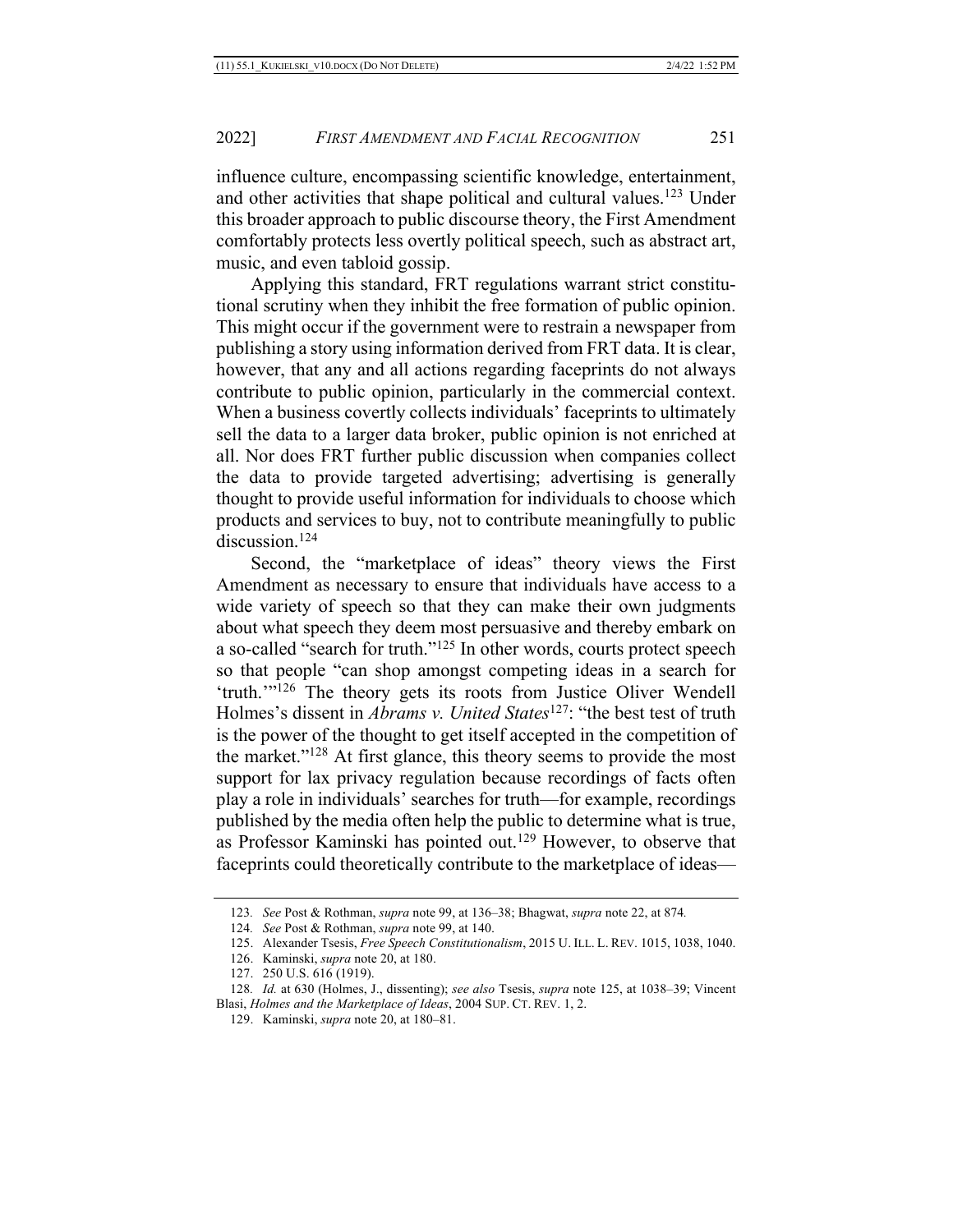influence culture, encompassing scientific knowledge, entertainment, and other activities that shape political and cultural values.[123] Under this broader approach to public discourse theory, the First Amendment comfortably protects less overtly political speech, such as abstract art, music, and even tabloid gossip.

Applying this standard, FRT regulations warrant strict constitutional scrutiny when they inhibit the free formation of public opinion. This might occur if the government were to restrain a newspaper from publishing a story using information derived from FRT data. It is clear, however, that any and all actions regarding faceprints do not always contribute to public opinion, particularly in the commercial context. When a business covertly collects individuals' faceprints to ultimately sell the data to a larger data broker, public opinion is not enriched at all. Nor does FRT further public discussion when companies collect the data to provide targeted advertising; advertising is generally thought to provide useful information for individuals to choose which products and services to buy, not to contribute meaningfully to public discussion.[124]

Second, the "marketplace of ideas" theory views the First Amendment as necessary to ensure that individuals have access to a wide variety of speech so that they can make their own judgments about what speech they deem most persuasive and thereby embark on a so-called "search for truth."[125] In other words, courts protect speech so that people "can shop amongst competing ideas in a search for 'truth.'"[126] The theory gets its roots from Justice Oliver Wendell Holmes's dissent in *Abrams v. United States*[127]: "the best test of truth is the power of the thought to get itself accepted in the competition of the market."[128] At first glance, this theory seems to provide the most support for lax privacy regulation because recordings of facts often play a role in individuals' searches for truth—for example, recordings published by the media often help the public to determine what is true, as Professor Kaminski has pointed out.[129] However, to observe that faceprints could theoretically contribute to the marketplace of ideas—

---

123. *See* Post & Rothman, *supra* note 99, at 136–38; Bhagwat, *supra* note 22, at 874.

124. *See* Post & Rothman, *supra* note 99, at 140.

125. Alexander Tsesis, *Free Speech Constitutionalism*, 2015 U. ILL. L. REV. 1015, 1038, 1040.

126. Kaminski, *supra* note 20, at 180.

127. 250 U.S. 616 (1919).

128. *Id.* at 630 (Holmes, J., dissenting); *see also* Tsesis, *supra* note 125, at 1038–39; Vincent Blasi, *Holmes and the Marketplace of Ideas*, 2004 SUP. CT. REV. 1, 2.

129. Kaminski, *supra* note 20, at 180–81.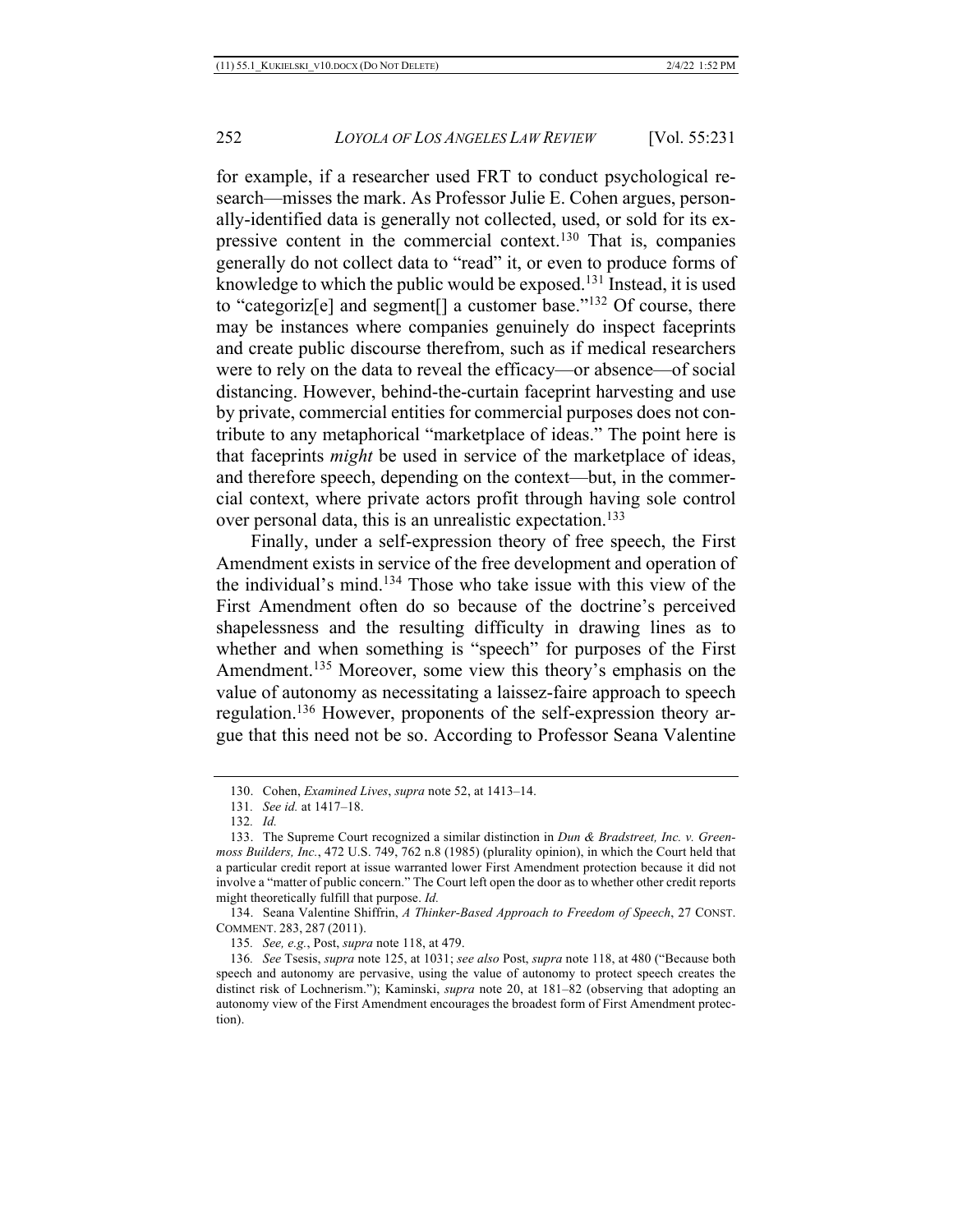for example, if a researcher used FRT to conduct psychological research—misses the mark. As Professor Julie E. Cohen argues, personally-identified data is generally not collected, used, or sold for its expressive content in the commercial context.[130] That is, companies generally do not collect data to "read" it, or even to produce forms of knowledge to which the public would be exposed.[131] Instead, it is used to "categoriz[e] and segment[] a customer base."[132] Of course, there may be instances where companies genuinely do inspect faceprints and create public discourse therefrom, such as if medical researchers were to rely on the data to reveal the efficacy—or absence—of social distancing. However, behind-the-curtain faceprint harvesting and use by private, commercial entities for commercial purposes does not contribute to any metaphorical "marketplace of ideas." The point here is that faceprints *might* be used in service of the marketplace of ideas, and therefore speech, depending on the context—but, in the commercial context, where private actors profit through having sole control over personal data, this is an unrealistic expectation.[133]

Finally, under a self-expression theory of free speech, the First Amendment exists in service of the free development and operation of the individual's mind.[134] Those who take issue with this view of the First Amendment often do so because of the doctrine's perceived shapelessness and the resulting difficulty in drawing lines as to whether and when something is "speech" for purposes of the First Amendment.[135] Moreover, some view this theory's emphasis on the value of autonomy as necessitating a laissez-faire approach to speech regulation.[136] However, proponents of the self-expression theory argue that this need not be so. According to Professor Seana Valentine

---

130. Cohen, *Examined Lives*, *supra* note 52, at 1413–14.

131. *See id.* at 1417–18.

132. *Id.*

133. The Supreme Court recognized a similar distinction in *Dun & Bradstreet, Inc. v. Greenmoss Builders, Inc.*, 472 U.S. 749, 762 n.8 (1985) (plurality opinion), in which the Court held that a particular credit report at issue warranted lower First Amendment protection because it did not involve a "matter of public concern." The Court left open the door as to whether other credit reports might theoretically fulfill that purpose. *Id.*

134. Seana Valentine Shiffrin, *A Thinker-Based Approach to Freedom of Speech*, 27 CONST. COMMENT. 283, 287 (2011).

135. *See, e.g.*, Post, *supra* note 118, at 479.

136. *See* Tsesis, *supra* note 125, at 1031; *see also* Post, *supra* note 118, at 480 ("Because both speech and autonomy are pervasive, using the value of autonomy to protect speech creates the distinct risk of Lochnerism."); Kaminski, *supra* note 20, at 181–82 (observing that adopting an autonomy view of the First Amendment encourages the broadest form of First Amendment protection).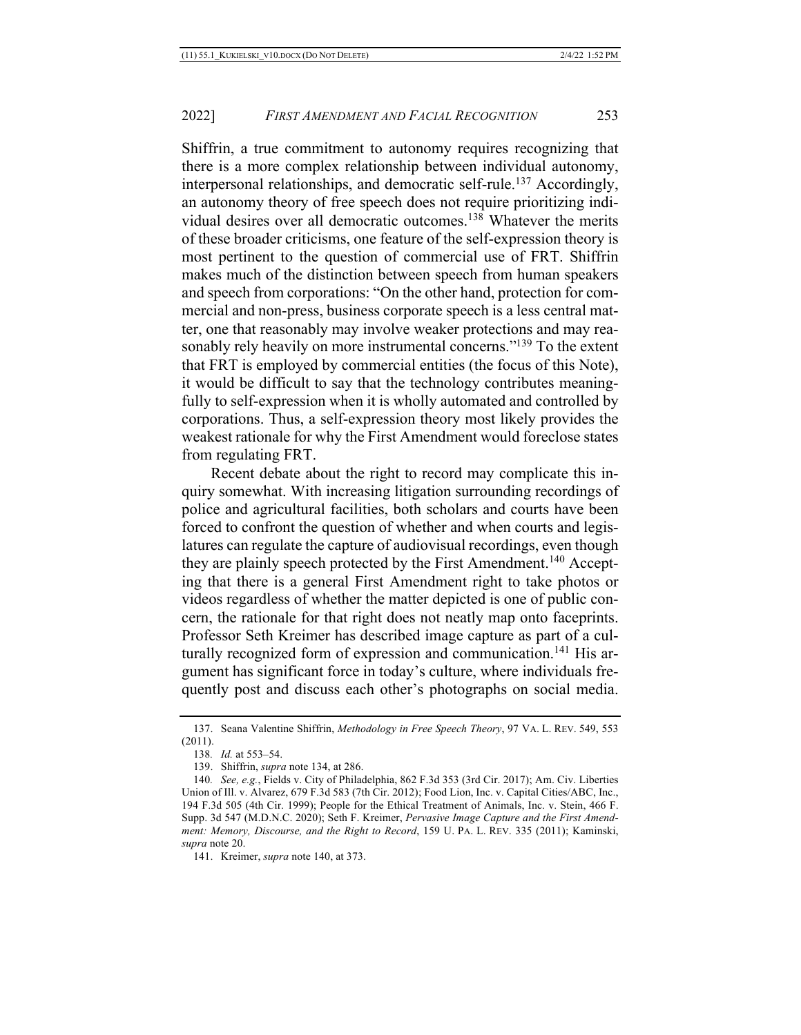Shiffrin, a true commitment to autonomy requires recognizing that there is a more complex relationship between individual autonomy, interpersonal relationships, and democratic self-rule.[137] Accordingly, an autonomy theory of free speech does not require prioritizing individual desires over all democratic outcomes.[138] Whatever the merits of these broader criticisms, one feature of the self-expression theory is most pertinent to the question of commercial use of FRT. Shiffrin makes much of the distinction between speech from human speakers and speech from corporations: "On the other hand, protection for commercial and non-press, business corporate speech is a less central matter, one that reasonably may involve weaker protections and may reasonably rely heavily on more instrumental concerns."[139] To the extent that FRT is employed by commercial entities (the focus of this Note), it would be difficult to say that the technology contributes meaningfully to self-expression when it is wholly automated and controlled by corporations. Thus, a self-expression theory most likely provides the weakest rationale for why the First Amendment would foreclose states from regulating FRT.

Recent debate about the right to record may complicate this inquiry somewhat. With increasing litigation surrounding recordings of police and agricultural facilities, both scholars and courts have been forced to confront the question of whether and when courts and legislatures can regulate the capture of audiovisual recordings, even though they are plainly speech protected by the First Amendment.[140] Accepting that there is a general First Amendment right to take photos or videos regardless of whether the matter depicted is one of public concern, the rationale for that right does not neatly map onto faceprints. Professor Seth Kreimer has described image capture as part of a culturally recognized form of expression and communication.[141] His argument has significant force in today's culture, where individuals frequently post and discuss each other's photographs on social media.

---

137. Seana Valentine Shiffrin, *Methodology in Free Speech Theory*, 97 VA. L. REV. 549, 553 (2011).

138. *Id.* at 553–54.

139. Shiffrin, *supra* note 134, at 286.

140. *See, e.g.*, Fields v. City of Philadelphia, 862 F.3d 353 (3rd Cir. 2017); Am. Civ. Liberties Union of Ill. v. Alvarez, 679 F.3d 583 (7th Cir. 2012); Food Lion, Inc. v. Capital Cities/ABC, Inc., 194 F.3d 505 (4th Cir. 1999); People for the Ethical Treatment of Animals, Inc. v. Stein, 466 F. Supp. 3d 547 (M.D.N.C. 2020); Seth F. Kreimer, *Pervasive Image Capture and the First Amendment: Memory, Discourse, and the Right to Record*, 159 U. PA. L. REV. 335 (2011); Kaminski, *supra* note 20.

141. Kreimer, *supra* note 140, at 373.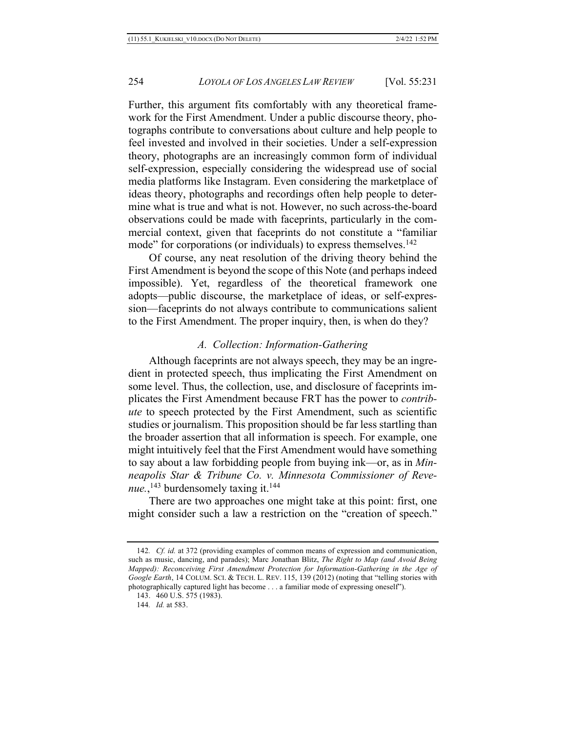Further, this argument fits comfortably with any theoretical framework for the First Amendment. Under a public discourse theory, photographs contribute to conversations about culture and help people to feel invested and involved in their societies. Under a self-expression theory, photographs are an increasingly common form of individual self-expression, especially considering the widespread use of social media platforms like Instagram. Even considering the marketplace of ideas theory, photographs and recordings often help people to determine what is true and what is not. However, no such across-the-board observations could be made with faceprints, particularly in the commercial context, given that faceprints do not constitute a "familiar mode" for corporations (or individuals) to express themselves.[142]

Of course, any neat resolution of the driving theory behind the First Amendment is beyond the scope of this Note (and perhaps indeed impossible). Yet, regardless of the theoretical framework one adopts—public discourse, the marketplace of ideas, or self-expression—faceprints do not always contribute to communications salient to the First Amendment. The proper inquiry, then, is when do they?

### *A. Collection: Information-Gathering*

Although faceprints are not always speech, they may be an ingredient in protected speech, thus implicating the First Amendment on some level. Thus, the collection, use, and disclosure of faceprints implicates the First Amendment because FRT has the power to *contribute* to speech protected by the First Amendment, such as scientific studies or journalism. This proposition should be far less startling than the broader assertion that all information is speech. For example, one might intuitively feel that the First Amendment would have something to say about a law forbidding people from buying ink—or, as in *Minneapolis Star & Tribune Co. v. Minnesota Commissioner of Revenue.*,[143] burdensomely taxing it.[144]

There are two approaches one might take at this point: first, one might consider such a law a restriction on the "creation of speech."

---

142. *Cf. id.* at 372 (providing examples of common means of expression and communication, such as music, dancing, and parades); Marc Jonathan Blitz, *The Right to Map (and Avoid Being Mapped): Reconceiving First Amendment Protection for Information-Gathering in the Age of Google Earth*, 14 COLUM. SCI. & TECH. L. REV. 115, 139 (2012) (noting that "telling stories with photographically captured light has become . . . a familiar mode of expressing oneself").

143. 460 U.S. 575 (1983).

144. *Id.* at 583.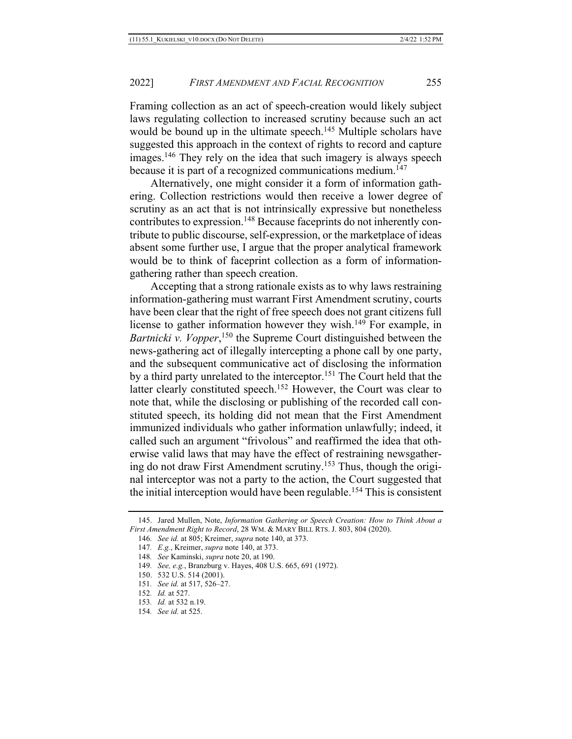Framing collection as an act of speech-creation would likely subject laws regulating collection to increased scrutiny because such an act would be bound up in the ultimate speech.[145] Multiple scholars have suggested this approach in the context of rights to record and capture images.[146] They rely on the idea that such imagery is always speech because it is part of a recognized communications medium.[147]

Alternatively, one might consider it a form of information gathering. Collection restrictions would then receive a lower degree of scrutiny as an act that is not intrinsically expressive but nonetheless contributes to expression.[148] Because faceprints do not inherently contribute to public discourse, self-expression, or the marketplace of ideas absent some further use, I argue that the proper analytical framework would be to think of faceprint collection as a form of information-gathering rather than speech creation.

Accepting that a strong rationale exists as to why laws restraining information-gathering must warrant First Amendment scrutiny, courts have been clear that the right of free speech does not grant citizens full license to gather information however they wish.[149] For example, in *Bartnicki v. Vopper*,[150] the Supreme Court distinguished between the news-gathering act of illegally intercepting a phone call by one party, and the subsequent communicative act of disclosing the information by a third party unrelated to the interceptor.[151] The Court held that the latter clearly constituted speech.[152] However, the Court was clear to note that, while the disclosing or publishing of the recorded call constituted speech, its holding did not mean that the First Amendment immunized individuals who gather information unlawfully; indeed, it called such an argument "frivolous" and reaffirmed the idea that otherwise valid laws that may have the effect of restraining newsgathering do not draw First Amendment scrutiny.[153] Thus, though the original interceptor was not a party to the action, the Court suggested that the initial interception would have been regulable.[154] This is consistent

---

145. Jared Mullen, Note, *Information Gathering or Speech Creation: How to Think About a First Amendment Right to Record*, 28 WM. & MARY BILL RTS. J. 803, 804 (2020).

146. *See id.* at 805; Kreimer, *supra* note 140, at 373.

147. *E.g.*, Kreimer, *supra* note 140, at 373.

148. *See* Kaminski, *supra* note 20, at 190.

149. *See, e.g.*, Branzburg v. Hayes, 408 U.S. 665, 691 (1972).

150. 532 U.S. 514 (2001).

151. *See id.* at 517, 526–27.

152. *Id.* at 527.

153. *Id.* at 532 n.19.

154. *See id.* at 525.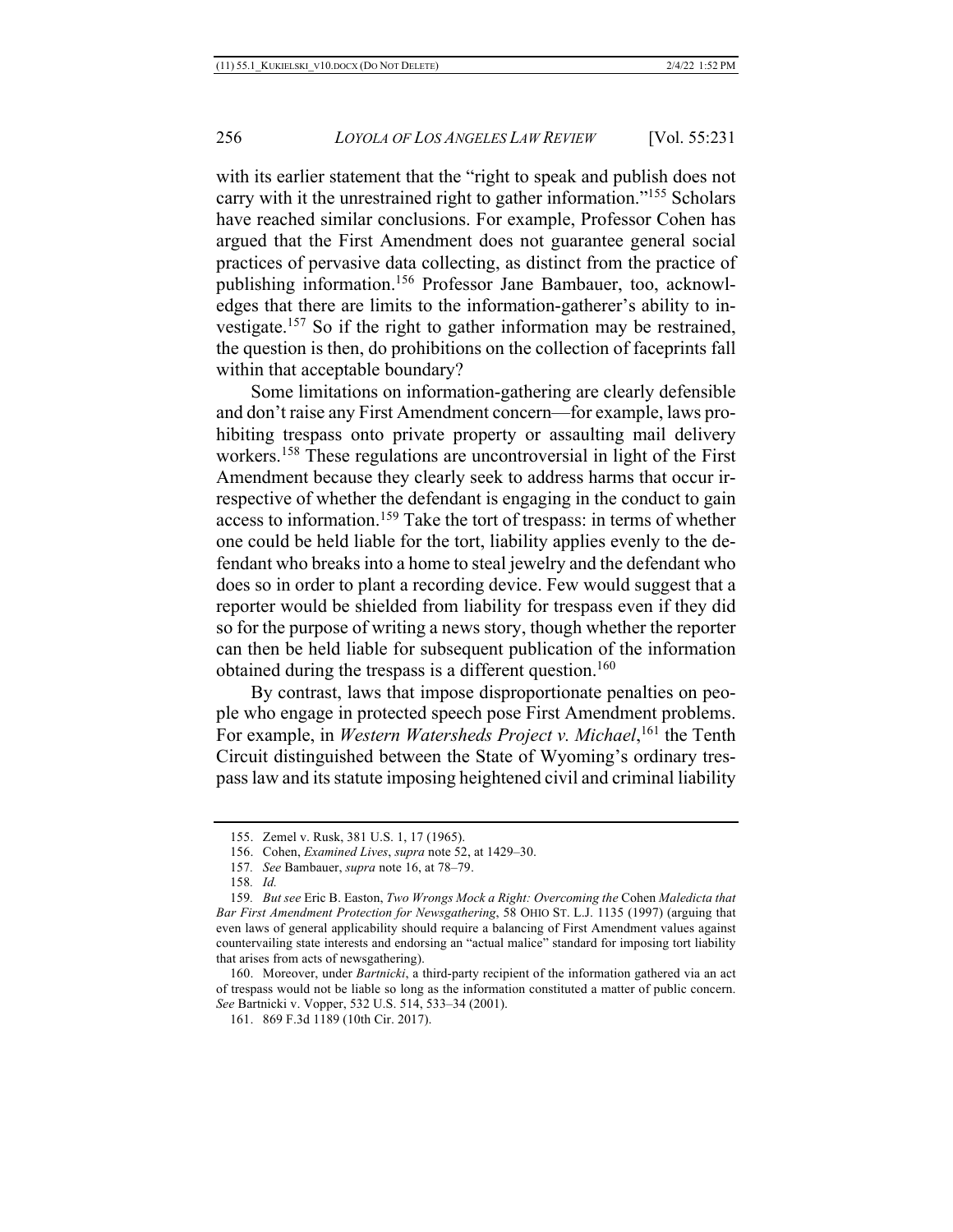with its earlier statement that the "right to speak and publish does not carry with it the unrestrained right to gather information."[155] Scholars have reached similar conclusions. For example, Professor Cohen has argued that the First Amendment does not guarantee general social practices of pervasive data collecting, as distinct from the practice of publishing information.[156] Professor Jane Bambauer, too, acknowledges that there are limits to the information-gatherer's ability to investigate.[157] So if the right to gather information may be restrained, the question is then, do prohibitions on the collection of faceprints fall within that acceptable boundary?

Some limitations on information-gathering are clearly defensible and don't raise any First Amendment concern—for example, laws prohibiting trespass onto private property or assaulting mail delivery workers.[158] These regulations are uncontroversial in light of the First Amendment because they clearly seek to address harms that occur irrespective of whether the defendant is engaging in the conduct to gain access to information.[159] Take the tort of trespass: in terms of whether one could be held liable for the tort, liability applies evenly to the defendant who breaks into a home to steal jewelry and the defendant who does so in order to plant a recording device. Few would suggest that a reporter would be shielded from liability for trespass even if they did so for the purpose of writing a news story, though whether the reporter can then be held liable for subsequent publication of the information obtained during the trespass is a different question.[160]

By contrast, laws that impose disproportionate penalties on people who engage in protected speech pose First Amendment problems. For example, in *Western Watersheds Project v. Michael*,[161] the Tenth Circuit distinguished between the State of Wyoming's ordinary trespass law and its statute imposing heightened civil and criminal liability

---

155. Zemel v. Rusk, 381 U.S. 1, 17 (1965).

156. Cohen, *Examined Lives*, *supra* note 52, at 1429–30.

157. *See* Bambauer, *supra* note 16, at 78–79.

158. *Id.*

159. *But see* Eric B. Easton, *Two Wrongs Mock a Right: Overcoming the* Cohen *Maledicta that Bar First Amendment Protection for Newsgathering*, 58 OHIO ST. L.J. 1135 (1997) (arguing that even laws of general applicability should require a balancing of First Amendment values against countervailing state interests and endorsing an "actual malice" standard for imposing tort liability that arises from acts of newsgathering).

160. Moreover, under *Bartnicki*, a third-party recipient of the information gathered via an act of trespass would not be liable so long as the information constituted a matter of public concern. *See* Bartnicki v. Vopper, 532 U.S. 514, 533–34 (2001).

161. 869 F.3d 1189 (10th Cir. 2017).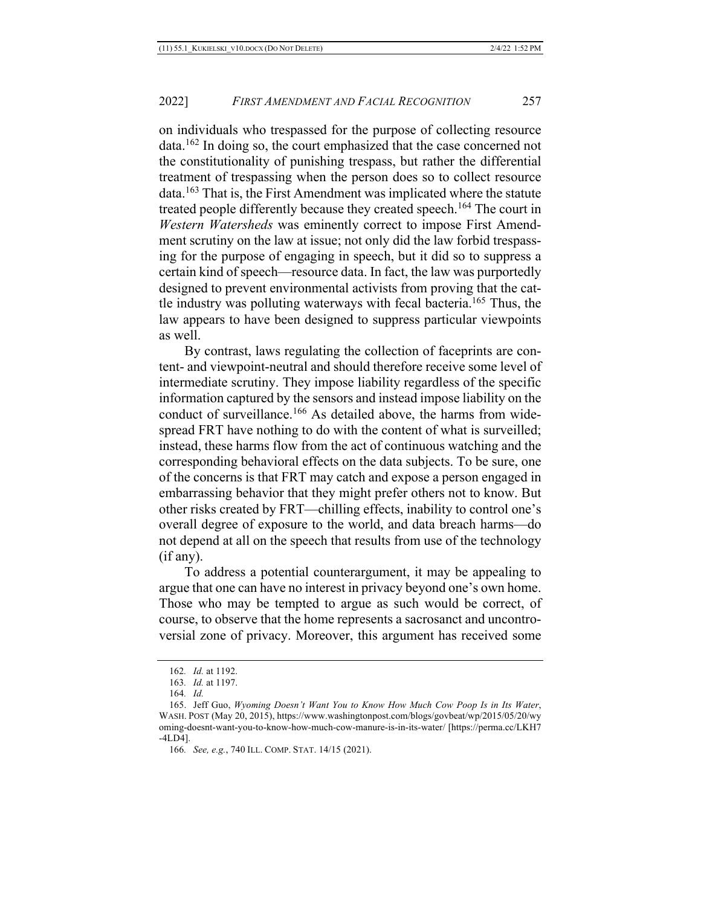on individuals who trespassed for the purpose of collecting resource data.[162] In doing so, the court emphasized that the case concerned not the constitutionality of punishing trespass, but rather the differential treatment of trespassing when the person does so to collect resource data.[163] That is, the First Amendment was implicated where the statute treated people differently because they created speech.[164] The court in *Western Watersheds* was eminently correct to impose First Amendment scrutiny on the law at issue; not only did the law forbid trespassing for the purpose of engaging in speech, but it did so to suppress a certain kind of speech—resource data. In fact, the law was purportedly designed to prevent environmental activists from proving that the cattle industry was polluting waterways with fecal bacteria.[165] Thus, the law appears to have been designed to suppress particular viewpoints as well.

By contrast, laws regulating the collection of faceprints are content- and viewpoint-neutral and should therefore receive some level of intermediate scrutiny. They impose liability regardless of the specific information captured by the sensors and instead impose liability on the conduct of surveillance.[166] As detailed above, the harms from widespread FRT have nothing to do with the content of what is surveilled; instead, these harms flow from the act of continuous watching and the corresponding behavioral effects on the data subjects. To be sure, one of the concerns is that FRT may catch and expose a person engaged in embarrassing behavior that they might prefer others not to know. But other risks created by FRT—chilling effects, inability to control one's overall degree of exposure to the world, and data breach harms—do not depend at all on the speech that results from use of the technology (if any).

To address a potential counterargument, it may be appealing to argue that one can have no interest in privacy beyond one's own home. Those who may be tempted to argue as such would be correct, of course, to observe that the home represents a sacrosanct and uncontroversial zone of privacy. Moreover, this argument has received some

---

162. *Id.* at 1192.

163. *Id.* at 1197.

164. *Id.*

165. Jeff Guo, *Wyoming Doesn't Want You to Know How Much Cow Poop Is in Its Water*, WASH. POST (May 20, 2015), https://www.washingtonpost.com/blogs/govbeat/wp/2015/05/20/wyoming-doesnt-want-you-to-know-how-much-cow-manure-is-in-its-water/ [https://perma.cc/LKH7-4LD4].

166. *See, e.g.*, 740 ILL. COMP. STAT. 14/15 (2021).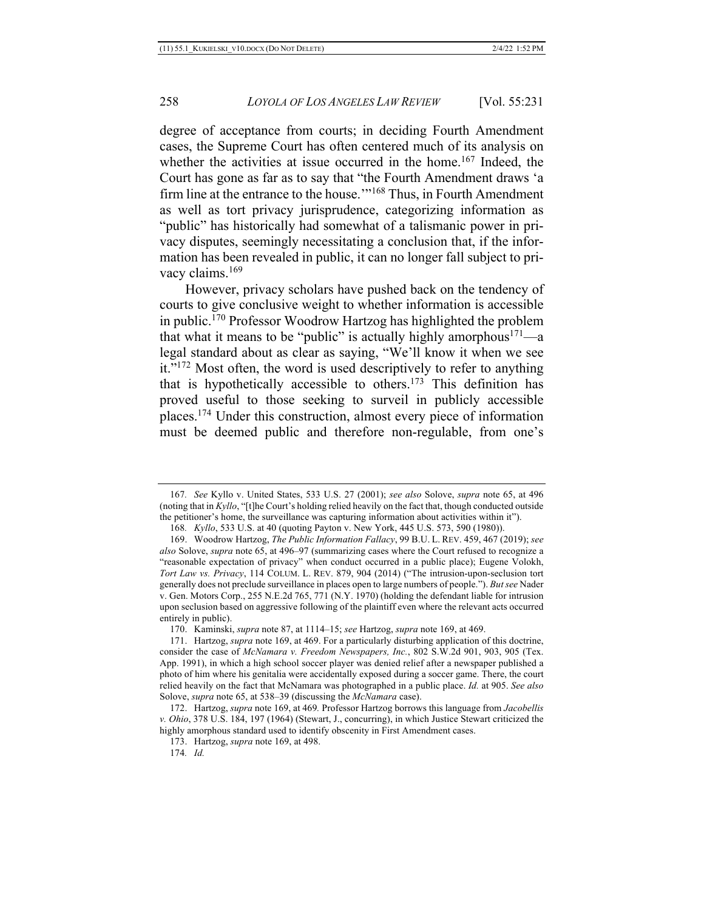degree of acceptance from courts; in deciding Fourth Amendment cases, the Supreme Court has often centered much of its analysis on whether the activities at issue occurred in the home.[167] Indeed, the Court has gone as far as to say that "the Fourth Amendment draws 'a firm line at the entrance to the house.'"[168] Thus, in Fourth Amendment as well as tort privacy jurisprudence, categorizing information as "public" has historically had somewhat of a talismanic power in privacy disputes, seemingly necessitating a conclusion that, if the information has been revealed in public, it can no longer fall subject to privacy claims.[169]

However, privacy scholars have pushed back on the tendency of courts to give conclusive weight to whether information is accessible in public.[170] Professor Woodrow Hartzog has highlighted the problem that what it means to be "public" is actually highly amorphous[171]—a legal standard about as clear as saying, "We'll know it when we see it."[172] Most often, the word is used descriptively to refer to anything that is hypothetically accessible to others.[173] This definition has proved useful to those seeking to surveil in publicly accessible places.[174] Under this construction, almost every piece of information must be deemed public and therefore non-regulable, from one's

---

167. *See* Kyllo v. United States, 533 U.S. 27 (2001); *see also* Solove, *supra* note 65, at 496 (noting that in *Kyllo*, "[t]he Court's holding relied heavily on the fact that, though conducted outside the petitioner's home, the surveillance was capturing information about activities within it").

168. *Kyllo*, 533 U.S. at 40 (quoting Payton v. New York, 445 U.S. 573, 590 (1980)).

169. Woodrow Hartzog, *The Public Information Fallacy*, 99 B.U. L. REV. 459, 467 (2019); *see also* Solove, *supra* note 65, at 496–97 (summarizing cases where the Court refused to recognize a "reasonable expectation of privacy" when conduct occurred in a public place); Eugene Volokh, *Tort Law vs. Privacy*, 114 COLUM. L. REV. 879, 904 (2014) ("The intrusion-upon-seclusion tort generally does not preclude surveillance in places open to large numbers of people."). *But see* Nader v. Gen. Motors Corp., 255 N.E.2d 765, 771 (N.Y. 1970) (holding the defendant liable for intrusion upon seclusion based on aggressive following of the plaintiff even where the relevant acts occurred entirely in public).

170. Kaminski, *supra* note 87, at 1114–15; *see* Hartzog, *supra* note 169, at 469.

171. Hartzog, *supra* note 169, at 469. For a particularly disturbing application of this doctrine, consider the case of *McNamara v. Freedom Newspapers, Inc.*, 802 S.W.2d 901, 903, 905 (Tex. App. 1991), in which a high school soccer player was denied relief after a newspaper published a photo of him where his genitalia were accidentally exposed during a soccer game. There, the court relied heavily on the fact that McNamara was photographed in a public place. *Id.* at 905. *See also* Solove, *supra* note 65, at 538–39 (discussing the *McNamara* case).

172. Hartzog, *supra* note 169, at 469. Professor Hartzog borrows this language from *Jacobellis v. Ohio*, 378 U.S. 184, 197 (1964) (Stewart, J., concurring), in which Justice Stewart criticized the highly amorphous standard used to identify obscenity in First Amendment cases.

173. Hartzog, *supra* note 169, at 498.

174. *Id.*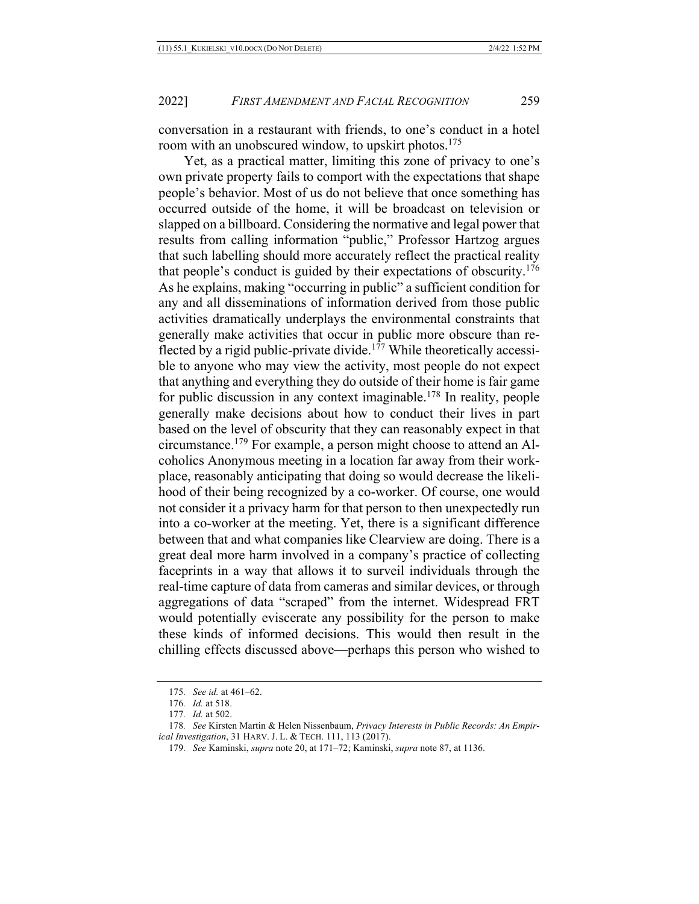conversation in a restaurant with friends, to one's conduct in a hotel room with an unobscured window, to upskirt photos.[175]

Yet, as a practical matter, limiting this zone of privacy to one's own private property fails to comport with the expectations that shape people's behavior. Most of us do not believe that once something has occurred outside of the home, it will be broadcast on television or slapped on a billboard. Considering the normative and legal power that results from calling information "public," Professor Hartzog argues that such labelling should more accurately reflect the practical reality that people's conduct is guided by their expectations of obscurity.[176] As he explains, making "occurring in public" a sufficient condition for any and all disseminations of information derived from those public activities dramatically underplays the environmental constraints that generally make activities that occur in public more obscure than reflected by a rigid public-private divide.[177] While theoretically accessible to anyone who may view the activity, most people do not expect that anything and everything they do outside of their home is fair game for public discussion in any context imaginable.[178] In reality, people generally make decisions about how to conduct their lives in part based on the level of obscurity that they can reasonably expect in that circumstance.[179] For example, a person might choose to attend an Alcoholics Anonymous meeting in a location far away from their workplace, reasonably anticipating that doing so would decrease the likelihood of their being recognized by a co-worker. Of course, one would not consider it a privacy harm for that person to then unexpectedly run into a co-worker at the meeting. Yet, there is a significant difference between that and what companies like Clearview are doing. There is a great deal more harm involved in a company's practice of collecting faceprints in a way that allows it to surveil individuals through the real-time capture of data from cameras and similar devices, or through aggregations of data "scraped" from the internet. Widespread FRT would potentially eviscerate any possibility for the person to make these kinds of informed decisions. This would then result in the chilling effects discussed above—perhaps this person who wished to

---

175. *See id.* at 461–62.

176. *Id.* at 518.

177. *Id.* at 502.

178. *See* Kirsten Martin & Helen Nissenbaum, *Privacy Interests in Public Records: An Empirical Investigation*, 31 HARV. J. L. & TECH. 111, 113 (2017).

179. *See* Kaminski, *supra* note 20, at 171–72; Kaminski, *supra* note 87, at 1136.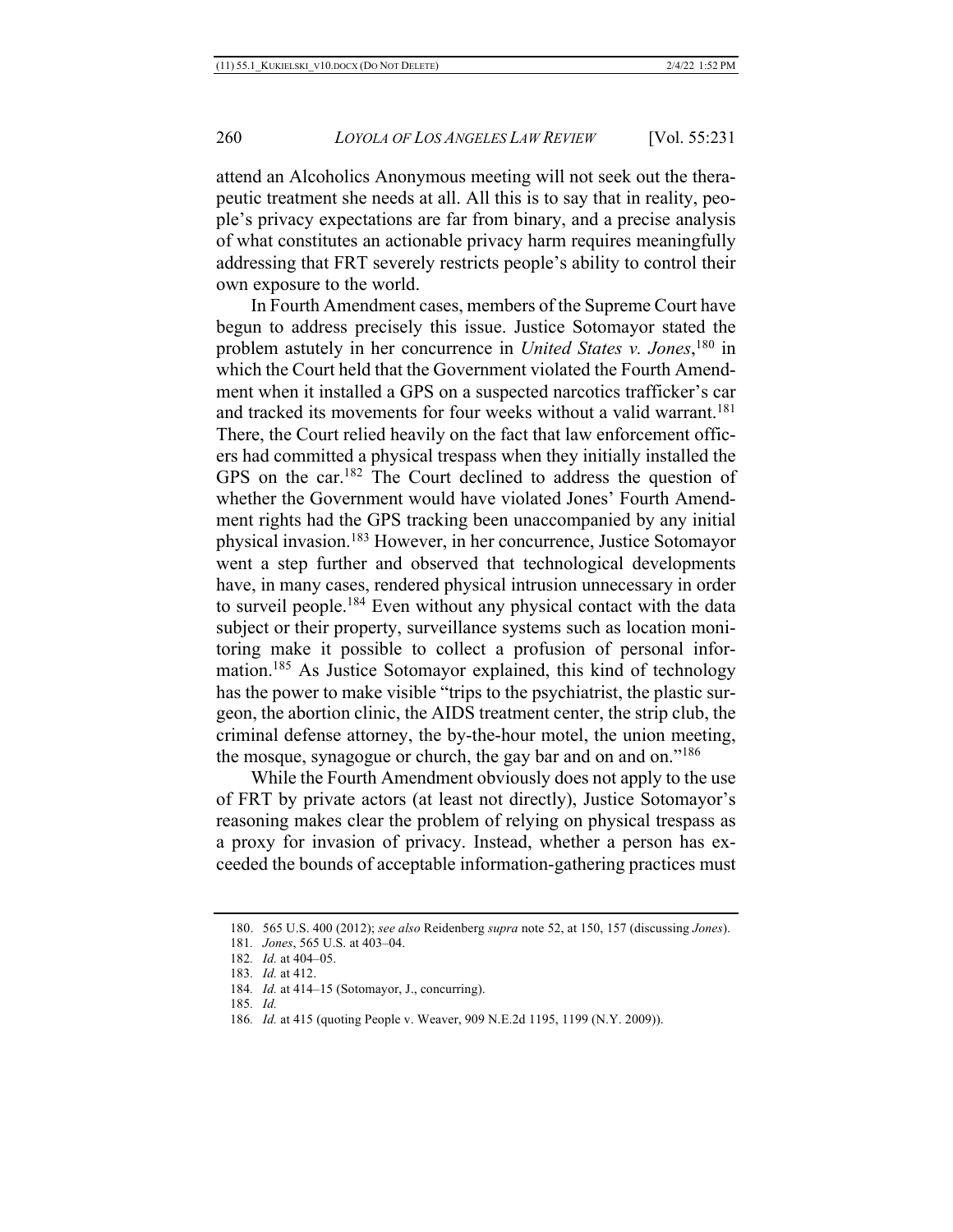attend an Alcoholics Anonymous meeting will not seek out the therapeutic treatment she needs at all. All this is to say that in reality, people's privacy expectations are far from binary, and a precise analysis of what constitutes an actionable privacy harm requires meaningfully addressing that FRT severely restricts people's ability to control their own exposure to the world.

In Fourth Amendment cases, members of the Supreme Court have begun to address precisely this issue. Justice Sotomayor stated the problem astutely in her concurrence in *United States v. Jones*,[180] in which the Court held that the Government violated the Fourth Amendment when it installed a GPS on a suspected narcotics trafficker's car and tracked its movements for four weeks without a valid warrant.[181] There, the Court relied heavily on the fact that law enforcement officers had committed a physical trespass when they initially installed the GPS on the car.[182] The Court declined to address the question of whether the Government would have violated Jones' Fourth Amendment rights had the GPS tracking been unaccompanied by any initial physical invasion.[183] However, in her concurrence, Justice Sotomayor went a step further and observed that technological developments have, in many cases, rendered physical intrusion unnecessary in order to surveil people.[184] Even without any physical contact with the data subject or their property, surveillance systems such as location monitoring make it possible to collect a profusion of personal information.[185] As Justice Sotomayor explained, this kind of technology has the power to make visible "trips to the psychiatrist, the plastic surgeon, the abortion clinic, the AIDS treatment center, the strip club, the criminal defense attorney, the by-the-hour motel, the union meeting, the mosque, synagogue or church, the gay bar and on and on."[186]

While the Fourth Amendment obviously does not apply to the use of FRT by private actors (at least not directly), Justice Sotomayor's reasoning makes clear the problem of relying on physical trespass as a proxy for invasion of privacy. Instead, whether a person has exceeded the bounds of acceptable information-gathering practices must

---

180. 565 U.S. 400 (2012); *see also* Reidenberg *supra* note 52, at 150, 157 (discussing *Jones*).

181. *Jones*, 565 U.S. at 403–04.

182. *Id.* at 404–05.

183. *Id.* at 412.

184. *Id.* at 414–15 (Sotomayor, J., concurring).

185. *Id.*

186. *Id.* at 415 (quoting People v. Weaver, 909 N.E.2d 1195, 1199 (N.Y. 2009)).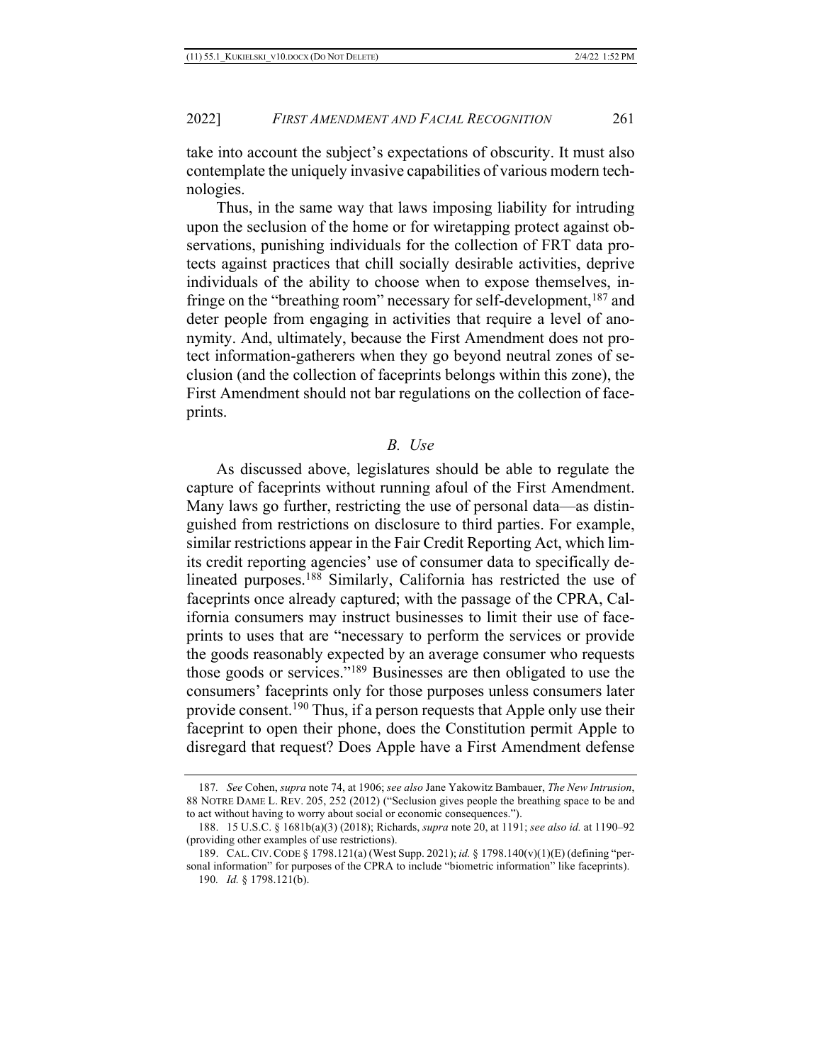take into account the subject's expectations of obscurity. It must also contemplate the uniquely invasive capabilities of various modern technologies.

Thus, in the same way that laws imposing liability for intruding upon the seclusion of the home or for wiretapping protect against observations, punishing individuals for the collection of FRT data protects against practices that chill socially desirable activities, deprive individuals of the ability to choose when to expose themselves, infringe on the "breathing room" necessary for self-development,[187] and deter people from engaging in activities that require a level of anonymity. And, ultimately, because the First Amendment does not protect information-gatherers when they go beyond neutral zones of seclusion (and the collection of faceprints belongs within this zone), the First Amendment should not bar regulations on the collection of faceprints.

### *B. Use*

As discussed above, legislatures should be able to regulate the capture of faceprints without running afoul of the First Amendment. Many laws go further, restricting the use of personal data—as distinguished from restrictions on disclosure to third parties. For example, similar restrictions appear in the Fair Credit Reporting Act, which limits credit reporting agencies' use of consumer data to specifically delineated purposes.[188] Similarly, California has restricted the use of faceprints once already captured; with the passage of the CPRA, California consumers may instruct businesses to limit their use of faceprints to uses that are "necessary to perform the services or provide the goods reasonably expected by an average consumer who requests those goods or services."[189] Businesses are then obligated to use the consumers' faceprints only for those purposes unless consumers later provide consent.[190] Thus, if a person requests that Apple only use their faceprint to open their phone, does the Constitution permit Apple to disregard that request? Does Apple have a First Amendment defense

---

187. *See* Cohen, *supra* note 74, at 1906; *see also* Jane Yakowitz Bambauer, *The New Intrusion*, 88 NOTRE DAME L. REV. 205, 252 (2012) ("Seclusion gives people the breathing space to be and to act without having to worry about social or economic consequences.").

188. 15 U.S.C. § 1681b(a)(3) (2018); Richards, *supra* note 20, at 1191; *see also id.* at 1190–92 (providing other examples of use restrictions).

189. CAL. CIV. CODE § 1798.121(a) (West Supp. 2021); *id.* § 1798.140(v)(1)(E) (defining "personal information" for purposes of the CPRA to include "biometric information" like faceprints).

190. *Id.* § 1798.121(b).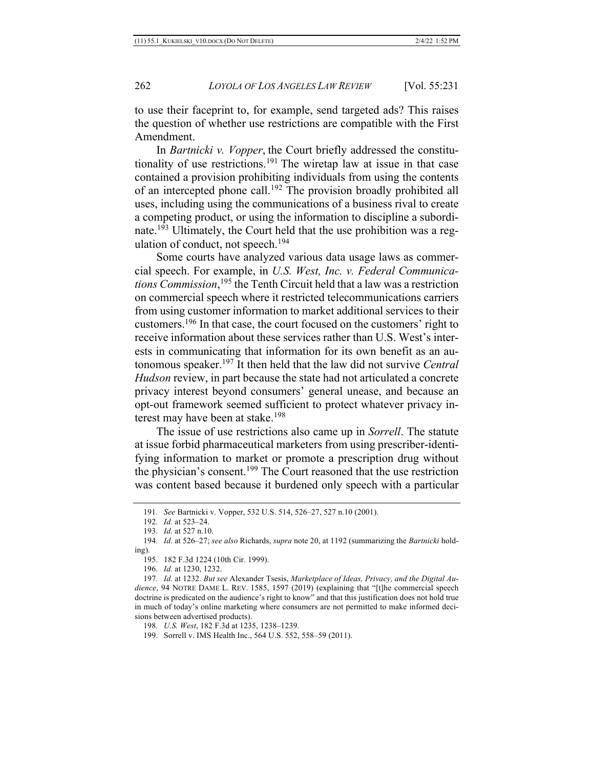to use their faceprint to, for example, send targeted ads? This raises the question of whether use restrictions are compatible with the First Amendment.

In *Bartnicki v. Vopper*, the Court briefly addressed the constitutionality of use restrictions.[191] The wiretap law at issue in that case contained a provision prohibiting individuals from using the contents of an intercepted phone call.[192] The provision broadly prohibited all uses, including using the communications of a business rival to create a competing product, or using the information to discipline a subordinate.[193] Ultimately, the Court held that the use prohibition was a regulation of conduct, not speech.[194]

Some courts have analyzed various data usage laws as commercial speech. For example, in *U.S. West, Inc. v. Federal Communications Commission*,[195] the Tenth Circuit held that a law was a restriction on commercial speech where it restricted telecommunications carriers from using customer information to market additional services to their customers.[196] In that case, the court focused on the customers' right to receive information about these services rather than U.S. West's interests in communicating that information for its own benefit as an autonomous speaker.[197] It then held that the law did not survive *Central Hudson* review, in part because the state had not articulated a concrete privacy interest beyond consumers' general unease, and because an opt-out framework seemed sufficient to protect whatever privacy interest may have been at stake.[198]

The issue of use restrictions also came up in *Sorrell*. The statute at issue forbid pharmaceutical marketers from using prescriber-identifying information to market or promote a prescription drug without the physician's consent.[199] The Court reasoned that the use restriction was content based because it burdened only speech with a particular

---

191. *See* Bartnicki v. Vopper, 532 U.S. 514, 526–27, 527 n.10 (2001).

192. *Id.* at 523–24.

193. *Id.* at 527 n.10.

194. *Id.* at 526–27; *see also* Richards, *supra* note 20, at 1192 (summarizing the *Bartnicki* holding).

195. 182 F.3d 1224 (10th Cir. 1999).

196. *Id.* at 1230, 1232.

197. *Id.* at 1232. *But see* Alexander Tsesis, *Marketplace of Ideas, Privacy, and the Digital Audience*, 94 NOTRE DAME L. REV. 1585, 1597 (2019) (explaining that "[t]he commercial speech doctrine is predicated on the audience's right to know" and that this justification does not hold true in much of today's online marketing where consumers are not permitted to make informed decisions between advertised products).

198. *U.S. West*, 182 F.3d at 1235, 1238–1239.

199. Sorrell v. IMS Health Inc., 564 U.S. 552, 558–59 (2011).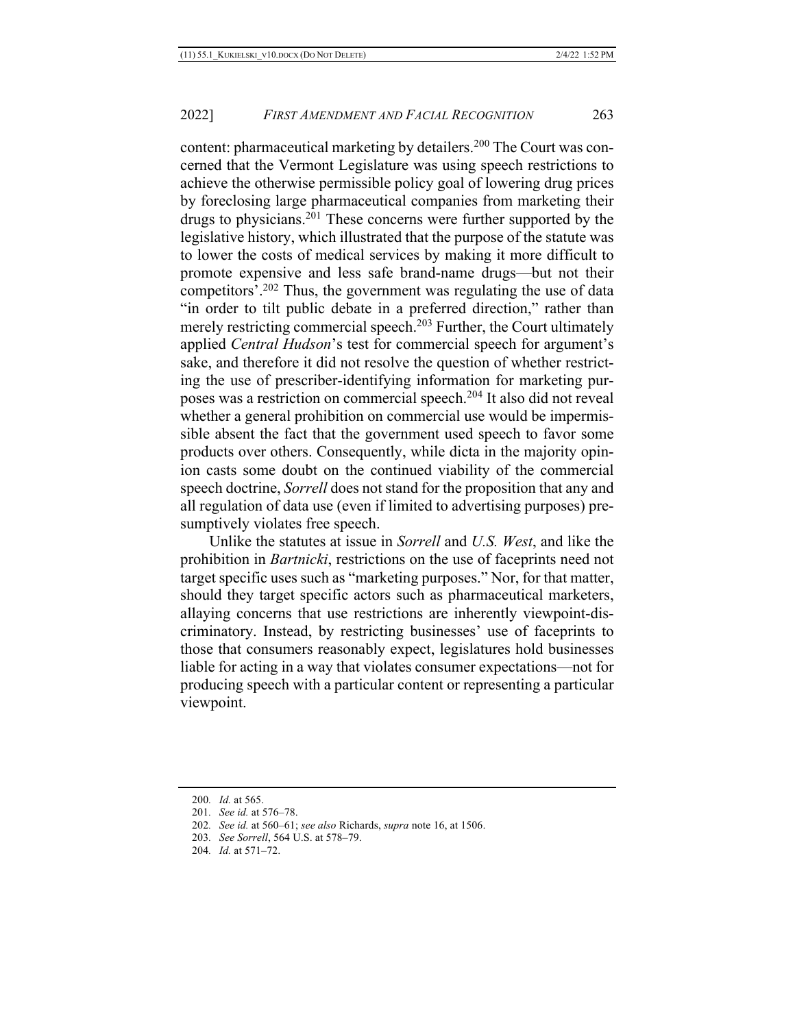content: pharmaceutical marketing by detailers.[200] The Court was concerned that the Vermont Legislature was using speech restrictions to achieve the otherwise permissible policy goal of lowering drug prices by foreclosing large pharmaceutical companies from marketing their drugs to physicians.[201] These concerns were further supported by the legislative history, which illustrated that the purpose of the statute was to lower the costs of medical services by making it more difficult to promote expensive and less safe brand-name drugs—but not their competitors'.[202] Thus, the government was regulating the use of data "in order to tilt public debate in a preferred direction," rather than merely restricting commercial speech.[203] Further, the Court ultimately applied *Central Hudson*'s test for commercial speech for argument's sake, and therefore it did not resolve the question of whether restricting the use of prescriber-identifying information for marketing purposes was a restriction on commercial speech.[204] It also did not reveal whether a general prohibition on commercial use would be impermissible absent the fact that the government used speech to favor some products over others. Consequently, while dicta in the majority opinion casts some doubt on the continued viability of the commercial speech doctrine, *Sorrell* does not stand for the proposition that any and all regulation of data use (even if limited to advertising purposes) presumptively violates free speech.

Unlike the statutes at issue in *Sorrell* and *U.S. West*, and like the prohibition in *Bartnicki*, restrictions on the use of faceprints need not target specific uses such as "marketing purposes." Nor, for that matter, should they target specific actors such as pharmaceutical marketers, allaying concerns that use restrictions are inherently viewpoint-discriminatory. Instead, by restricting businesses' use of faceprints to those that consumers reasonably expect, legislatures hold businesses liable for acting in a way that violates consumer expectations—not for producing speech with a particular content or representing a particular viewpoint.

200. *Id.* at 565.

201. *See id.* at 576–78.

202. *See id.* at 560–61; *see also* Richards, *supra* note 16, at 1506.

203. *See Sorrell*, 564 U.S. at 578–79.

204. *Id.* at 571–72.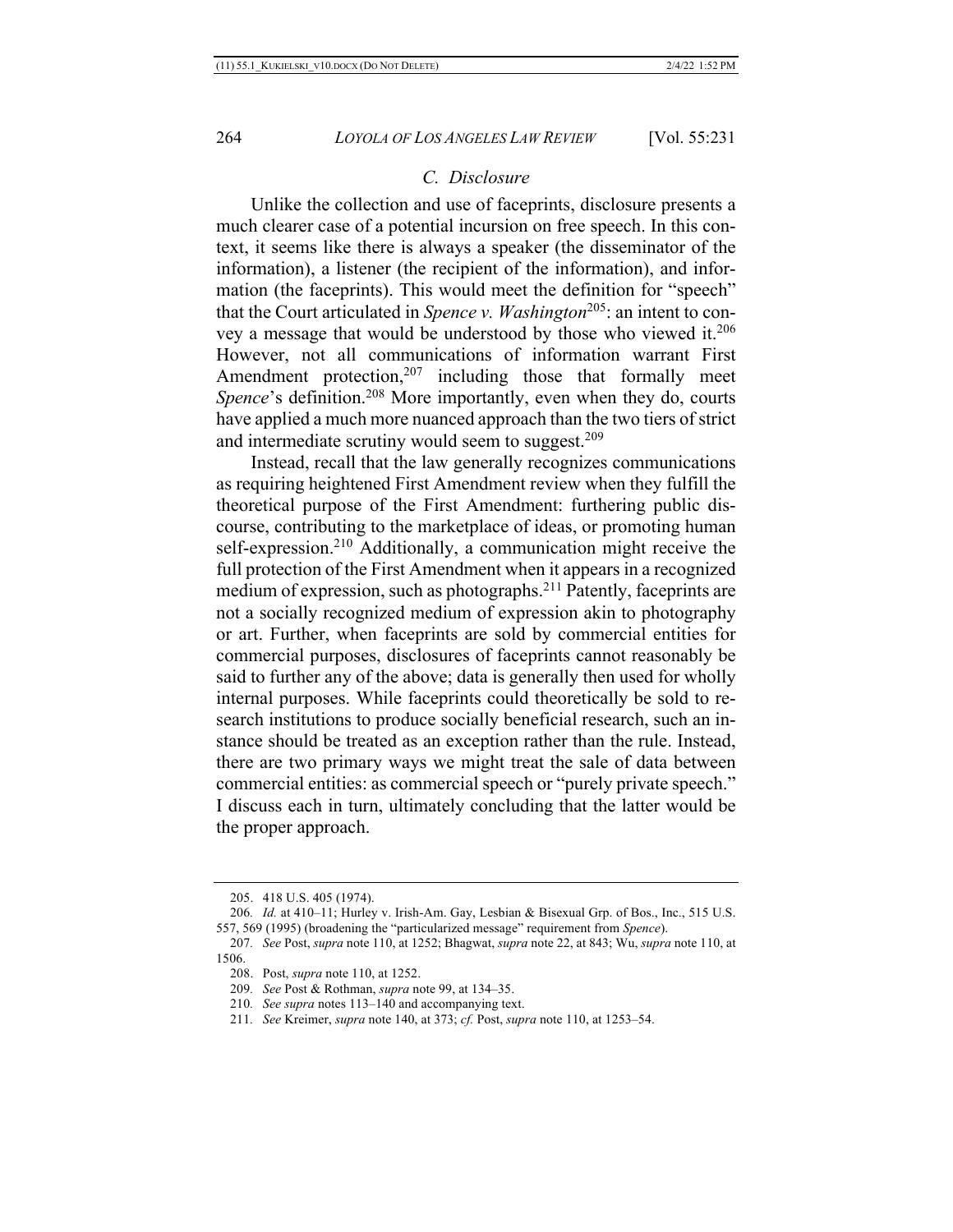### C. Disclosure

Unlike the collection and use of faceprints, disclosure presents a much clearer case of a potential incursion on free speech. In this context, it seems like there is always a speaker (the disseminator of the information), a listener (the recipient of the information), and information (the faceprints). This would meet the definition for "speech" that the Court articulated in *Spence v. Washington*[205]: an intent to convey a message that would be understood by those who viewed it.[206] However, not all communications of information warrant First Amendment protection,[207] including those that formally meet *Spence*'s definition.[208] More importantly, even when they do, courts have applied a much more nuanced approach than the two tiers of strict and intermediate scrutiny would seem to suggest.[209]

Instead, recall that the law generally recognizes communications as requiring heightened First Amendment review when they fulfill the theoretical purpose of the First Amendment: furthering public discourse, contributing to the marketplace of ideas, or promoting human self-expression.[210] Additionally, a communication might receive the full protection of the First Amendment when it appears in a recognized medium of expression, such as photographs.[211] Patently, faceprints are not a socially recognized medium of expression akin to photography or art. Further, when faceprints are sold by commercial entities for commercial purposes, disclosures of faceprints cannot reasonably be said to further any of the above; data is generally then used for wholly internal purposes. While faceprints could theoretically be sold to research institutions to produce socially beneficial research, such an instance should be treated as an exception rather than the rule. Instead, there are two primary ways we might treat the sale of data between commercial entities: as commercial speech or "purely private speech." I discuss each in turn, ultimately concluding that the latter would be the proper approach.

---

205. 418 U.S. 405 (1974).

206. *Id.* at 410–11; Hurley v. Irish-Am. Gay, Lesbian & Bisexual Grp. of Bos., Inc., 515 U.S. 557, 569 (1995) (broadening the "particularized message" requirement from *Spence*).

207. *See* Post, *supra* note 110, at 1252; Bhagwat, *supra* note 22, at 843; Wu, *supra* note 110, at 1506.

208. Post, *supra* note 110, at 1252.

209. *See* Post & Rothman, *supra* note 99, at 134–35.

210. *See supra* notes 113–140 and accompanying text.

211. *See* Kreimer, *supra* note 140, at 373; *cf.* Post, *supra* note 110, at 1253–54.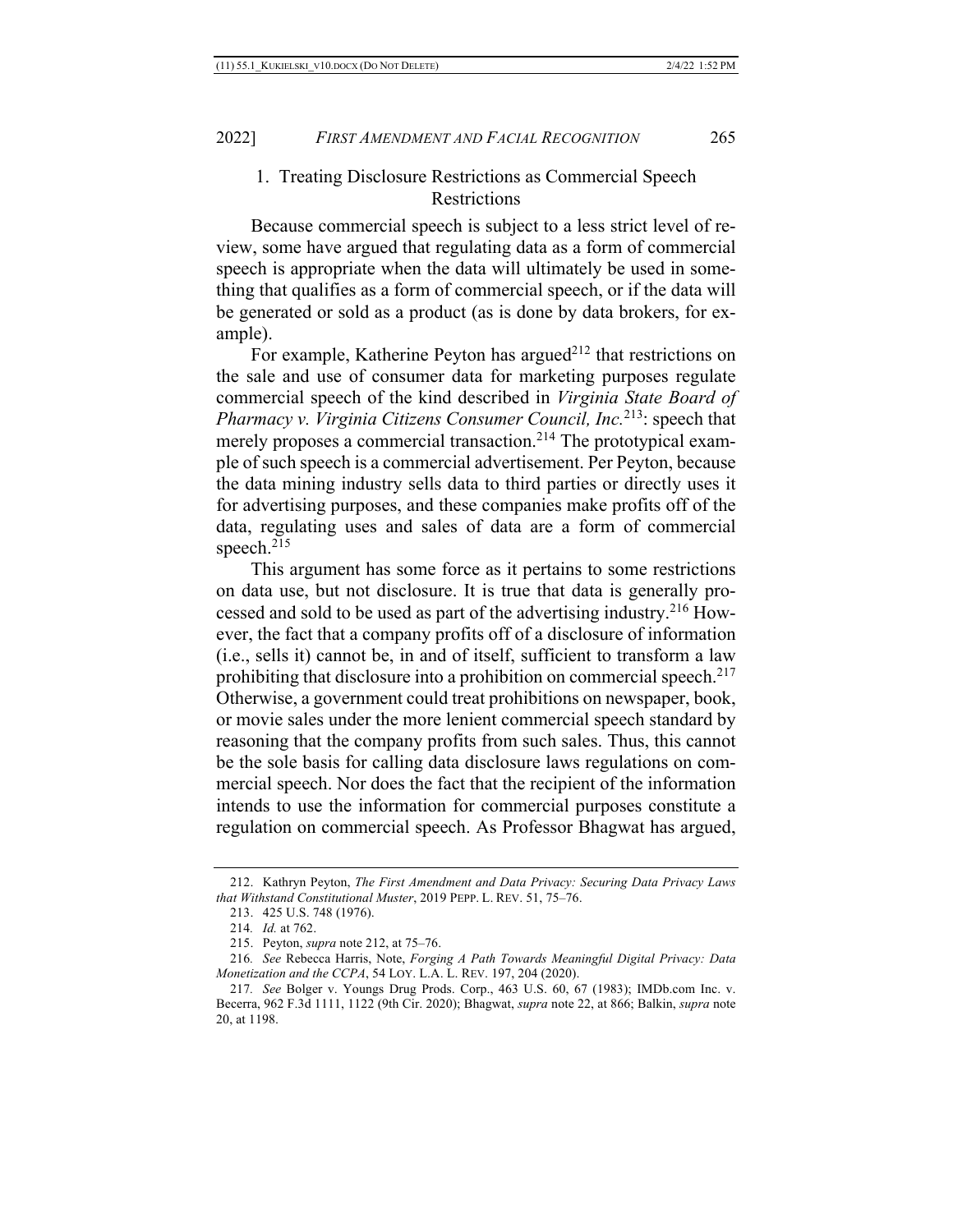### 1. Treating Disclosure Restrictions as Commercial Speech Restrictions

Because commercial speech is subject to a less strict level of review, some have argued that regulating data as a form of commercial speech is appropriate when the data will ultimately be used in something that qualifies as a form of commercial speech, or if the data will be generated or sold as a product (as is done by data brokers, for example).

For example, Katherine Peyton has argued[212] that restrictions on the sale and use of consumer data for marketing purposes regulate commercial speech of the kind described in *Virginia State Board of Pharmacy v. Virginia Citizens Consumer Council, Inc.*[213]: speech that merely proposes a commercial transaction.[214] The prototypical example of such speech is a commercial advertisement. Per Peyton, because the data mining industry sells data to third parties or directly uses it for advertising purposes, and these companies make profits off of the data, regulating uses and sales of data are a form of commercial speech.[215]

This argument has some force as it pertains to some restrictions on data use, but not disclosure. It is true that data is generally processed and sold to be used as part of the advertising industry.[216] However, the fact that a company profits off of a disclosure of information (i.e., sells it) cannot be, in and of itself, sufficient to transform a law prohibiting that disclosure into a prohibition on commercial speech.[217] Otherwise, a government could treat prohibitions on newspaper, book, or movie sales under the more lenient commercial speech standard by reasoning that the company profits from such sales. Thus, this cannot be the sole basis for calling data disclosure laws regulations on commercial speech. Nor does the fact that the recipient of the information intends to use the information for commercial purposes constitute a regulation on commercial speech. As Professor Bhagwat has argued,

---

212. Kathryn Peyton, *The First Amendment and Data Privacy: Securing Data Privacy Laws that Withstand Constitutional Muster*, 2019 PEPP. L. REV. 51, 75–76.

213. 425 U.S. 748 (1976).

214. *Id.* at 762.

215. Peyton, *supra* note 212, at 75–76.

216. *See* Rebecca Harris, Note, *Forging A Path Towards Meaningful Digital Privacy: Data Monetization and the CCPA*, 54 LOY. L.A. L. REV. 197, 204 (2020).

217. *See* Bolger v. Youngs Drug Prods. Corp., 463 U.S. 60, 67 (1983); IMDb.com Inc. v. Becerra, 962 F.3d 1111, 1122 (9th Cir. 2020); Bhagwat, *supra* note 22, at 866; Balkin, *supra* note 20, at 1198.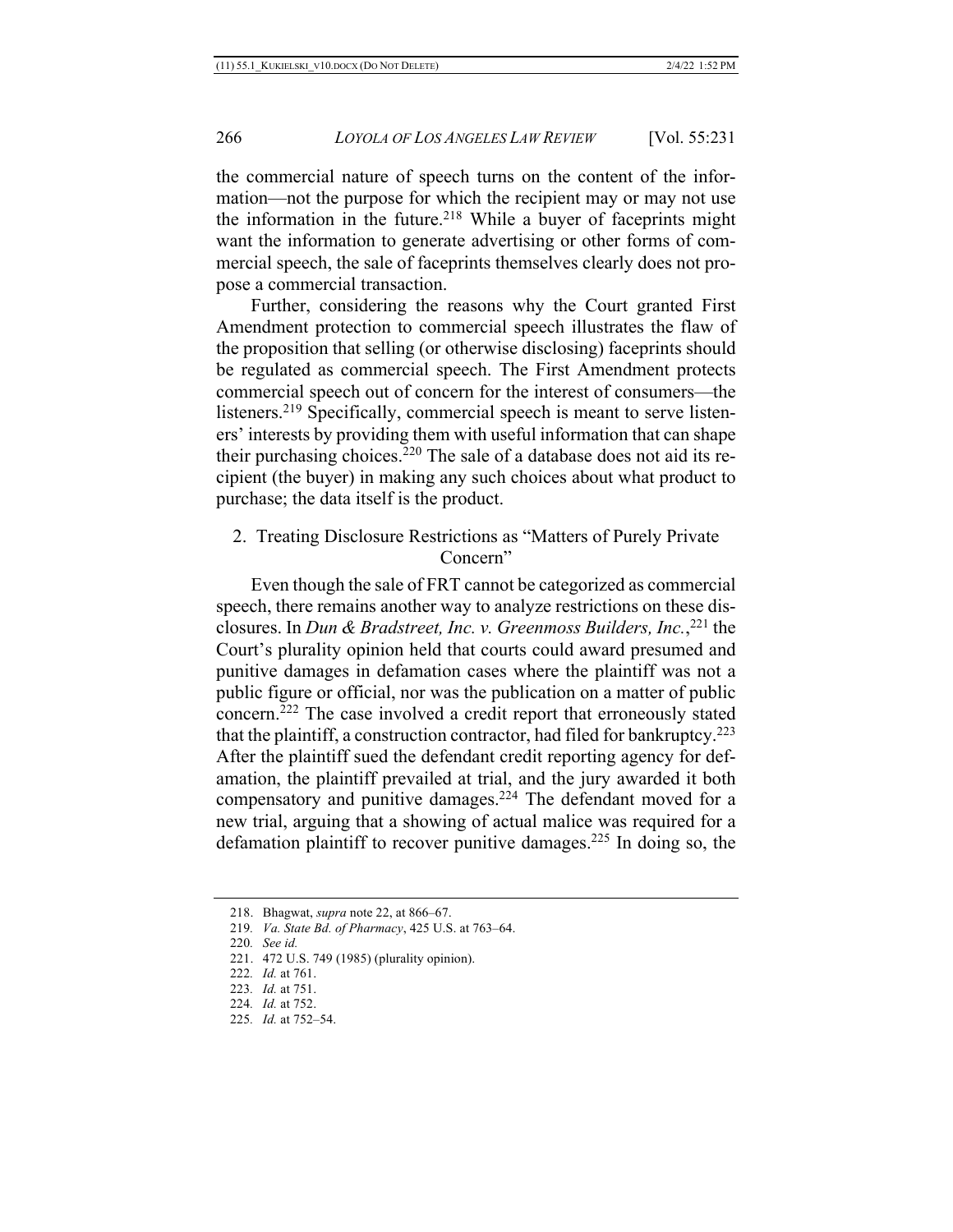the commercial nature of speech turns on the content of the information—not the purpose for which the recipient may or may not use the information in the future.[218] While a buyer of faceprints might want the information to generate advertising or other forms of commercial speech, the sale of faceprints themselves clearly does not propose a commercial transaction.

Further, considering the reasons why the Court granted First Amendment protection to commercial speech illustrates the flaw of the proposition that selling (or otherwise disclosing) faceprints should be regulated as commercial speech. The First Amendment protects commercial speech out of concern for the interest of consumers—the listeners.[219] Specifically, commercial speech is meant to serve listeners' interests by providing them with useful information that can shape their purchasing choices.[220] The sale of a database does not aid its recipient (the buyer) in making any such choices about what product to purchase; the data itself is the product.

### 2. Treating Disclosure Restrictions as "Matters of Purely Private Concern"

Even though the sale of FRT cannot be categorized as commercial speech, there remains another way to analyze restrictions on these disclosures. In *Dun & Bradstreet, Inc. v. Greenmoss Builders, Inc.*,[221] the Court's plurality opinion held that courts could award presumed and punitive damages in defamation cases where the plaintiff was not a public figure or official, nor was the publication on a matter of public concern.[222] The case involved a credit report that erroneously stated that the plaintiff, a construction contractor, had filed for bankruptcy.[223] After the plaintiff sued the defendant credit reporting agency for defamation, the plaintiff prevailed at trial, and the jury awarded it both compensatory and punitive damages.[224] The defendant moved for a new trial, arguing that a showing of actual malice was required for a defamation plaintiff to recover punitive damages.[225] In doing so, the

---

218. Bhagwat, *supra* note 22, at 866–67.

219. *Va. State Bd. of Pharmacy*, 425 U.S. at 763–64.

220. *See id.*

221. 472 U.S. 749 (1985) (plurality opinion).

222. *Id.* at 761.

223. *Id.* at 751.

224. *Id.* at 752.

225. *Id.* at 752–54.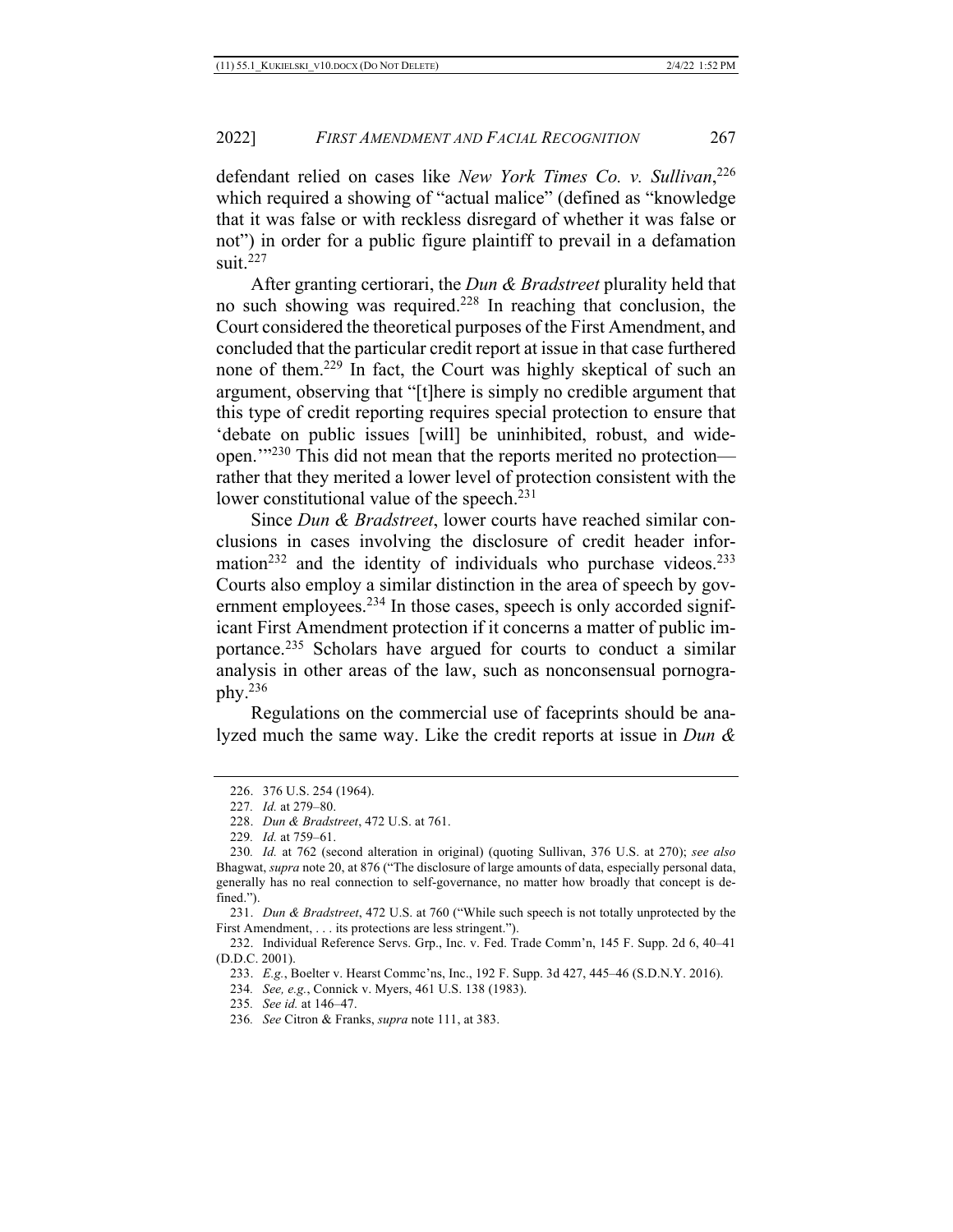defendant relied on cases like *New York Times Co. v. Sullivan*,[226] which required a showing of "actual malice" (defined as "knowledge that it was false or with reckless disregard of whether it was false or not") in order for a public figure plaintiff to prevail in a defamation suit.[227]

After granting certiorari, the *Dun & Bradstreet* plurality held that no such showing was required.[228] In reaching that conclusion, the Court considered the theoretical purposes of the First Amendment, and concluded that the particular credit report at issue in that case furthered none of them.[229] In fact, the Court was highly skeptical of such an argument, observing that "[t]here is simply no credible argument that this type of credit reporting requires special protection to ensure that 'debate on public issues [will] be uninhibited, robust, and wide-open.'"[230] This did not mean that the reports merited no protection—rather that they merited a lower level of protection consistent with the lower constitutional value of the speech.[231]

Since *Dun & Bradstreet*, lower courts have reached similar conclusions in cases involving the disclosure of credit header information[232] and the identity of individuals who purchase videos.[233] Courts also employ a similar distinction in the area of speech by government employees.[234] In those cases, speech is only accorded significant First Amendment protection if it concerns a matter of public importance.[235] Scholars have argued for courts to conduct a similar analysis in other areas of the law, such as nonconsensual pornography.[236]

Regulations on the commercial use of faceprints should be analyzed much the same way. Like the credit reports at issue in *Dun &*

---

226. 376 U.S. 254 (1964).

227. *Id.* at 279–80.

228. *Dun & Bradstreet*, 472 U.S. at 761.

229. *Id.* at 759–61.

230. *Id.* at 762 (second alteration in original) (quoting Sullivan, 376 U.S. at 270); *see also* Bhagwat, *supra* note 20, at 876 ("The disclosure of large amounts of data, especially personal data, generally has no real connection to self-governance, no matter how broadly that concept is defined.").

231. *Dun & Bradstreet*, 472 U.S. at 760 ("While such speech is not totally unprotected by the First Amendment, . . . its protections are less stringent.").

232. Individual Reference Servs. Grp., Inc. v. Fed. Trade Comm'n, 145 F. Supp. 2d 6, 40–41 (D.D.C. 2001).

233. *E.g.*, Boelter v. Hearst Commc'ns, Inc., 192 F. Supp. 3d 427, 445–46 (S.D.N.Y. 2016).

234. *See, e.g.*, Connick v. Myers, 461 U.S. 138 (1983).

235. *See id.* at 146–47.

236. *See* Citron & Franks, *supra* note 111, at 383.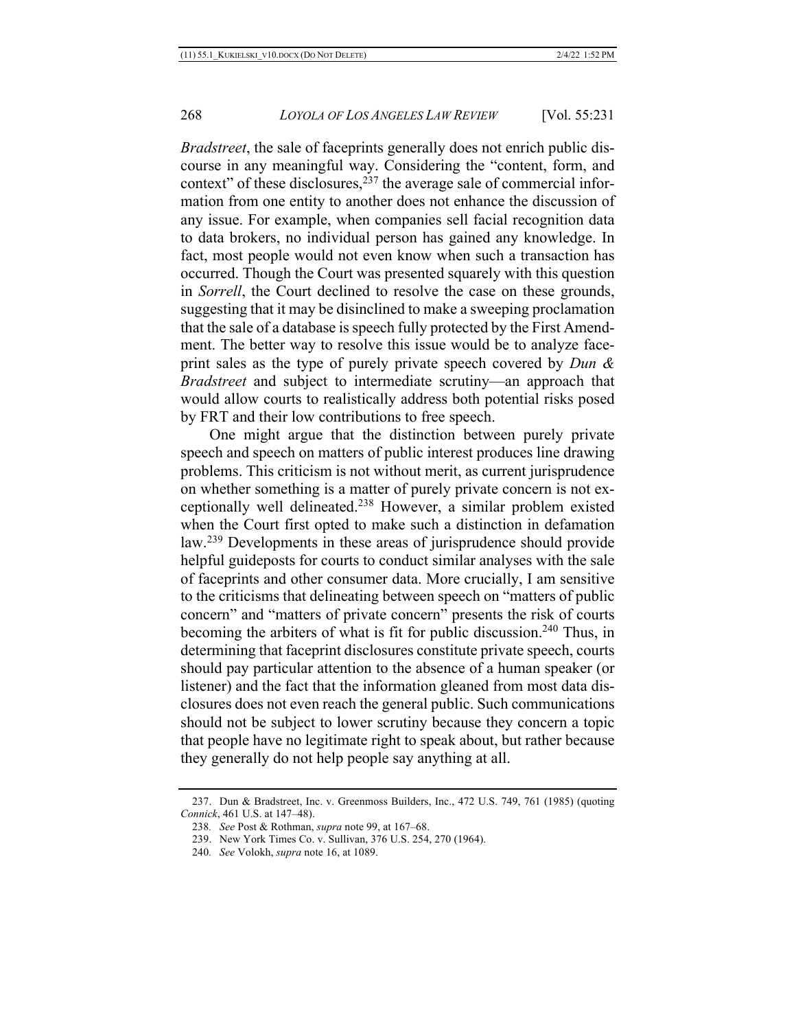*Bradstreet*, the sale of faceprints generally does not enrich public discourse in any meaningful way. Considering the "content, form, and context" of these disclosures,[237] the average sale of commercial information from one entity to another does not enhance the discussion of any issue. For example, when companies sell facial recognition data to data brokers, no individual person has gained any knowledge. In fact, most people would not even know when such a transaction has occurred. Though the Court was presented squarely with this question in *Sorrell*, the Court declined to resolve the case on these grounds, suggesting that it may be disinclined to make a sweeping proclamation that the sale of a database is speech fully protected by the First Amendment. The better way to resolve this issue would be to analyze faceprint sales as the type of purely private speech covered by *Dun & Bradstreet* and subject to intermediate scrutiny—an approach that would allow courts to realistically address both potential risks posed by FRT and their low contributions to free speech.

One might argue that the distinction between purely private speech and speech on matters of public interest produces line drawing problems. This criticism is not without merit, as current jurisprudence on whether something is a matter of purely private concern is not exceptionally well delineated.[238] However, a similar problem existed when the Court first opted to make such a distinction in defamation law.[239] Developments in these areas of jurisprudence should provide helpful guideposts for courts to conduct similar analyses with the sale of faceprints and other consumer data. More crucially, I am sensitive to the criticisms that delineating between speech on "matters of public concern" and "matters of private concern" presents the risk of courts becoming the arbiters of what is fit for public discussion.[240] Thus, in determining that faceprint disclosures constitute private speech, courts should pay particular attention to the absence of a human speaker (or listener) and the fact that the information gleaned from most data disclosures does not even reach the general public. Such communications should not be subject to lower scrutiny because they concern a topic that people have no legitimate right to speak about, but rather because they generally do not help people say anything at all.

---

237. Dun & Bradstreet, Inc. v. Greenmoss Builders, Inc., 472 U.S. 749, 761 (1985) (quoting *Connick*, 461 U.S. at 147–48).

238. *See* Post & Rothman, *supra* note 99, at 167–68.

239. New York Times Co. v. Sullivan, 376 U.S. 254, 270 (1964).

240. *See* Volokh, *supra* note 16, at 1089.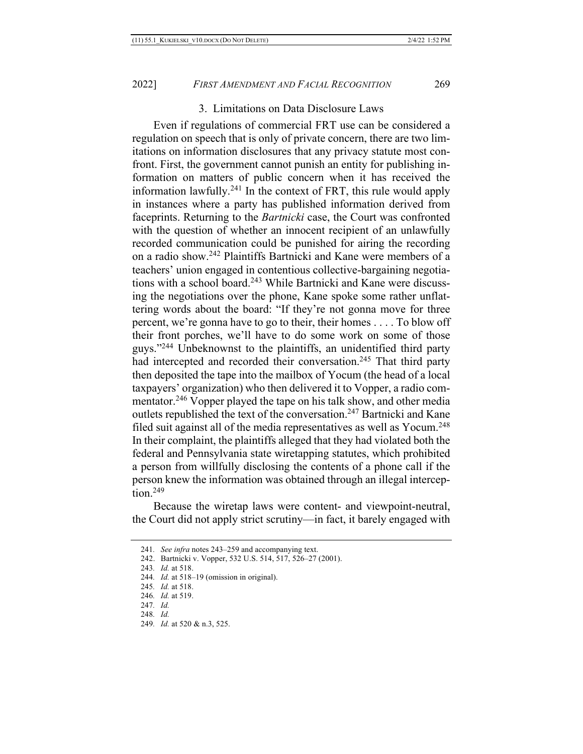### 3. Limitations on Data Disclosure Laws

Even if regulations of commercial FRT use can be considered a regulation on speech that is only of private concern, there are two limitations on information disclosures that any privacy statute most confront. First, the government cannot punish an entity for publishing information on matters of public concern when it has received the information lawfully.[241] In the context of FRT, this rule would apply in instances where a party has published information derived from faceprints. Returning to the *Bartnicki* case, the Court was confronted with the question of whether an innocent recipient of an unlawfully recorded communication could be punished for airing the recording on a radio show.[242] Plaintiffs Bartnicki and Kane were members of a teachers' union engaged in contentious collective-bargaining negotiations with a school board.[243] While Bartnicki and Kane were discussing the negotiations over the phone, Kane spoke some rather unflattering words about the board: "If they're not gonna move for three percent, we're gonna have to go to their, their homes . . . . To blow off their front porches, we'll have to do some work on some of those guys."[244] Unbeknownst to the plaintiffs, an unidentified third party had intercepted and recorded their conversation.[245] That third party then deposited the tape into the mailbox of Yocum (the head of a local taxpayers' organization) who then delivered it to Vopper, a radio commentator.[246] Vopper played the tape on his talk show, and other media outlets republished the text of the conversation.[247] Bartnicki and Kane filed suit against all of the media representatives as well as Yocum.[248] In their complaint, the plaintiffs alleged that they had violated both the federal and Pennsylvania state wiretapping statutes, which prohibited a person from willfully disclosing the contents of a phone call if the person knew the information was obtained through an illegal interception.[249]

Because the wiretap laws were content- and viewpoint-neutral, the Court did not apply strict scrutiny—in fact, it barely engaged with

---

241. *See infra* notes 243–259 and accompanying text.

242. Bartnicki v. Vopper, 532 U.S. 514, 517, 526–27 (2001).

243. *Id.* at 518.

244. *Id.* at 518–19 (omission in original).

245. *Id.* at 518.

246. *Id.* at 519.

247. *Id.*

248. *Id.*

249. *Id.* at 520 & n.3, 525.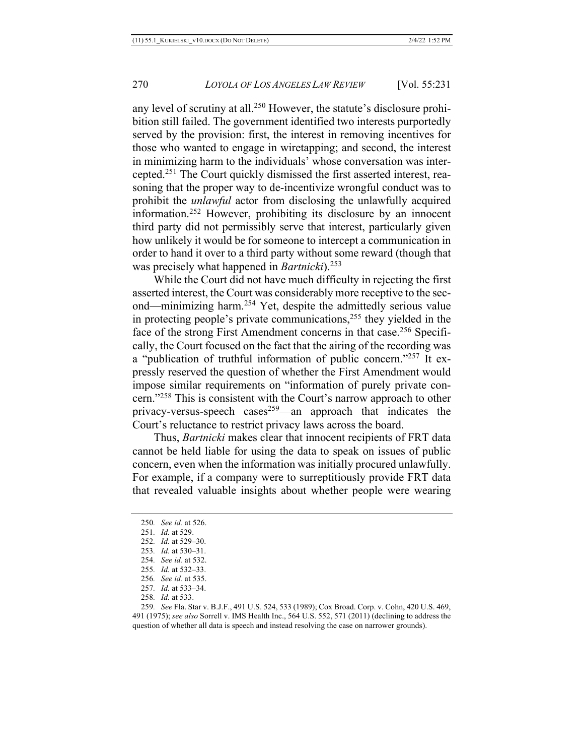any level of scrutiny at all.[250] However, the statute's disclosure prohibition still failed. The government identified two interests purportedly served by the provision: first, the interest in removing incentives for those who wanted to engage in wiretapping; and second, the interest in minimizing harm to the individuals' whose conversation was intercepted.[251] The Court quickly dismissed the first asserted interest, reasoning that the proper way to de-incentivize wrongful conduct was to prohibit the *unlawful* actor from disclosing the unlawfully acquired information.[252] However, prohibiting its disclosure by an innocent third party did not permissibly serve that interest, particularly given how unlikely it would be for someone to intercept a communication in order to hand it over to a third party without some reward (though that was precisely what happened in *Bartnicki*).[253]

While the Court did not have much difficulty in rejecting the first asserted interest, the Court was considerably more receptive to the second—minimizing harm.[254] Yet, despite the admittedly serious value in protecting people's private communications,[255] they yielded in the face of the strong First Amendment concerns in that case.[256] Specifically, the Court focused on the fact that the airing of the recording was a "publication of truthful information of public concern."[257] It expressly reserved the question of whether the First Amendment would impose similar requirements on "information of purely private concern."[258] This is consistent with the Court's narrow approach to other privacy-versus-speech cases[259]—an approach that indicates the Court's reluctance to restrict privacy laws across the board.

Thus, *Bartnicki* makes clear that innocent recipients of FRT data cannot be held liable for using the data to speak on issues of public concern, even when the information was initially procured unlawfully. For example, if a company were to surreptitiously provide FRT data that revealed valuable insights about whether people were wearing

250. *See id.* at 526.
251. *Id.* at 529.
252. *Id.* at 529–30.
253. *Id.* at 530–31.
254. *See id.* at 532.
255. *Id.* at 532–33.
256. *See id.* at 535.
257. *Id.* at 533–34.
258. *Id.* at 533.
259. *See* Fla. Star v. B.J.F., 491 U.S. 524, 533 (1989); Cox Broad. Corp. v. Cohn, 420 U.S. 469, 491 (1975); *see also* Sorrell v. IMS Health Inc., 564 U.S. 552, 571 (2011) (declining to address the question of whether all data is speech and instead resolving the case on narrower grounds).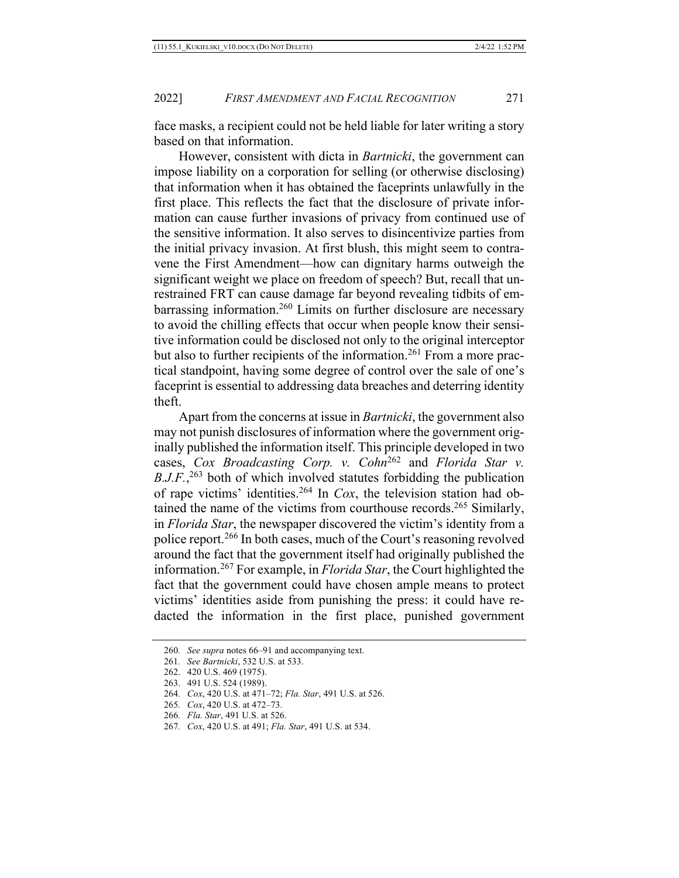face masks, a recipient could not be held liable for later writing a story based on that information.

However, consistent with dicta in *Bartnicki*, the government can impose liability on a corporation for selling (or otherwise disclosing) that information when it has obtained the faceprints unlawfully in the first place. This reflects the fact that the disclosure of private information can cause further invasions of privacy from continued use of the sensitive information. It also serves to disincentivize parties from the initial privacy invasion. At first blush, this might seem to contravene the First Amendment—how can dignitary harms outweigh the significant weight we place on freedom of speech? But, recall that unrestrained FRT can cause damage far beyond revealing tidbits of embarrassing information.[260] Limits on further disclosure are necessary to avoid the chilling effects that occur when people know their sensitive information could be disclosed not only to the original interceptor but also to further recipients of the information.[261] From a more practical standpoint, having some degree of control over the sale of one's faceprint is essential to addressing data breaches and deterring identity theft.

Apart from the concerns at issue in *Bartnicki*, the government also may not punish disclosures of information where the government originally published the information itself. This principle developed in two cases, *Cox Broadcasting Corp. v. Cohn*[262] and *Florida Star v. B.J.F.*,[263] both of which involved statutes forbidding the publication of rape victims' identities.[264] In *Cox*, the television station had obtained the name of the victims from courthouse records.[265] Similarly, in *Florida Star*, the newspaper discovered the victim's identity from a police report.[266] In both cases, much of the Court's reasoning revolved around the fact that the government itself had originally published the information.[267] For example, in *Florida Star*, the Court highlighted the fact that the government could have chosen ample means to protect victims' identities aside from punishing the press: it could have redacted the information in the first place, punished government

260. *See supra* notes 66–91 and accompanying text.

261. *See Bartnicki*, 532 U.S. at 533.

262. 420 U.S. 469 (1975).

263. 491 U.S. 524 (1989).

264. *Cox*, 420 U.S. at 471–72; *Fla. Star*, 491 U.S. at 526.

265. *Cox*, 420 U.S. at 472–73.

266. *Fla. Star*, 491 U.S. at 526.

267. *Cox*, 420 U.S. at 491; *Fla. Star*, 491 U.S. at 534.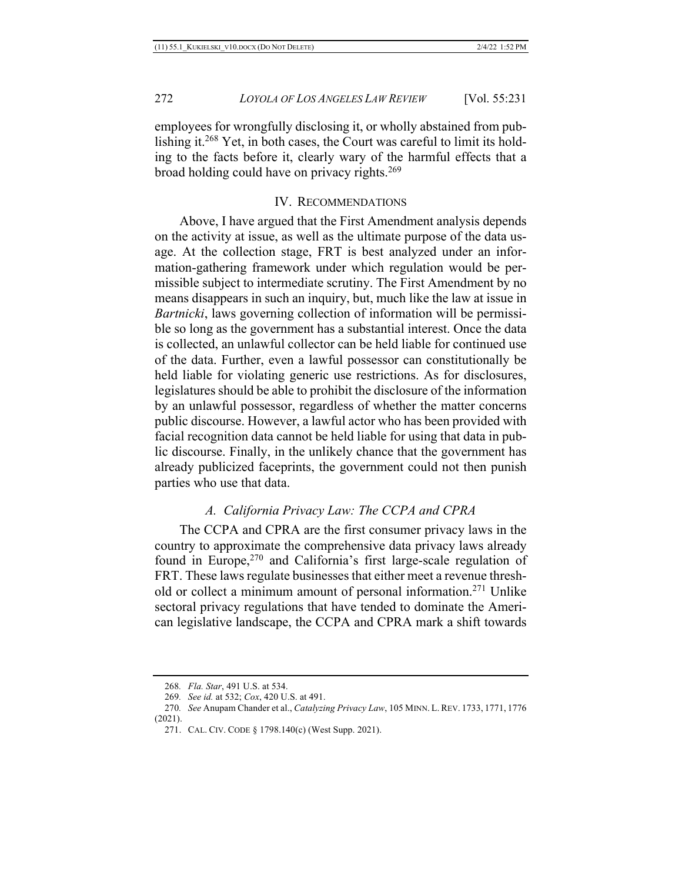employees for wrongfully disclosing it, or wholly abstained from publishing it.[268] Yet, in both cases, the Court was careful to limit its holding to the facts before it, clearly wary of the harmful effects that a broad holding could have on privacy rights.[269]

## IV. RECOMMENDATIONS

Above, I have argued that the First Amendment analysis depends on the activity at issue, as well as the ultimate purpose of the data usage. At the collection stage, FRT is best analyzed under an information-gathering framework under which regulation would be permissible subject to intermediate scrutiny. The First Amendment by no means disappears in such an inquiry, but, much like the law at issue in *Bartnicki*, laws governing collection of information will be permissible so long as the government has a substantial interest. Once the data is collected, an unlawful collector can be held liable for continued use of the data. Further, even a lawful possessor can constitutionally be held liable for violating generic use restrictions. As for disclosures, legislatures should be able to prohibit the disclosure of the information by an unlawful possessor, regardless of whether the matter concerns public discourse. However, a lawful actor who has been provided with facial recognition data cannot be held liable for using that data in public discourse. Finally, in the unlikely chance that the government has already publicized faceprints, the government could not then punish parties who use that data.

### *A. California Privacy Law: The CCPA and CPRA*

The CCPA and CPRA are the first consumer privacy laws in the country to approximate the comprehensive data privacy laws already found in Europe,[270] and California's first large-scale regulation of FRT. These laws regulate businesses that either meet a revenue threshold or collect a minimum amount of personal information.[271] Unlike sectoral privacy regulations that have tended to dominate the American legislative landscape, the CCPA and CPRA mark a shift towards

---

268. *Fla. Star*, 491 U.S. at 534.

269. *See id.* at 532; *Cox*, 420 U.S. at 491.

270. *See* Anupam Chander et al., *Catalyzing Privacy Law*, 105 MINN. L. REV. 1733, 1771, 1776 (2021).

271. CAL. CIV. CODE § 1798.140(c) (West Supp. 2021).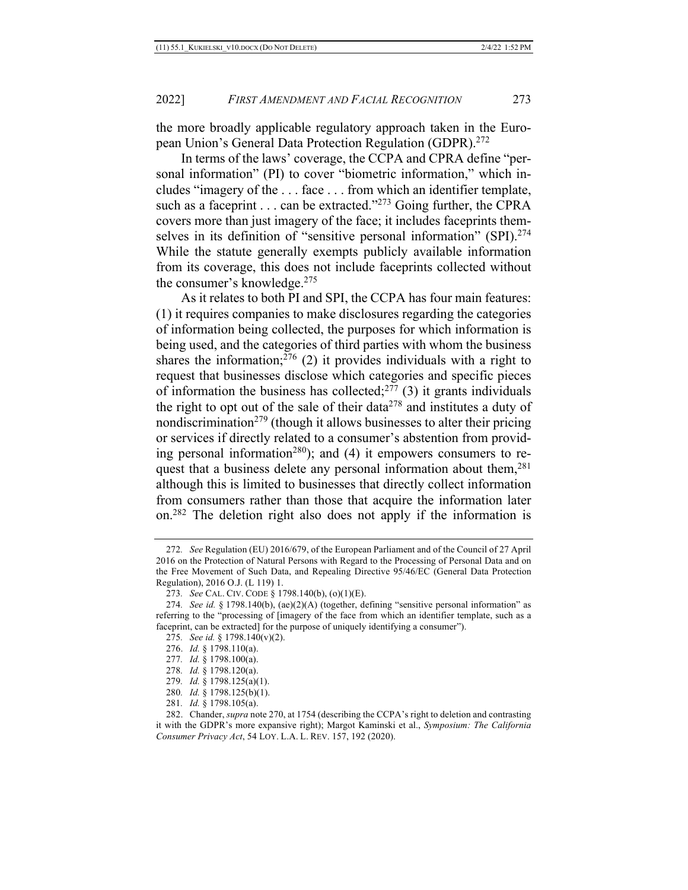the more broadly applicable regulatory approach taken in the European Union's General Data Protection Regulation (GDPR).[272]

In terms of the laws' coverage, the CCPA and CPRA define "personal information" (PI) to cover "biometric information," which includes "imagery of the . . . face . . . from which an identifier template, such as a faceprint . . . can be extracted."[273] Going further, the CPRA covers more than just imagery of the face; it includes faceprints themselves in its definition of "sensitive personal information" (SPI).[274] While the statute generally exempts publicly available information from its coverage, this does not include faceprints collected without the consumer's knowledge.[275]

As it relates to both PI and SPI, the CCPA has four main features: (1) it requires companies to make disclosures regarding the categories of information being collected, the purposes for which information is being used, and the categories of third parties with whom the business shares the information;[276] (2) it provides individuals with a right to request that businesses disclose which categories and specific pieces of information the business has collected;[277] (3) it grants individuals the right to opt out of the sale of their data[278] and institutes a duty of nondiscrimination[279] (though it allows businesses to alter their pricing or services if directly related to a consumer's abstention from providing personal information[280]); and (4) it empowers consumers to request that a business delete any personal information about them,[281] although this is limited to businesses that directly collect information from consumers rather than those that acquire the information later on.[282] The deletion right also does not apply if the information is

---

272. *See* Regulation (EU) 2016/679, of the European Parliament and of the Council of 27 April 2016 on the Protection of Natural Persons with Regard to the Processing of Personal Data and on the Free Movement of Such Data, and Repealing Directive 95/46/EC (General Data Protection Regulation), 2016 O.J. (L 119) 1.

273. *See* CAL. CIV. CODE § 1798.140(b), (o)(1)(E).

274. *See id.* § 1798.140(b), (ae)(2)(A) (together, defining "sensitive personal information" as referring to the "processing of [imagery of the face from which an identifier template, such as a faceprint, can be extracted] for the purpose of uniquely identifying a consumer").

275. *See id.* § 1798.140(v)(2).

276. *Id.* § 1798.110(a).

277. *Id.* § 1798.100(a).

278. *Id.* § 1798.120(a).

279. *Id.* § 1798.125(a)(1).

280. *Id.* § 1798.125(b)(1).

281. *Id.* § 1798.105(a).

282. Chander, *supra* note 270, at 1754 (describing the CCPA's right to deletion and contrasting it with the GDPR's more expansive right); Margot Kaminski et al., *Symposium: The California Consumer Privacy Act*, 54 LOY. L.A. L. REV. 157, 192 (2020).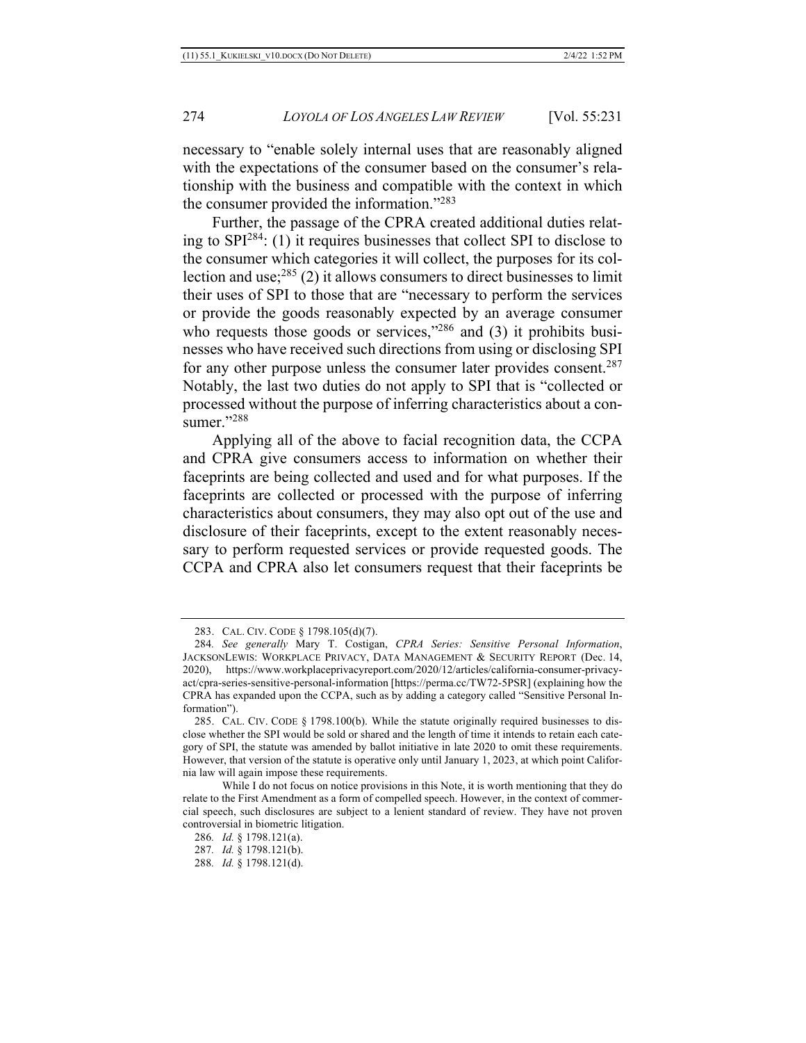necessary to "enable solely internal uses that are reasonably aligned with the expectations of the consumer based on the consumer's relationship with the business and compatible with the context in which the consumer provided the information."[283]

Further, the passage of the CPRA created additional duties relating to SPI[284]: (1) it requires businesses that collect SPI to disclose to the consumer which categories it will collect, the purposes for its collection and use;[285] (2) it allows consumers to direct businesses to limit their uses of SPI to those that are "necessary to perform the services or provide the goods reasonably expected by an average consumer who requests those goods or services,"[286] and (3) it prohibits businesses who have received such directions from using or disclosing SPI for any other purpose unless the consumer later provides consent.[287] Notably, the last two duties do not apply to SPI that is "collected or processed without the purpose of inferring characteristics about a consumer."[288]

Applying all of the above to facial recognition data, the CCPA and CPRA give consumers access to information on whether their faceprints are being collected and used and for what purposes. If the faceprints are collected or processed with the purpose of inferring characteristics about consumers, they may also opt out of the use and disclosure of their faceprints, except to the extent reasonably necessary to perform requested services or provide requested goods. The CCPA and CPRA also let consumers request that their faceprints be

---

283. CAL. CIV. CODE § 1798.105(d)(7).

284. *See generally* Mary T. Costigan, *CPRA Series: Sensitive Personal Information*, JACKSONLEWIS: WORKPLACE PRIVACY, DATA MANAGEMENT & SECURITY REPORT (Dec. 14, 2020), https://www.workplaceprivacyreport.com/2020/12/articles/california-consumer-privacy-act/cpra-series-sensitive-personal-information [https://perma.cc/TW72-5PSR] (explaining how the CPRA has expanded upon the CCPA, such as by adding a category called "Sensitive Personal Information").

285. CAL. CIV. CODE § 1798.100(b). While the statute originally required businesses to disclose whether the SPI would be sold or shared and the length of time it intends to retain each category of SPI, the statute was amended by ballot initiative in late 2020 to omit these requirements. However, that version of the statute is operative only until January 1, 2023, at which point California law will again impose these requirements.

While I do not focus on notice provisions in this Note, it is worth mentioning that they do relate to the First Amendment as a form of compelled speech. However, in the context of commercial speech, such disclosures are subject to a lenient standard of review. They have not proven controversial in biometric litigation.

286. *Id.* § 1798.121(a).

287. *Id.* § 1798.121(b).

288. *Id.* § 1798.121(d).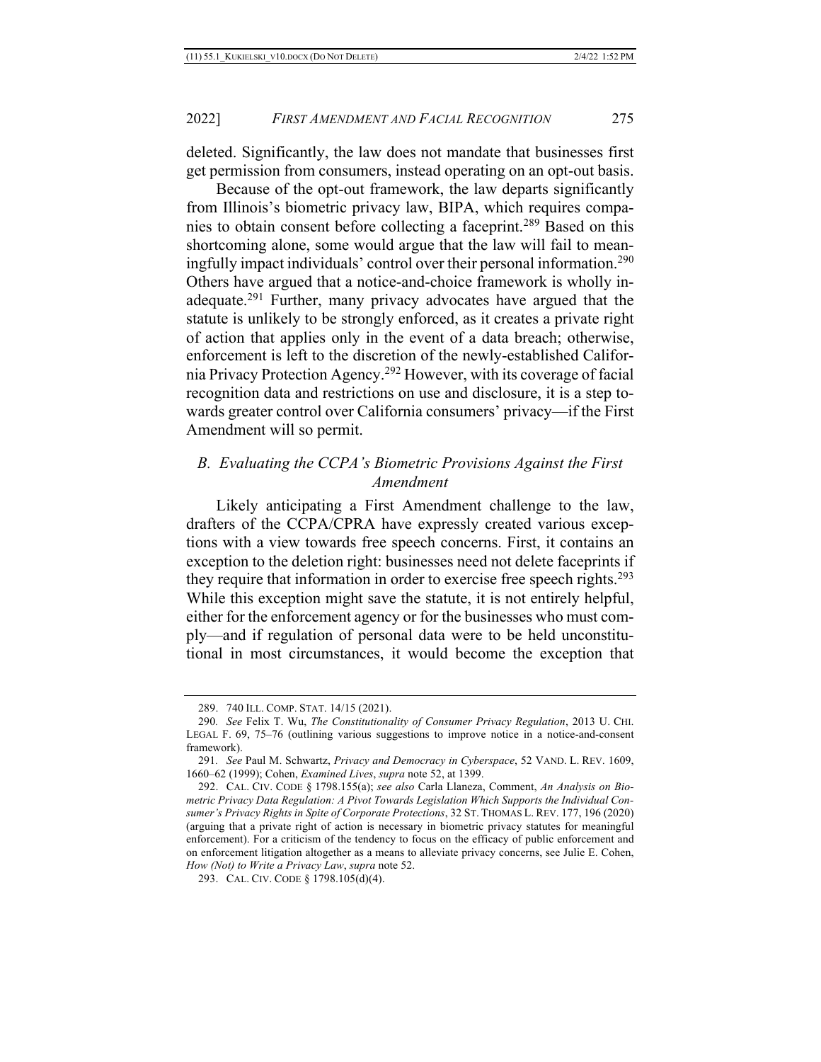deleted. Significantly, the law does not mandate that businesses first get permission from consumers, instead operating on an opt-out basis.

Because of the opt-out framework, the law departs significantly from Illinois's biometric privacy law, BIPA, which requires companies to obtain consent before collecting a faceprint.[289] Based on this shortcoming alone, some would argue that the law will fail to meaningfully impact individuals' control over their personal information.[290] Others have argued that a notice-and-choice framework is wholly inadequate.[291] Further, many privacy advocates have argued that the statute is unlikely to be strongly enforced, as it creates a private right of action that applies only in the event of a data breach; otherwise, enforcement is left to the discretion of the newly-established California Privacy Protection Agency.[292] However, with its coverage of facial recognition data and restrictions on use and disclosure, it is a step towards greater control over California consumers' privacy—if the First Amendment will so permit.

### *B. Evaluating the CCPA's Biometric Provisions Against the First Amendment*

Likely anticipating a First Amendment challenge to the law, drafters of the CCPA/CPRA have expressly created various exceptions with a view towards free speech concerns. First, it contains an exception to the deletion right: businesses need not delete faceprints if they require that information in order to exercise free speech rights.[293] While this exception might save the statute, it is not entirely helpful, either for the enforcement agency or for the businesses who must comply—and if regulation of personal data were to be held unconstitutional in most circumstances, it would become the exception that

---

289. 740 ILL. COMP. STAT. 14/15 (2021).

290. *See* Felix T. Wu, *The Constitutionality of Consumer Privacy Regulation*, 2013 U. CHI. LEGAL F. 69, 75–76 (outlining various suggestions to improve notice in a notice-and-consent framework).

291. *See* Paul M. Schwartz, *Privacy and Democracy in Cyberspace*, 52 VAND. L. REV. 1609, 1660–62 (1999); Cohen, *Examined Lives*, *supra* note 52, at 1399.

292. CAL. CIV. CODE § 1798.155(a); *see also* Carla Llaneza, Comment, *An Analysis on Biometric Privacy Data Regulation: A Pivot Towards Legislation Which Supports the Individual Consumer's Privacy Rights in Spite of Corporate Protections*, 32 ST. THOMAS L. REV. 177, 196 (2020) (arguing that a private right of action is necessary in biometric privacy statutes for meaningful enforcement). For a criticism of the tendency to focus on the efficacy of public enforcement and on enforcement litigation altogether as a means to alleviate privacy concerns, see Julie E. Cohen, *How (Not) to Write a Privacy Law*, *supra* note 52.

293. CAL. CIV. CODE § 1798.105(d)(4).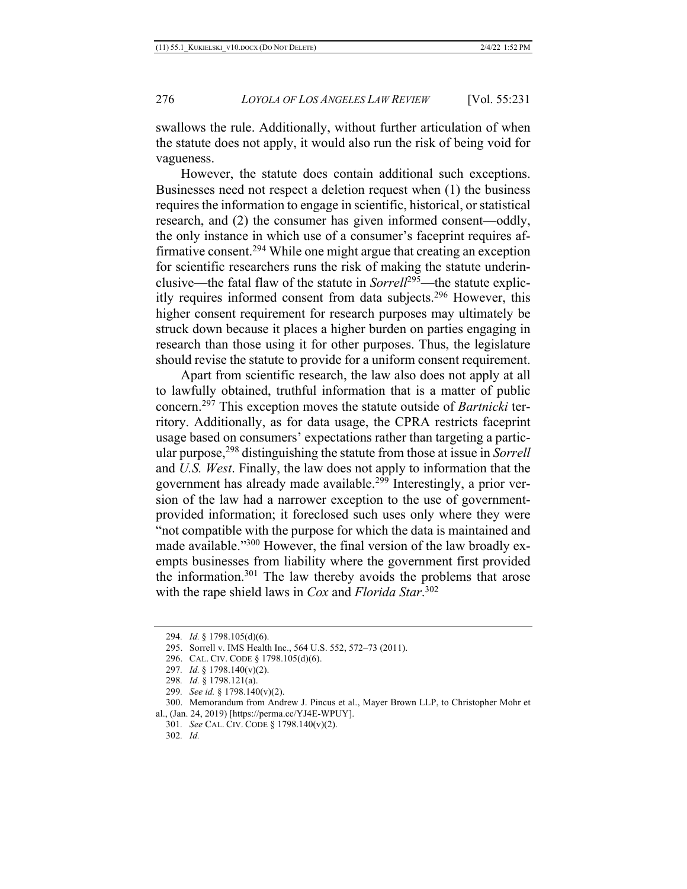swallows the rule. Additionally, without further articulation of when the statute does not apply, it would also run the risk of being void for vagueness.

However, the statute does contain additional such exceptions. Businesses need not respect a deletion request when (1) the business requires the information to engage in scientific, historical, or statistical research, and (2) the consumer has given informed consent—oddly, the only instance in which use of a consumer's faceprint requires affirmative consent.[294] While one might argue that creating an exception for scientific researchers runs the risk of making the statute underinclusive—the fatal flaw of the statute in *Sorrell*[295]—the statute explicitly requires informed consent from data subjects.[296] However, this higher consent requirement for research purposes may ultimately be struck down because it places a higher burden on parties engaging in research than those using it for other purposes. Thus, the legislature should revise the statute to provide for a uniform consent requirement.

Apart from scientific research, the law also does not apply at all to lawfully obtained, truthful information that is a matter of public concern.[297] This exception moves the statute outside of *Bartnicki* territory. Additionally, as for data usage, the CPRA restricts faceprint usage based on consumers' expectations rather than targeting a particular purpose,[298] distinguishing the statute from those at issue in *Sorrell* and *U.S. West*. Finally, the law does not apply to information that the government has already made available.[299] Interestingly, a prior version of the law had a narrower exception to the use of government-provided information; it foreclosed such uses only where they were "not compatible with the purpose for which the data is maintained and made available."[300] However, the final version of the law broadly exempts businesses from liability where the government first provided the information.[301] The law thereby avoids the problems that arose with the rape shield laws in *Cox* and *Florida Star*.[302]

---

294. *Id.* § 1798.105(d)(6).

295. Sorrell v. IMS Health Inc., 564 U.S. 552, 572–73 (2011).

296. CAL. CIV. CODE § 1798.105(d)(6).

297. *Id.* § 1798.140(v)(2).

298. *Id.* § 1798.121(a).

299. *See id.* § 1798.140(v)(2).

300. Memorandum from Andrew J. Pincus et al., Mayer Brown LLP, to Christopher Mohr et al., (Jan. 24, 2019) [https://perma.cc/YJ4E-WPUY].

301. *See* CAL. CIV. CODE § 1798.140(v)(2).

302. *Id.*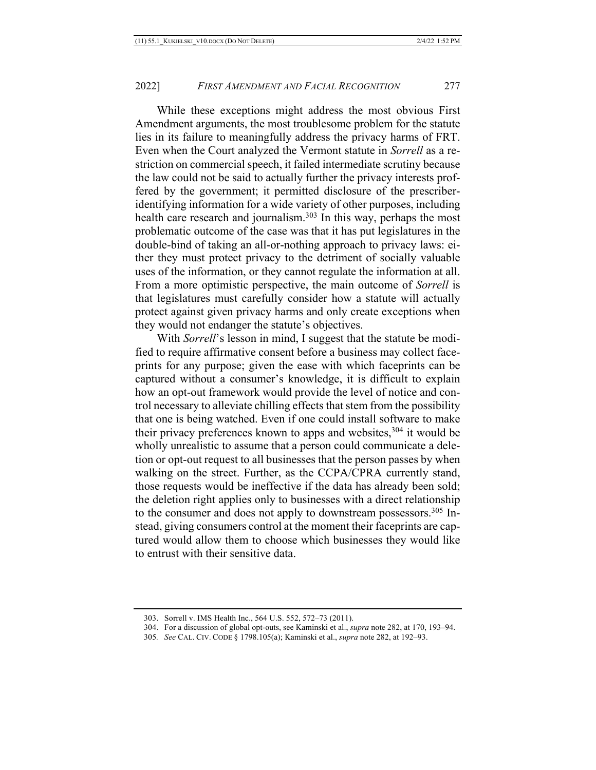While these exceptions might address the most obvious First Amendment arguments, the most troublesome problem for the statute lies in its failure to meaningfully address the privacy harms of FRT. Even when the Court analyzed the Vermont statute in *Sorrell* as a restriction on commercial speech, it failed intermediate scrutiny because the law could not be said to actually further the privacy interests proffered by the government; it permitted disclosure of the prescriber-identifying information for a wide variety of other purposes, including health care research and journalism.[303] In this way, perhaps the most problematic outcome of the case was that it has put legislatures in the double-bind of taking an all-or-nothing approach to privacy laws: either they must protect privacy to the detriment of socially valuable uses of the information, or they cannot regulate the information at all. From a more optimistic perspective, the main outcome of *Sorrell* is that legislatures must carefully consider how a statute will actually protect against given privacy harms and only create exceptions when they would not endanger the statute's objectives.

With *Sorrell*'s lesson in mind, I suggest that the statute be modified to require affirmative consent before a business may collect faceprints for any purpose; given the ease with which faceprints can be captured without a consumer's knowledge, it is difficult to explain how an opt-out framework would provide the level of notice and control necessary to alleviate chilling effects that stem from the possibility that one is being watched. Even if one could install software to make their privacy preferences known to apps and websites,[304] it would be wholly unrealistic to assume that a person could communicate a deletion or opt-out request to all businesses that the person passes by when walking on the street. Further, as the CCPA/CPRA currently stand, those requests would be ineffective if the data has already been sold; the deletion right applies only to businesses with a direct relationship to the consumer and does not apply to downstream possessors.[305] Instead, giving consumers control at the moment their faceprints are captured would allow them to choose which businesses they would like to entrust with their sensitive data.

---

303. Sorrell v. IMS Health Inc., 564 U.S. 552, 572–73 (2011).

304. For a discussion of global opt-outs, see Kaminski et al., *supra* note 282, at 170, 193–94.

305. *See* CAL. CIV. CODE § 1798.105(a); Kaminski et al., *supra* note 282, at 192–93.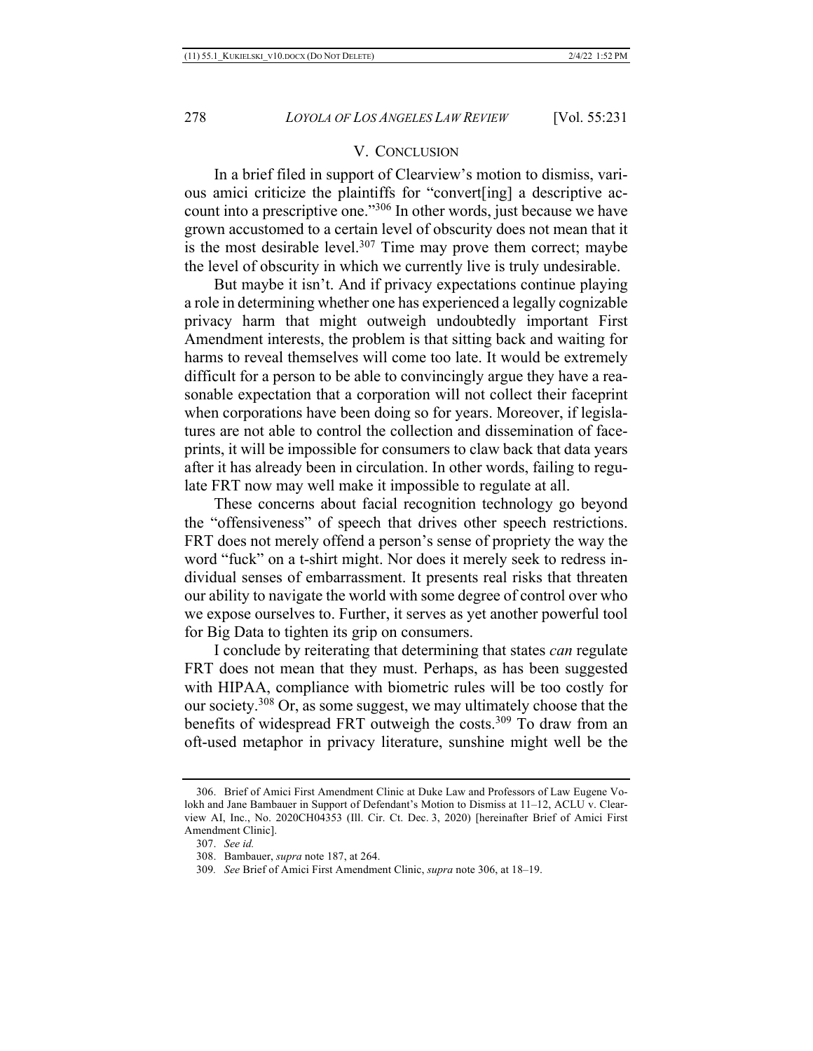## V. CONCLUSION

In a brief filed in support of Clearview's motion to dismiss, various amici criticize the plaintiffs for "convert[ing] a descriptive account into a prescriptive one."[306] In other words, just because we have grown accustomed to a certain level of obscurity does not mean that it is the most desirable level.[307] Time may prove them correct; maybe the level of obscurity in which we currently live is truly undesirable.

But maybe it isn't. And if privacy expectations continue playing a role in determining whether one has experienced a legally cognizable privacy harm that might outweigh undoubtedly important First Amendment interests, the problem is that sitting back and waiting for harms to reveal themselves will come too late. It would be extremely difficult for a person to be able to convincingly argue they have a reasonable expectation that a corporation will not collect their faceprint when corporations have been doing so for years. Moreover, if legislatures are not able to control the collection and dissemination of faceprints, it will be impossible for consumers to claw back that data years after it has already been in circulation. In other words, failing to regulate FRT now may well make it impossible to regulate at all.

These concerns about facial recognition technology go beyond the "offensiveness" of speech that drives other speech restrictions. FRT does not merely offend a person's sense of propriety the way the word "fuck" on a t-shirt might. Nor does it merely seek to redress individual senses of embarrassment. It presents real risks that threaten our ability to navigate the world with some degree of control over who we expose ourselves to. Further, it serves as yet another powerful tool for Big Data to tighten its grip on consumers.

I conclude by reiterating that determining that states *can* regulate FRT does not mean that they must. Perhaps, as has been suggested with HIPAA, compliance with biometric rules will be too costly for our society.[308] Or, as some suggest, we may ultimately choose that the benefits of widespread FRT outweigh the costs.[309] To draw from an oft-used metaphor in privacy literature, sunshine might well be the

---

306. Brief of Amici First Amendment Clinic at Duke Law and Professors of Law Eugene Volokh and Jane Bambauer in Support of Defendant's Motion to Dismiss at 11–12, ACLU v. Clearview AI, Inc., No. 2020CH04353 (Ill. Cir. Ct. Dec. 3, 2020) [hereinafter Brief of Amici First Amendment Clinic].

307. *See id.*

308. Bambauer, *supra* note 187, at 264.

309. *See* Brief of Amici First Amendment Clinic, *supra* note 306, at 18–19.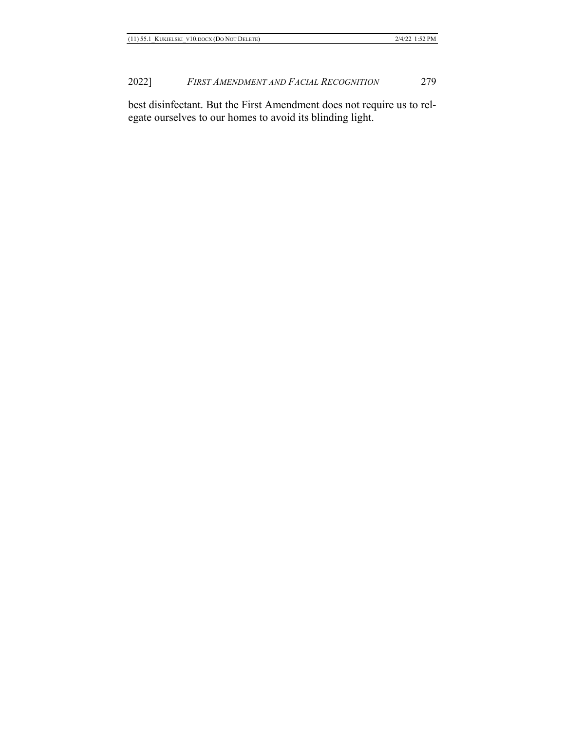best disinfectant. But the First Amendment does not require us to relegate ourselves to our homes to avoid its blinding light.